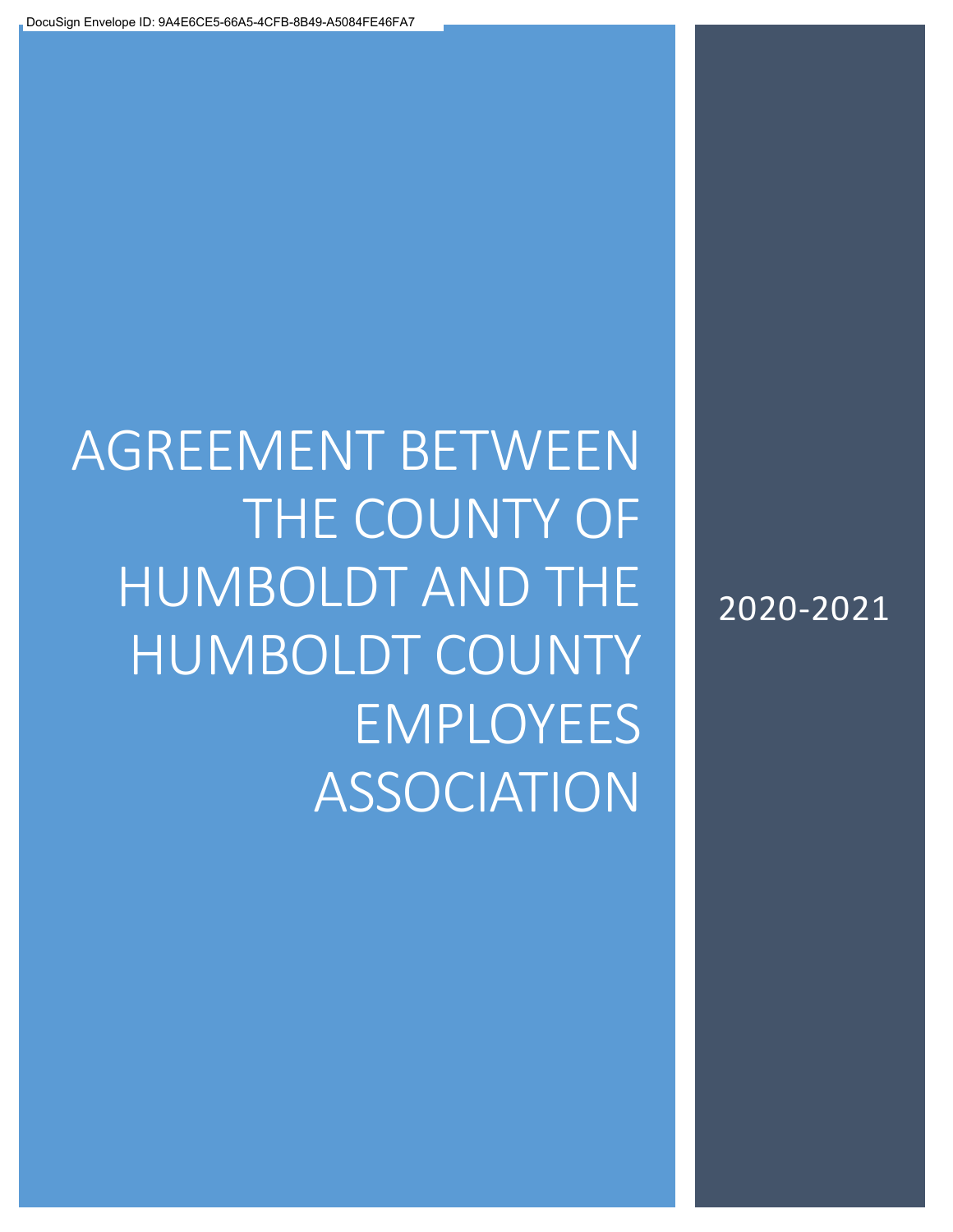# AGREEMENT BETWEEN THE COUNTY OF HUMBOLDT AND THE HUMBOLDT COUNTY EMPLOYEES ASSOCIATION

2020-2021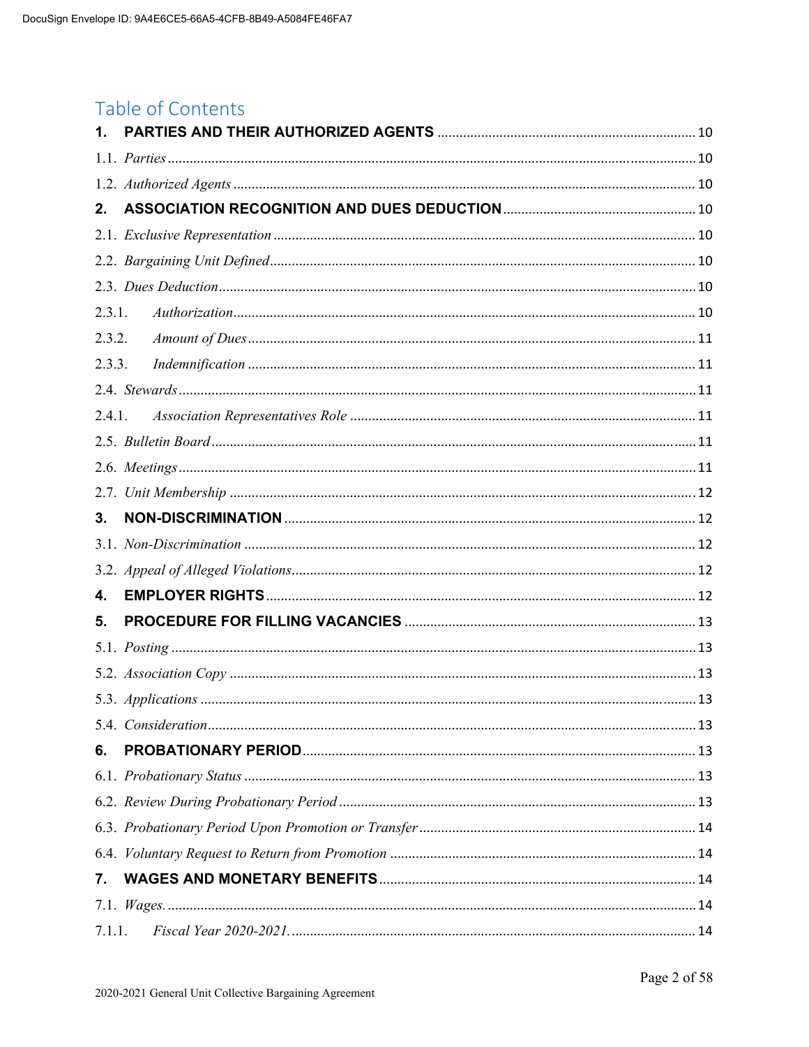# Table of Contents

| | |
|---|---|
| **1. PARTIES AND THEIR AUTHORIZED AGENTS** | 10 |
| 1.1. *Parties* | 10 |
| 1.2. *Authorized Agents* | 10 |
| **2. ASSOCIATION RECOGNITION AND DUES DEDUCTION** | 10 |
| 2.1. *Exclusive Representation* | 10 |
| 2.2. *Bargaining Unit Defined* | 10 |
| 2.3. *Dues Deduction* | 10 |
| 2.3.1. *Authorization* | 10 |
| 2.3.2. *Amount of Dues* | 11 |
| 2.3.3. *Indemnification* | 11 |
| 2.4. *Stewards* | 11 |
| 2.4.1. *Association Representatives Role* | 11 |
| 2.5. *Bulletin Board* | 11 |
| 2.6. *Meetings* | 11 |
| 2.7. *Unit Membership* | 12 |
| **3. NON-DISCRIMINATION** | 12 |
| 3.1. *Non-Discrimination* | 12 |
| 3.2. *Appeal of Alleged Violations* | 12 |
| **4. EMPLOYER RIGHTS** | 12 |
| **5. PROCEDURE FOR FILLING VACANCIES** | 13 |
| 5.1. *Posting* | 13 |
| 5.2. *Association Copy* | 13 |
| 5.3. *Applications* | 13 |
| 5.4. *Consideration* | 13 |
| **6. PROBATIONARY PERIOD** | 13 |
| 6.1. *Probationary Status* | 13 |
| 6.2. *Review During Probationary Period* | 13 |
| 6.3. *Probationary Period Upon Promotion or Transfer* | 14 |
| 6.4. *Voluntary Request to Return from Promotion* | 14 |
| **7. WAGES AND MONETARY BENEFITS** | 14 |
| 7.1. *Wages.* | 14 |
| 7.1.1. *Fiscal Year 2020-2021.* | 14 |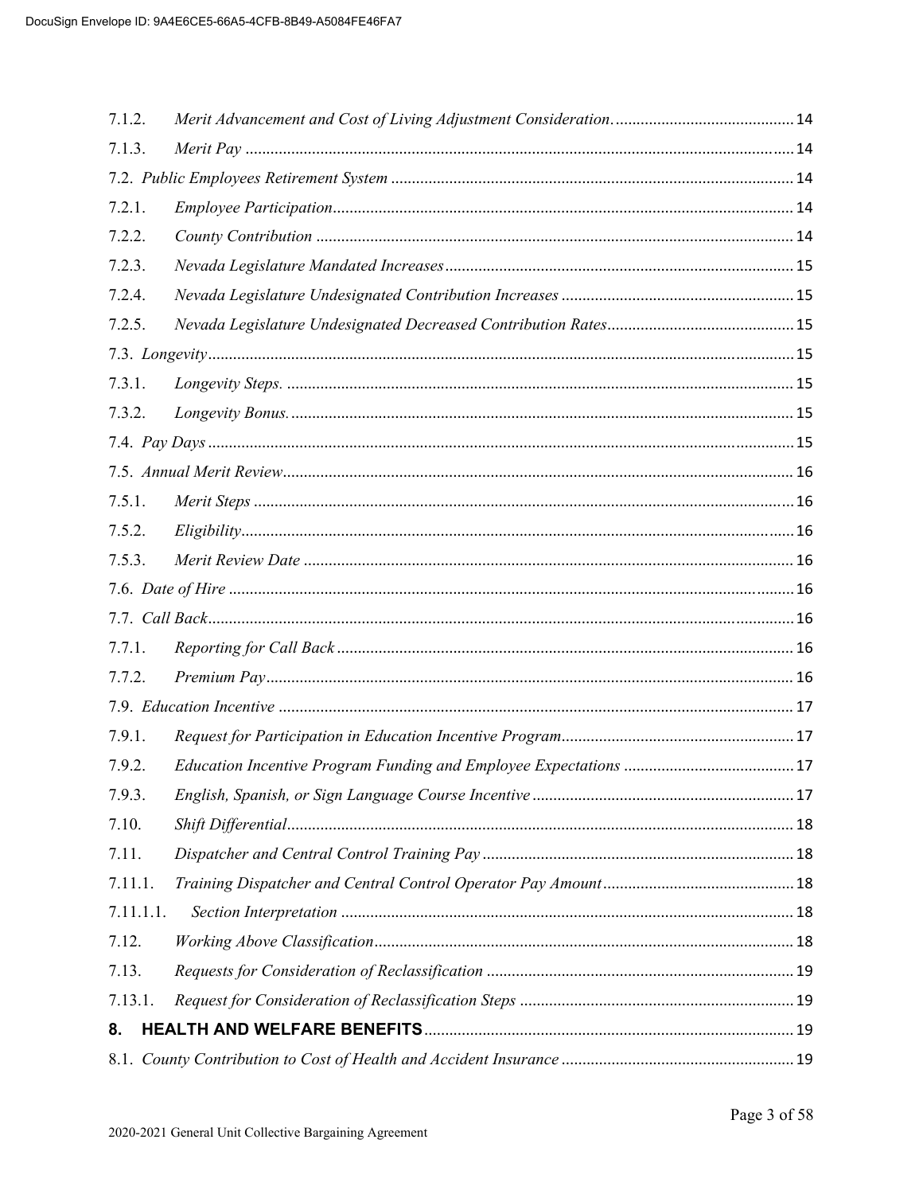7.1.2. *Merit Advancement and Cost of Living Adjustment Consideration.* .......... 14

7.1.3. *Merit Pay* .......... 14

7.2. *Public Employees Retirement System* .......... 14

7.2.1. *Employee Participation* .......... 14

7.2.2. *County Contribution* .......... 14

7.2.3. *Nevada Legislature Mandated Increases* .......... 15

7.2.4. *Nevada Legislature Undesignated Contribution Increases* .......... 15

7.2.5. *Nevada Legislature Undesignated Decreased Contribution Rates* .......... 15

7.3. *Longevity* .......... 15

7.3.1. *Longevity Steps.* .......... 15

7.3.2. *Longevity Bonus.* .......... 15

7.4. *Pay Days* .......... 15

7.5. *Annual Merit Review* .......... 16

7.5.1. *Merit Steps* .......... 16

7.5.2. *Eligibility* .......... 16

7.5.3. *Merit Review Date* .......... 16

7.6. *Date of Hire* .......... 16

7.7. *Call Back* .......... 16

7.7.1. *Reporting for Call Back* .......... 16

7.7.2. *Premium Pay* .......... 16

7.9. *Education Incentive* .......... 17

7.9.1. *Request for Participation in Education Incentive Program* .......... 17

7.9.2. *Education Incentive Program Funding and Employee Expectations* .......... 17

7.9.3. *English, Spanish, or Sign Language Course Incentive* .......... 17

7.10. *Shift Differential* .......... 18

7.11. *Dispatcher and Central Control Training Pay* .......... 18

7.11.1. *Training Dispatcher and Central Control Operator Pay Amount* .......... 18

7.11.1.1. *Section Interpretation* .......... 18

7.12. *Working Above Classification* .......... 18

7.13. *Requests for Consideration of Reclassification* .......... 19

7.13.1. *Request for Consideration of Reclassification Steps* .......... 19

**8. HEALTH AND WELFARE BENEFITS** .......... 19

8.1. *County Contribution to Cost of Health and Accident Insurance* .......... 19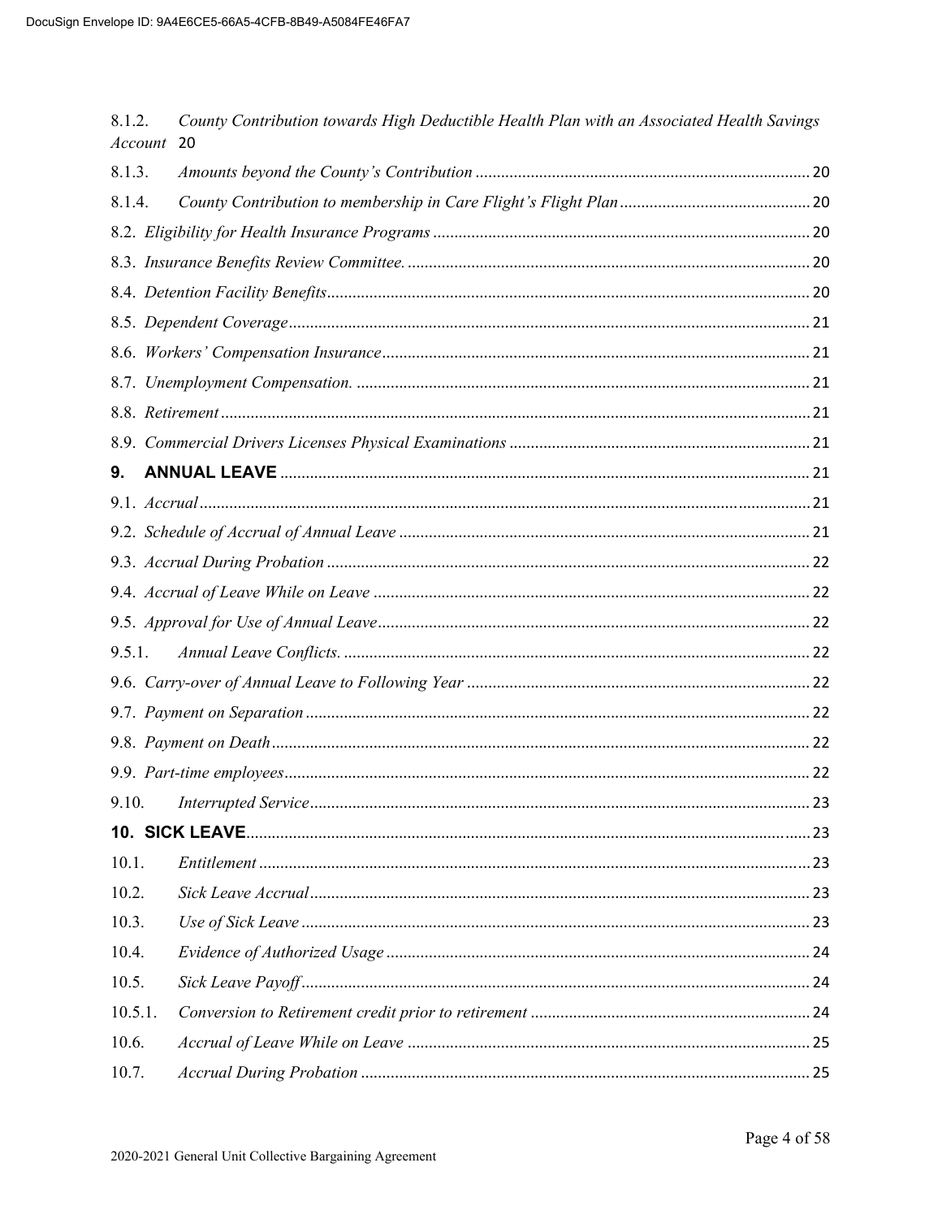8.1.2. *County Contribution towards High Deductible Health Plan with an Associated Health Savings Account* 20

8.1.3. *Amounts beyond the County's Contribution* .......... 20

8.1.4. *County Contribution to membership in Care Flight's Flight Plan* .......... 20

8.2. *Eligibility for Health Insurance Programs* .......... 20

8.3. *Insurance Benefits Review Committee.* .......... 20

8.4. *Detention Facility Benefits* .......... 20

8.5. *Dependent Coverage* .......... 21

8.6. *Workers' Compensation Insurance* .......... 21

8.7. *Unemployment Compensation.* .......... 21

8.8. *Retirement* .......... 21

8.9. *Commercial Drivers Licenses Physical Examinations* .......... 21

**9. ANNUAL LEAVE** .......... 21

9.1. *Accrual* .......... 21

9.2. *Schedule of Accrual of Annual Leave* .......... 21

9.3. *Accrual During Probation* .......... 22

9.4. *Accrual of Leave While on Leave* .......... 22

9.5. *Approval for Use of Annual Leave* .......... 22

9.5.1. *Annual Leave Conflicts.* .......... 22

9.6. *Carry-over of Annual Leave to Following Year* .......... 22

9.7. *Payment on Separation* .......... 22

9.8. *Payment on Death* .......... 22

9.9. *Part-time employees* .......... 22

9.10. *Interrupted Service* .......... 23

**10. SICK LEAVE** .......... 23

10.1. *Entitlement* .......... 23

10.2. *Sick Leave Accrual* .......... 23

10.3. *Use of Sick Leave* .......... 23

10.4. *Evidence of Authorized Usage* .......... 24

10.5. *Sick Leave Payoff* .......... 24

10.5.1. *Conversion to Retirement credit prior to retirement* .......... 24

10.6. *Accrual of Leave While on Leave* .......... 25

10.7. *Accrual During Probation* .......... 25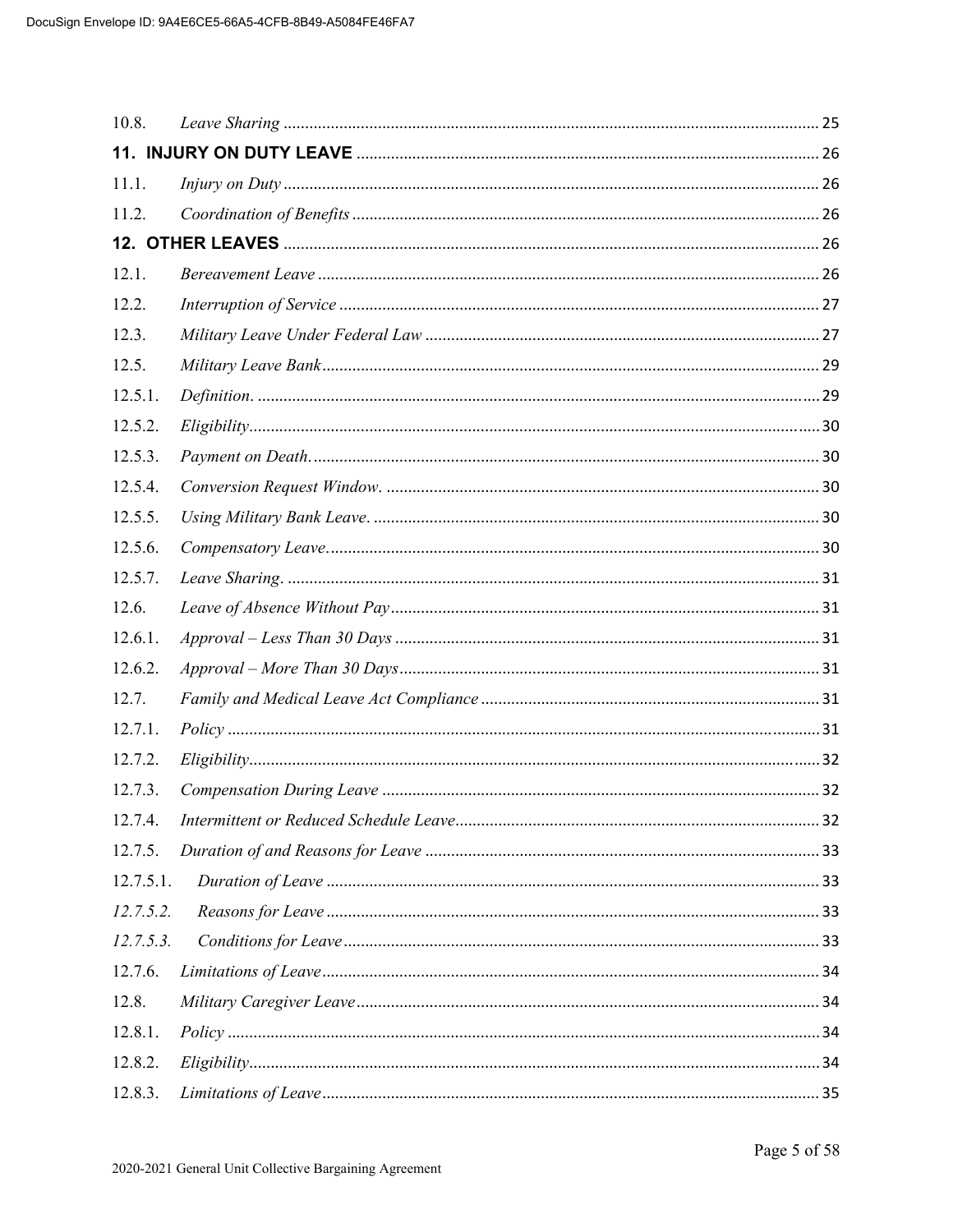| | | |
|---|---|---|
| 10.8. | *Leave Sharing* | 25 |
| **11. INJURY ON DUTY LEAVE** | | 26 |
| 11.1. | *Injury on Duty* | 26 |
| 11.2. | *Coordination of Benefits* | 26 |
| **12. OTHER LEAVES** | | 26 |
| 12.1. | *Bereavement Leave* | 26 |
| 12.2. | *Interruption of Service* | 27 |
| 12.3. | *Military Leave Under Federal Law* | 27 |
| 12.5. | *Military Leave Bank* | 29 |
| 12.5.1. | *Definition.* | 29 |
| 12.5.2. | *Eligibility* | 30 |
| 12.5.3. | *Payment on Death.* | 30 |
| 12.5.4. | *Conversion Request Window.* | 30 |
| 12.5.5. | *Using Military Bank Leave.* | 30 |
| 12.5.6. | *Compensatory Leave.* | 30 |
| 12.5.7. | *Leave Sharing.* | 31 |
| 12.6. | *Leave of Absence Without Pay* | 31 |
| 12.6.1. | *Approval – Less Than 30 Days* | 31 |
| 12.6.2. | *Approval – More Than 30 Days* | 31 |
| 12.7. | *Family and Medical Leave Act Compliance* | 31 |
| 12.7.1. | *Policy* | 31 |
| 12.7.2. | *Eligibility* | 32 |
| 12.7.3. | *Compensation During Leave* | 32 |
| 12.7.4. | *Intermittent or Reduced Schedule Leave* | 32 |
| 12.7.5. | *Duration of and Reasons for Leave* | 33 |
| 12.7.5.1. | *Duration of Leave* | 33 |
| *12.7.5.2.* | *Reasons for Leave* | 33 |
| *12.7.5.3.* | *Conditions for Leave* | 33 |
| 12.7.6. | *Limitations of Leave* | 34 |
| 12.8. | *Military Caregiver Leave* | 34 |
| 12.8.1. | *Policy* | 34 |
| 12.8.2. | *Eligibility* | 34 |
| 12.8.3. | *Limitations of Leave* | 35 |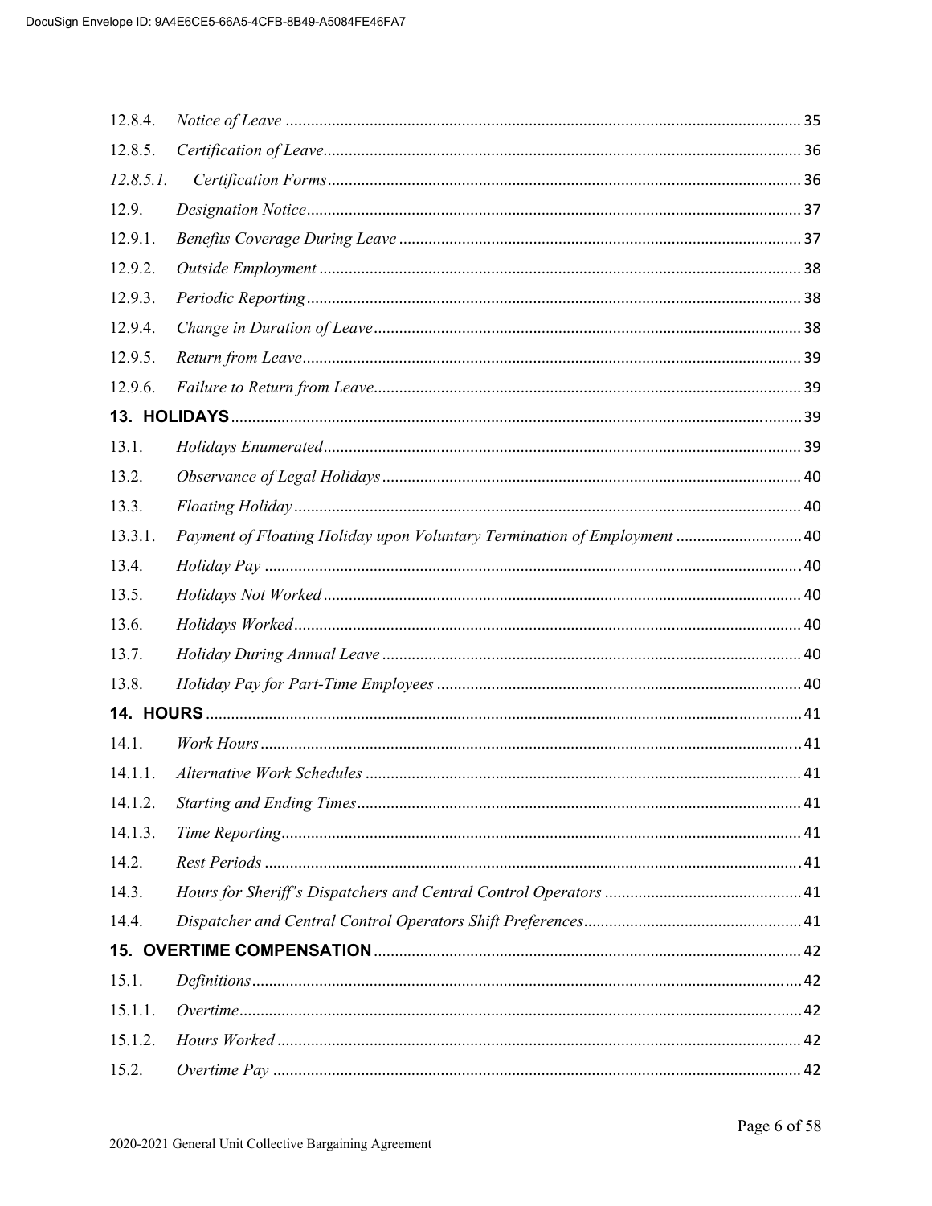| | | |
|---|---|---|
| 12.8.4. | *Notice of Leave* | 35 |
| 12.8.5. | *Certification of Leave* | 36 |
| *12.8.5.1.* | *Certification Forms* | 36 |
| 12.9. | *Designation Notice* | 37 |
| 12.9.1. | *Benefits Coverage During Leave* | 37 |
| 12.9.2. | *Outside Employment* | 38 |
| 12.9.3. | *Periodic Reporting* | 38 |
| 12.9.4. | *Change in Duration of Leave* | 38 |
| 12.9.5. | *Return from Leave* | 39 |
| 12.9.6. | *Failure to Return from Leave* | 39 |
| **13. HOLIDAYS** | | 39 |
| 13.1. | *Holidays Enumerated* | 39 |
| 13.2. | *Observance of Legal Holidays* | 40 |
| 13.3. | *Floating Holiday* | 40 |
| 13.3.1. | *Payment of Floating Holiday upon Voluntary Termination of Employment* | 40 |
| 13.4. | *Holiday Pay* | 40 |
| 13.5. | *Holidays Not Worked* | 40 |
| 13.6. | *Holidays Worked* | 40 |
| 13.7. | *Holiday During Annual Leave* | 40 |
| 13.8. | *Holiday Pay for Part-Time Employees* | 40 |
| **14. HOURS** | | 41 |
| 14.1. | *Work Hours* | 41 |
| 14.1.1. | *Alternative Work Schedules* | 41 |
| 14.1.2. | *Starting and Ending Times* | 41 |
| 14.1.3. | *Time Reporting* | 41 |
| 14.2. | *Rest Periods* | 41 |
| 14.3. | *Hours for Sheriff's Dispatchers and Central Control Operators* | 41 |
| 14.4. | *Dispatcher and Central Control Operators Shift Preferences* | 41 |
| **15. OVERTIME COMPENSATION** | | 42 |
| 15.1. | *Definitions* | 42 |
| 15.1.1. | *Overtime* | 42 |
| 15.1.2. | *Hours Worked* | 42 |
| 15.2. | *Overtime Pay* | 42 |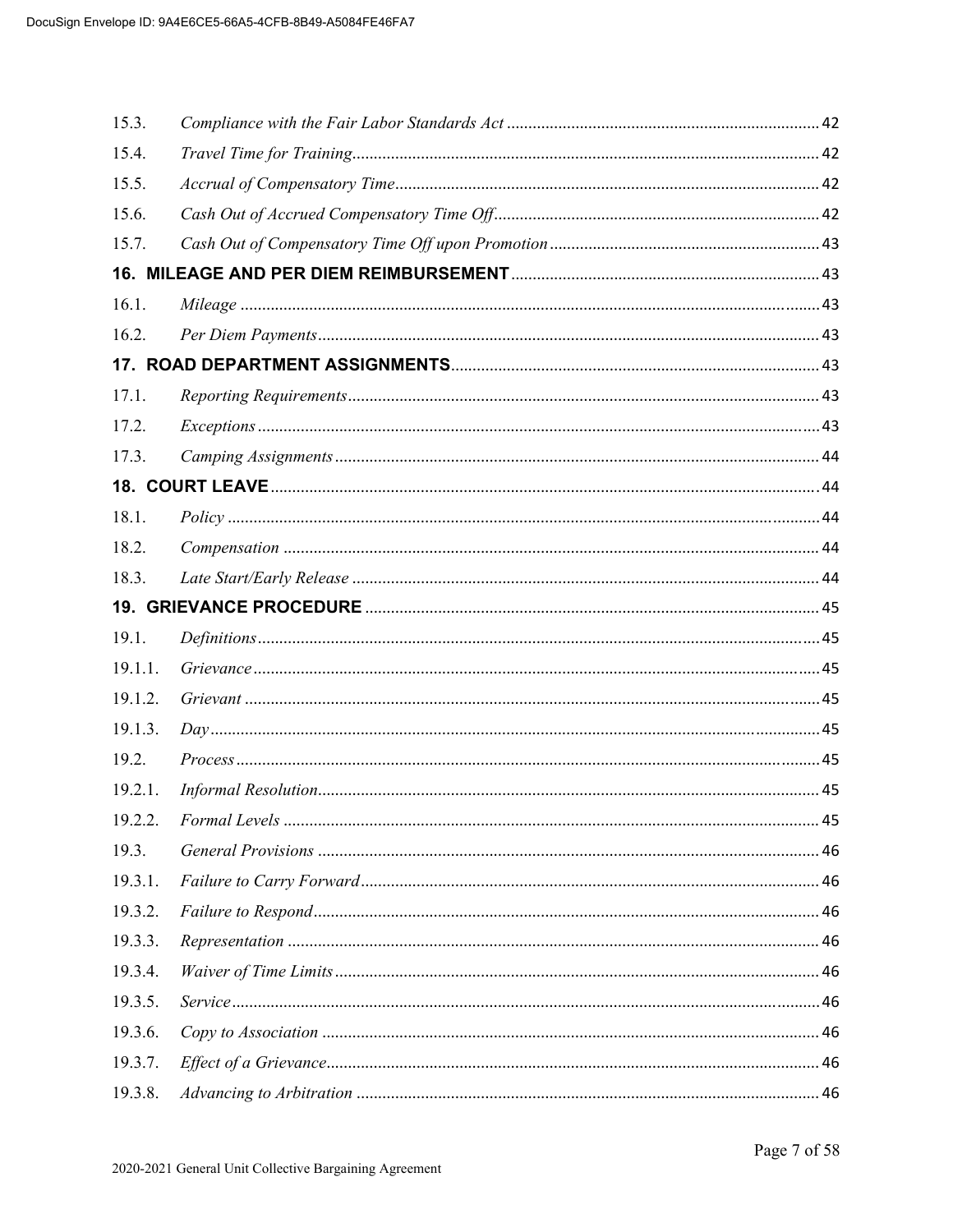| | | |
|---|---|---|
| 15.3. | *Compliance with the Fair Labor Standards Act* | 42 |
| 15.4. | *Travel Time for Training* | 42 |
| 15.5. | *Accrual of Compensatory Time* | 42 |
| 15.6. | *Cash Out of Accrued Compensatory Time Off* | 42 |
| 15.7. | *Cash Out of Compensatory Time Off upon Promotion* | 43 |
| **16.** | **MILEAGE AND PER DIEM REIMBURSEMENT** | 43 |
| 16.1. | *Mileage* | 43 |
| 16.2. | *Per Diem Payments* | 43 |
| **17.** | **ROAD DEPARTMENT ASSIGNMENTS** | 43 |
| 17.1. | *Reporting Requirements* | 43 |
| 17.2. | *Exceptions* | 43 |
| 17.3. | *Camping Assignments* | 44 |
| **18.** | **COURT LEAVE** | 44 |
| 18.1. | *Policy* | 44 |
| 18.2. | *Compensation* | 44 |
| 18.3. | *Late Start/Early Release* | 44 |
| **19.** | **GRIEVANCE PROCEDURE** | 45 |
| 19.1. | *Definitions* | 45 |
| 19.1.1. | *Grievance* | 45 |
| 19.1.2. | *Grievant* | 45 |
| 19.1.3. | *Day* | 45 |
| 19.2. | *Process* | 45 |
| 19.2.1. | *Informal Resolution* | 45 |
| 19.2.2. | *Formal Levels* | 45 |
| 19.3. | *General Provisions* | 46 |
| 19.3.1. | *Failure to Carry Forward* | 46 |
| 19.3.2. | *Failure to Respond* | 46 |
| 19.3.3. | *Representation* | 46 |
| 19.3.4. | *Waiver of Time Limits* | 46 |
| 19.3.5. | *Service* | 46 |
| 19.3.6. | *Copy to Association* | 46 |
| 19.3.7. | *Effect of a Grievance* | 46 |
| 19.3.8. | *Advancing to Arbitration* | 46 |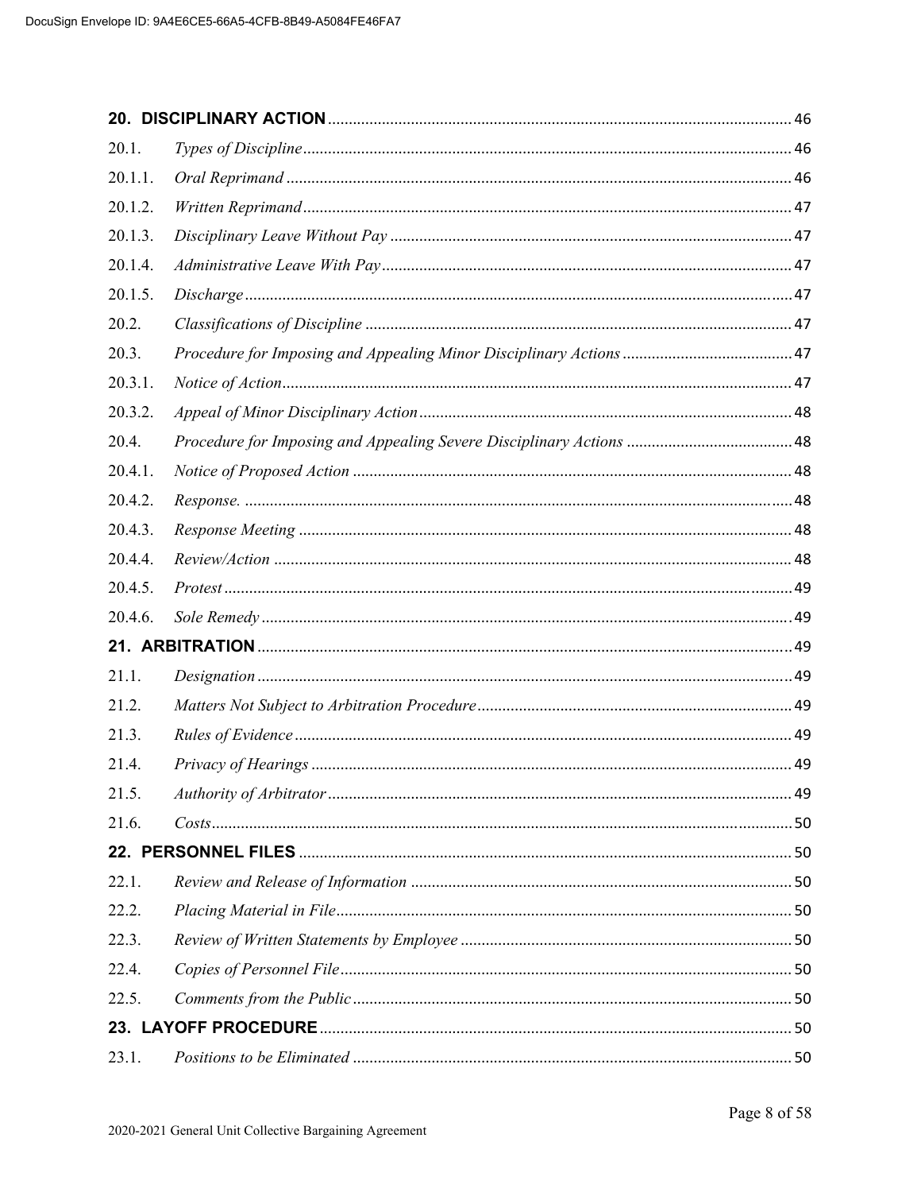**20. DISCIPLINARY ACTION** .......... 46

20.1. *Types of Discipline* .......... 46

20.1.1. *Oral Reprimand* .......... 46

20.1.2. *Written Reprimand* .......... 47

20.1.3. *Disciplinary Leave Without Pay* .......... 47

20.1.4. *Administrative Leave With Pay* .......... 47

20.1.5. *Discharge* .......... 47

20.2. *Classifications of Discipline* .......... 47

20.3. *Procedure for Imposing and Appealing Minor Disciplinary Actions* .......... 47

20.3.1. *Notice of Action* .......... 47

20.3.2. *Appeal of Minor Disciplinary Action* .......... 48

20.4. *Procedure for Imposing and Appealing Severe Disciplinary Actions* .......... 48

20.4.1. *Notice of Proposed Action* .......... 48

20.4.2. *Response.* .......... 48

20.4.3. *Response Meeting* .......... 48

20.4.4. *Review/Action* .......... 48

20.4.5. *Protest* .......... 49

20.4.6. *Sole Remedy* .......... 49

**21. ARBITRATION** .......... 49

21.1. *Designation* .......... 49

21.2. *Matters Not Subject to Arbitration Procedure* .......... 49

21.3. *Rules of Evidence* .......... 49

21.4. *Privacy of Hearings* .......... 49

21.5. *Authority of Arbitrator* .......... 49

21.6. *Costs* .......... 50

**22. PERSONNEL FILES** .......... 50

22.1. *Review and Release of Information* .......... 50

22.2. *Placing Material in File* .......... 50

22.3. *Review of Written Statements by Employee* .......... 50

22.4. *Copies of Personnel File* .......... 50

22.5. *Comments from the Public* .......... 50

**23. LAYOFF PROCEDURE** .......... 50

23.1. *Positions to be Eliminated* .......... 50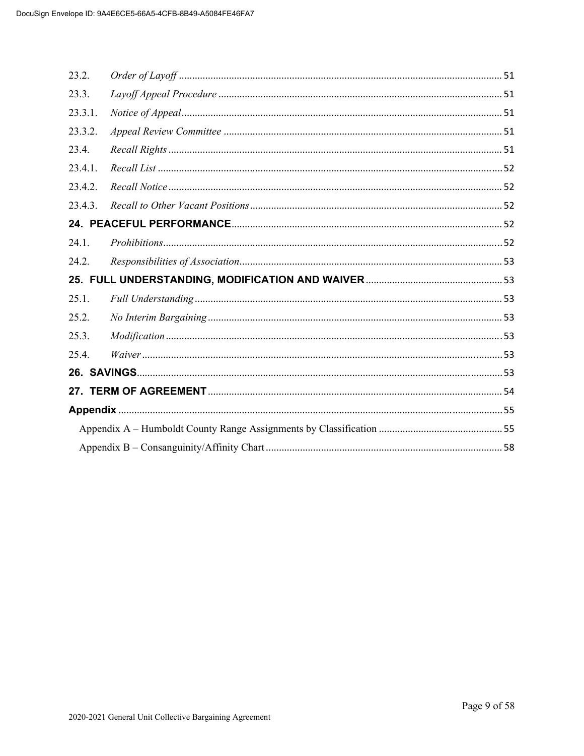| | | |
|---|---|---|
| 23.2. | *Order of Layoff* | 51 |
| 23.3. | *Layoff Appeal Procedure* | 51 |
| 23.3.1. | *Notice of Appeal* | 51 |
| 23.3.2. | *Appeal Review Committee* | 51 |
| 23.4. | *Recall Rights* | 51 |
| 23.4.1. | *Recall List* | 52 |
| 23.4.2. | *Recall Notice* | 52 |
| 23.4.3. | *Recall to Other Vacant Positions* | 52 |
| **24.** | **PEACEFUL PERFORMANCE** | 52 |
| 24.1. | *Prohibitions* | 52 |
| 24.2. | *Responsibilities of Association* | 53 |
| **25.** | **FULL UNDERSTANDING, MODIFICATION AND WAIVER** | 53 |
| 25.1. | *Full Understanding* | 53 |
| 25.2. | *No Interim Bargaining* | 53 |
| 25.3. | *Modification* | 53 |
| 25.4. | *Waiver* | 53 |
| **26.** | **SAVINGS** | 53 |
| **27.** | **TERM OF AGREEMENT** | 54 |
| **Appendix** | | 55 |
| | Appendix A – Humboldt County Range Assignments by Classification | 55 |
| | Appendix B – Consanguinity/Affinity Chart | 58 |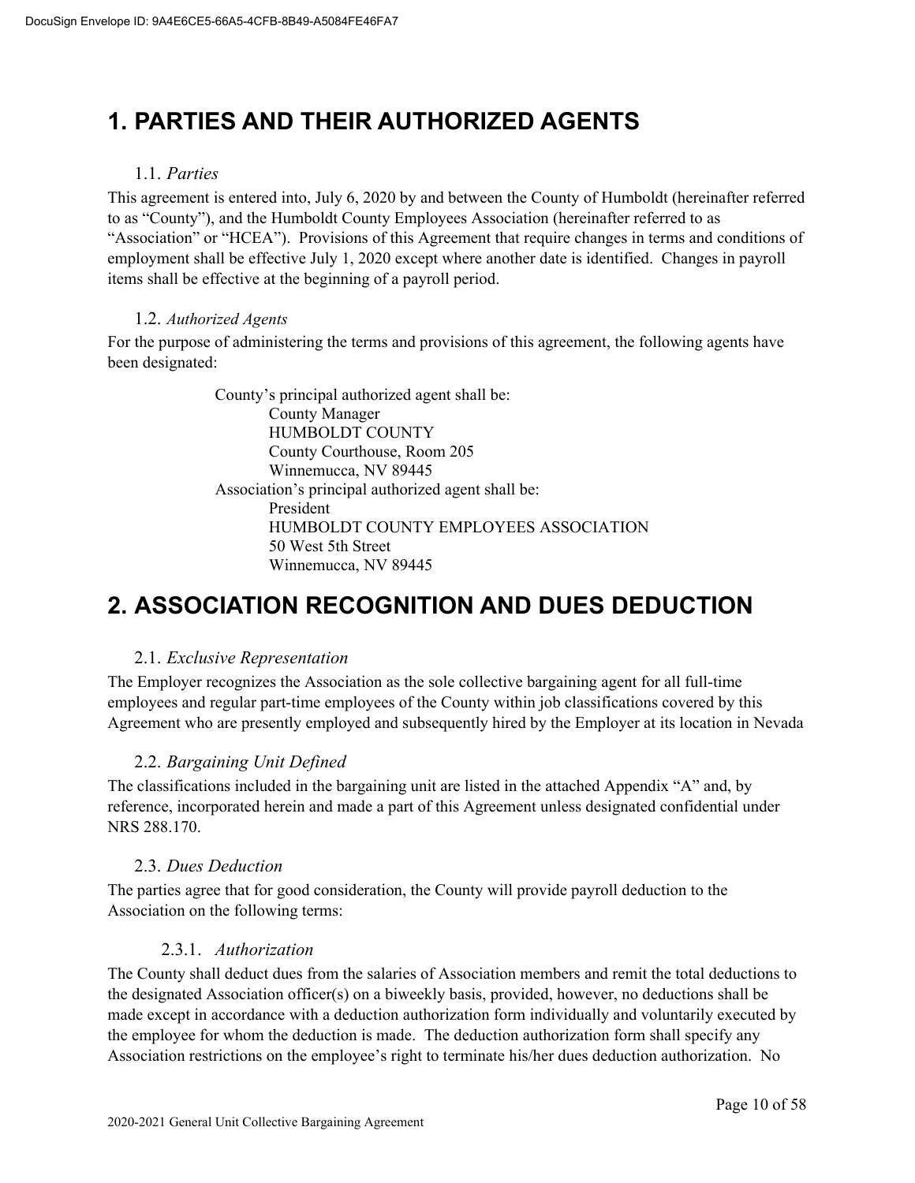# 1. PARTIES AND THEIR AUTHORIZED AGENTS

### 1.1. *Parties*

This agreement is entered into, July 6, 2020 by and between the County of Humboldt (hereinafter referred to as "County"), and the Humboldt County Employees Association (hereinafter referred to as "Association" or "HCEA"). Provisions of this Agreement that require changes in terms and conditions of employment shall be effective July 1, 2020 except where another date is identified. Changes in payroll items shall be effective at the beginning of a payroll period.

### 1.2. *Authorized Agents*

For the purpose of administering the terms and provisions of this agreement, the following agents have been designated:

County's principal authorized agent shall be:
County Manager
HUMBOLDT COUNTY
County Courthouse, Room 205
Winnemucca, NV 89445

Association's principal authorized agent shall be:
President
HUMBOLDT COUNTY EMPLOYEES ASSOCIATION
50 West 5th Street
Winnemucca, NV 89445

# 2. ASSOCIATION RECOGNITION AND DUES DEDUCTION

### 2.1. *Exclusive Representation*

The Employer recognizes the Association as the sole collective bargaining agent for all full-time employees and regular part-time employees of the County within job classifications covered by this Agreement who are presently employed and subsequently hired by the Employer at its location in Nevada

### 2.2. *Bargaining Unit Defined*

The classifications included in the bargaining unit are listed in the attached Appendix "A" and, by reference, incorporated herein and made a part of this Agreement unless designated confidential under NRS 288.170.

### 2.3. *Dues Deduction*

The parties agree that for good consideration, the County will provide payroll deduction to the Association on the following terms:

#### 2.3.1. *Authorization*

The County shall deduct dues from the salaries of Association members and remit the total deductions to the designated Association officer(s) on a biweekly basis, provided, however, no deductions shall be made except in accordance with a deduction authorization form individually and voluntarily executed by the employee for whom the deduction is made. The deduction authorization form shall specify any Association restrictions on the employee's right to terminate his/her dues deduction authorization. No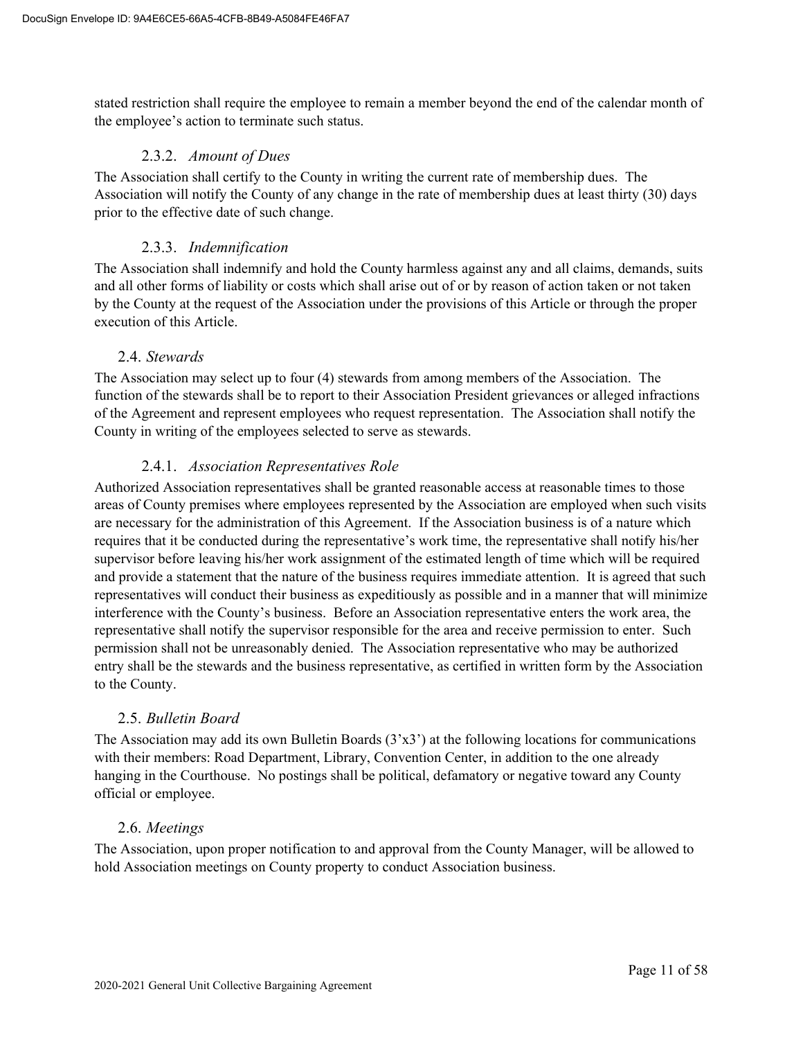stated restriction shall require the employee to remain a member beyond the end of the calendar month of the employee's action to terminate such status.

#### 2.3.2. *Amount of Dues*

The Association shall certify to the County in writing the current rate of membership dues. The Association will notify the County of any change in the rate of membership dues at least thirty (30) days prior to the effective date of such change.

#### 2.3.3. *Indemnification*

The Association shall indemnify and hold the County harmless against any and all claims, demands, suits and all other forms of liability or costs which shall arise out of or by reason of action taken or not taken by the County at the request of the Association under the provisions of this Article or through the proper execution of this Article.

### 2.4. *Stewards*

The Association may select up to four (4) stewards from among members of the Association. The function of the stewards shall be to report to their Association President grievances or alleged infractions of the Agreement and represent employees who request representation. The Association shall notify the County in writing of the employees selected to serve as stewards.

#### 2.4.1. *Association Representatives Role*

Authorized Association representatives shall be granted reasonable access at reasonable times to those areas of County premises where employees represented by the Association are employed when such visits are necessary for the administration of this Agreement. If the Association business is of a nature which requires that it be conducted during the representative's work time, the representative shall notify his/her supervisor before leaving his/her work assignment of the estimated length of time which will be required and provide a statement that the nature of the business requires immediate attention. It is agreed that such representatives will conduct their business as expeditiously as possible and in a manner that will minimize interference with the County's business. Before an Association representative enters the work area, the representative shall notify the supervisor responsible for the area and receive permission to enter. Such permission shall not be unreasonably denied. The Association representative who may be authorized entry shall be the stewards and the business representative, as certified in written form by the Association to the County.

### 2.5. *Bulletin Board*

The Association may add its own Bulletin Boards (3'x3') at the following locations for communications with their members: Road Department, Library, Convention Center, in addition to the one already hanging in the Courthouse. No postings shall be political, defamatory or negative toward any County official or employee.

### 2.6. *Meetings*

The Association, upon proper notification to and approval from the County Manager, will be allowed to hold Association meetings on County property to conduct Association business.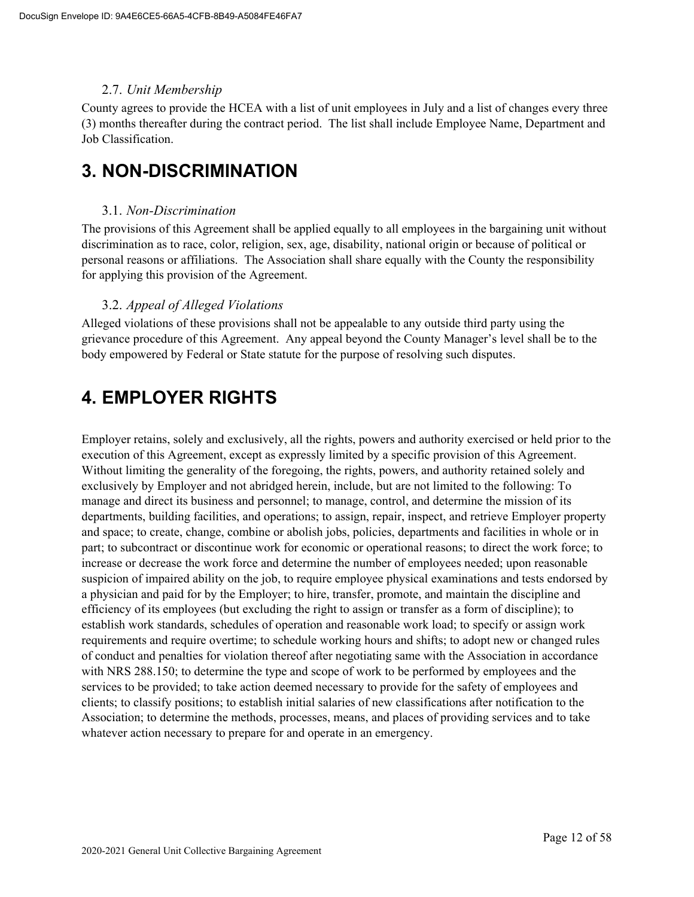### 2.7. *Unit Membership*

County agrees to provide the HCEA with a list of unit employees in July and a list of changes every three (3) months thereafter during the contract period. The list shall include Employee Name, Department and Job Classification.

# 3. NON-DISCRIMINATION

### 3.1. *Non-Discrimination*

The provisions of this Agreement shall be applied equally to all employees in the bargaining unit without discrimination as to race, color, religion, sex, age, disability, national origin or because of political or personal reasons or affiliations. The Association shall share equally with the County the responsibility for applying this provision of the Agreement.

### 3.2. *Appeal of Alleged Violations*

Alleged violations of these provisions shall not be appealable to any outside third party using the grievance procedure of this Agreement. Any appeal beyond the County Manager's level shall be to the body empowered by Federal or State statute for the purpose of resolving such disputes.

# 4. EMPLOYER RIGHTS

Employer retains, solely and exclusively, all the rights, powers and authority exercised or held prior to the execution of this Agreement, except as expressly limited by a specific provision of this Agreement. Without limiting the generality of the foregoing, the rights, powers, and authority retained solely and exclusively by Employer and not abridged herein, include, but are not limited to the following: To manage and direct its business and personnel; to manage, control, and determine the mission of its departments, building facilities, and operations; to assign, repair, inspect, and retrieve Employer property and space; to create, change, combine or abolish jobs, policies, departments and facilities in whole or in part; to subcontract or discontinue work for economic or operational reasons; to direct the work force; to increase or decrease the work force and determine the number of employees needed; upon reasonable suspicion of impaired ability on the job, to require employee physical examinations and tests endorsed by a physician and paid for by the Employer; to hire, transfer, promote, and maintain the discipline and efficiency of its employees (but excluding the right to assign or transfer as a form of discipline); to establish work standards, schedules of operation and reasonable work load; to specify or assign work requirements and require overtime; to schedule working hours and shifts; to adopt new or changed rules of conduct and penalties for violation thereof after negotiating same with the Association in accordance with NRS 288.150; to determine the type and scope of work to be performed by employees and the services to be provided; to take action deemed necessary to provide for the safety of employees and clients; to classify positions; to establish initial salaries of new classifications after notification to the Association; to determine the methods, processes, means, and places of providing services and to take whatever action necessary to prepare for and operate in an emergency.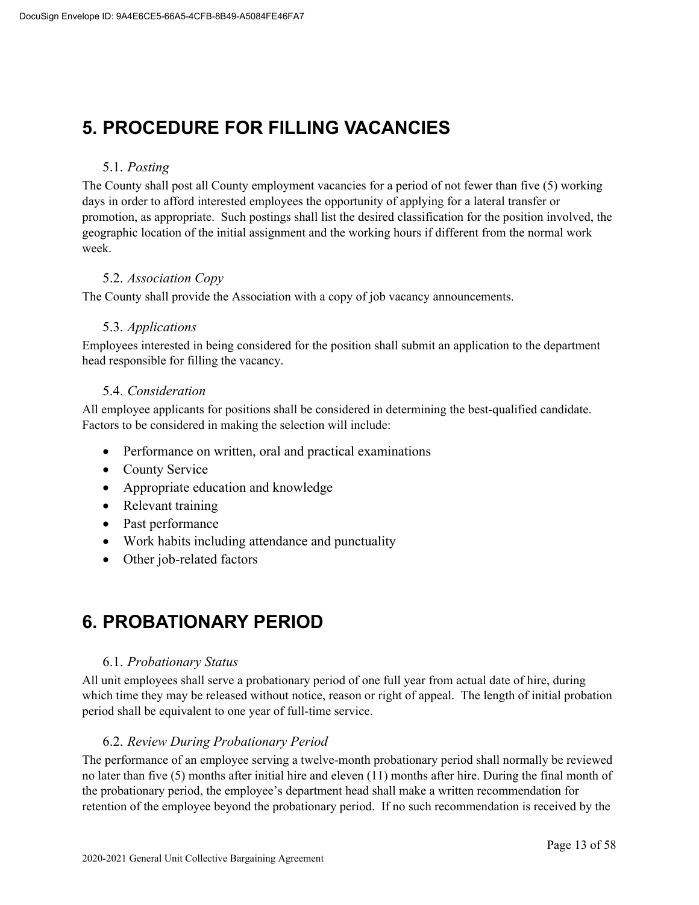# 5. PROCEDURE FOR FILLING VACANCIES

### 5.1. *Posting*

The County shall post all County employment vacancies for a period of not fewer than five (5) working days in order to afford interested employees the opportunity of applying for a lateral transfer or promotion, as appropriate. Such postings shall list the desired classification for the position involved, the geographic location of the initial assignment and the working hours if different from the normal work week.

### 5.2. *Association Copy*

The County shall provide the Association with a copy of job vacancy announcements.

### 5.3. *Applications*

Employees interested in being considered for the position shall submit an application to the department head responsible for filling the vacancy.

### 5.4. *Consideration*

All employee applicants for positions shall be considered in determining the best-qualified candidate. Factors to be considered in making the selection will include:

- Performance on written, oral and practical examinations
- County Service
- Appropriate education and knowledge
- Relevant training
- Past performance
- Work habits including attendance and punctuality
- Other job-related factors

# 6. PROBATIONARY PERIOD

### 6.1. *Probationary Status*

All unit employees shall serve a probationary period of one full year from actual date of hire, during which time they may be released without notice, reason or right of appeal. The length of initial probation period shall be equivalent to one year of full-time service.

### 6.2. *Review During Probationary Period*

The performance of an employee serving a twelve-month probationary period shall normally be reviewed no later than five (5) months after initial hire and eleven (11) months after hire. During the final month of the probationary period, the employee's department head shall make a written recommendation for retention of the employee beyond the probationary period. If no such recommendation is received by the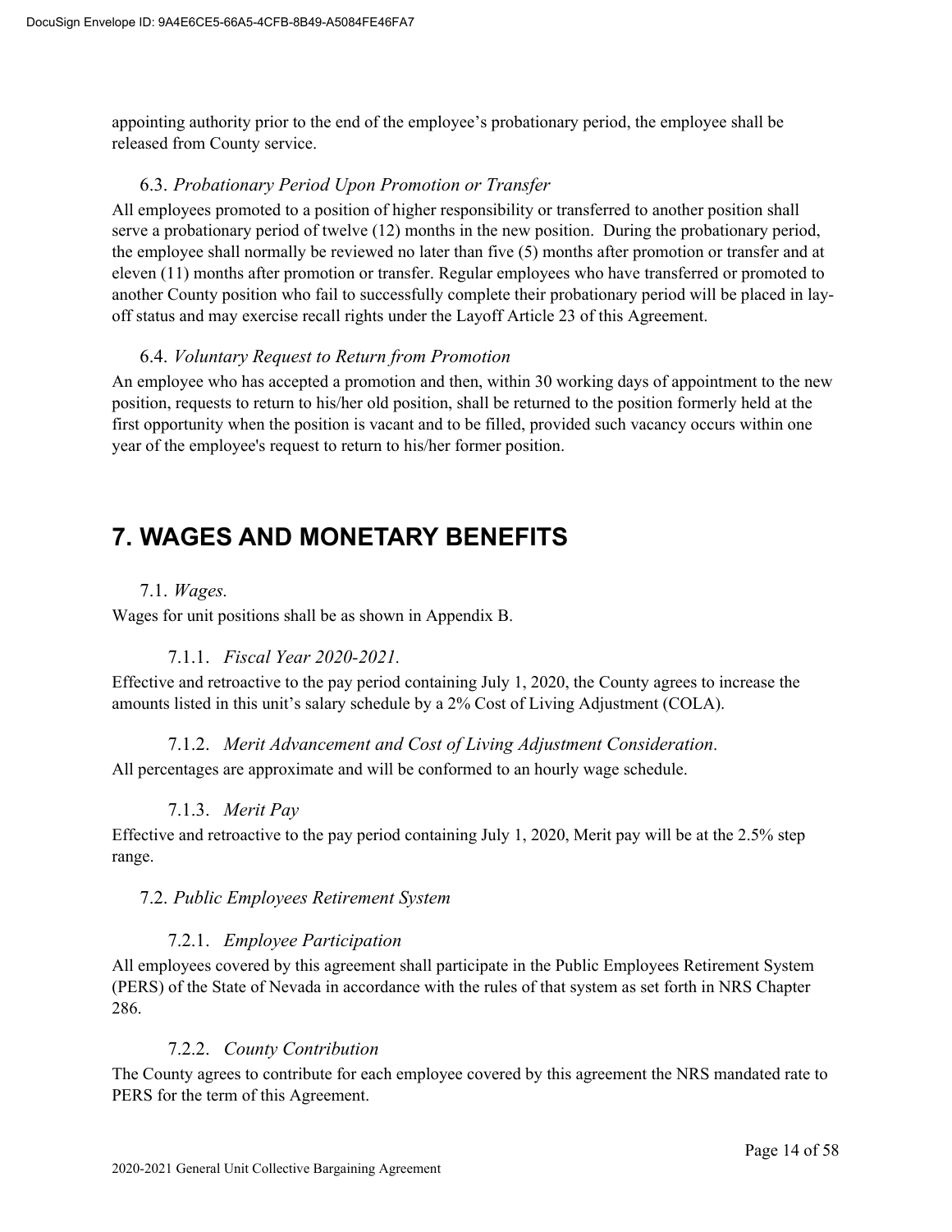appointing authority prior to the end of the employee's probationary period, the employee shall be released from County service.

### 6.3. *Probationary Period Upon Promotion or Transfer*

All employees promoted to a position of higher responsibility or transferred to another position shall serve a probationary period of twelve (12) months in the new position. During the probationary period, the employee shall normally be reviewed no later than five (5) months after promotion or transfer and at eleven (11) months after promotion or transfer. Regular employees who have transferred or promoted to another County position who fail to successfully complete their probationary period will be placed in lay-off status and may exercise recall rights under the Layoff Article 23 of this Agreement.

### 6.4. *Voluntary Request to Return from Promotion*

An employee who has accepted a promotion and then, within 30 working days of appointment to the new position, requests to return to his/her old position, shall be returned to the position formerly held at the first opportunity when the position is vacant and to be filled, provided such vacancy occurs within one year of the employee's request to return to his/her former position.

# 7. WAGES AND MONETARY BENEFITS

### 7.1. *Wages.*

Wages for unit positions shall be as shown in Appendix B.

#### 7.1.1. *Fiscal Year 2020-2021.*

Effective and retroactive to the pay period containing July 1, 2020, the County agrees to increase the amounts listed in this unit's salary schedule by a 2% Cost of Living Adjustment (COLA).

#### 7.1.2. *Merit Advancement and Cost of Living Adjustment Consideration.*

All percentages are approximate and will be conformed to an hourly wage schedule.

#### 7.1.3. *Merit Pay*

Effective and retroactive to the pay period containing July 1, 2020, Merit pay will be at the 2.5% step range.

### 7.2. *Public Employees Retirement System*

#### 7.2.1. *Employee Participation*

All employees covered by this agreement shall participate in the Public Employees Retirement System (PERS) of the State of Nevada in accordance with the rules of that system as set forth in NRS Chapter 286.

#### 7.2.2. *County Contribution*

The County agrees to contribute for each employee covered by this agreement the NRS mandated rate to PERS for the term of this Agreement.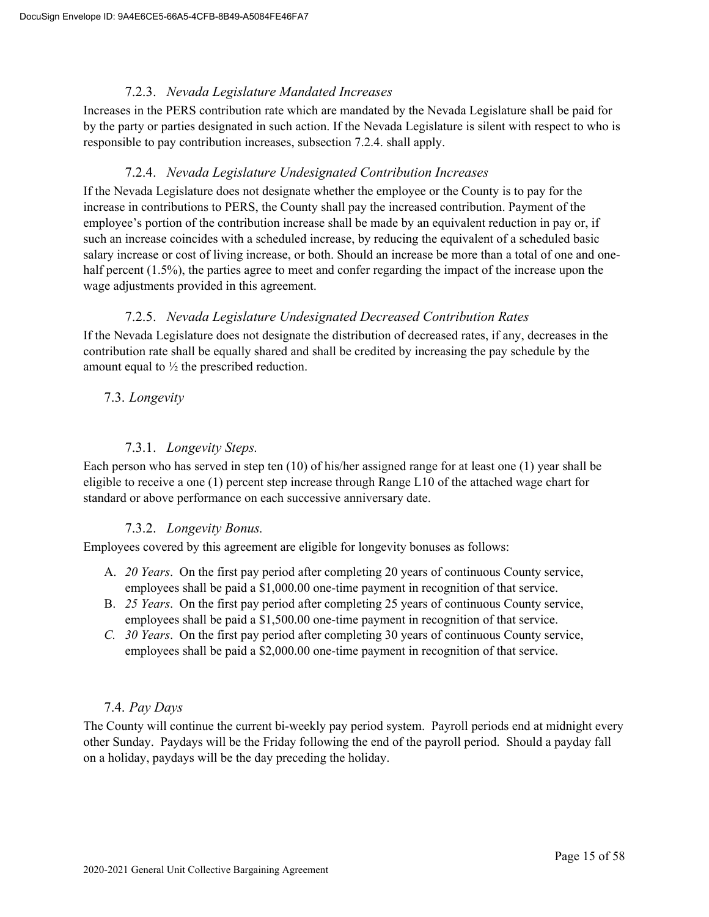#### 7.2.3. *Nevada Legislature Mandated Increases*

Increases in the PERS contribution rate which are mandated by the Nevada Legislature shall be paid for by the party or parties designated in such action. If the Nevada Legislature is silent with respect to who is responsible to pay contribution increases, subsection 7.2.4. shall apply.

#### 7.2.4. *Nevada Legislature Undesignated Contribution Increases*

If the Nevada Legislature does not designate whether the employee or the County is to pay for the increase in contributions to PERS, the County shall pay the increased contribution. Payment of the employee's portion of the contribution increase shall be made by an equivalent reduction in pay or, if such an increase coincides with a scheduled increase, by reducing the equivalent of a scheduled basic salary increase or cost of living increase, or both. Should an increase be more than a total of one and one-half percent (1.5%), the parties agree to meet and confer regarding the impact of the increase upon the wage adjustments provided in this agreement.

#### 7.2.5. *Nevada Legislature Undesignated Decreased Contribution Rates*

If the Nevada Legislature does not designate the distribution of decreased rates, if any, decreases in the contribution rate shall be equally shared and shall be credited by increasing the pay schedule by the amount equal to ½ the prescribed reduction.

### 7.3. *Longevity*

#### 7.3.1. *Longevity Steps.*

Each person who has served in step ten (10) of his/her assigned range for at least one (1) year shall be eligible to receive a one (1) percent step increase through Range L10 of the attached wage chart for standard or above performance on each successive anniversary date.

#### 7.3.2. *Longevity Bonus.*

Employees covered by this agreement are eligible for longevity bonuses as follows:

A. *20 Years*. On the first pay period after completing 20 years of continuous County service, employees shall be paid a $1,000.00 one-time payment in recognition of that service.
B. *25 Years*. On the first pay period after completing 25 years of continuous County service, employees shall be paid a $1,500.00 one-time payment in recognition of that service.
*C. 30 Years*. On the first pay period after completing 30 years of continuous County service, employees shall be paid a $2,000.00 one-time payment in recognition of that service.

### 7.4. *Pay Days*

The County will continue the current bi-weekly pay period system. Payroll periods end at midnight every other Sunday. Paydays will be the Friday following the end of the payroll period. Should a payday fall on a holiday, paydays will be the day preceding the holiday.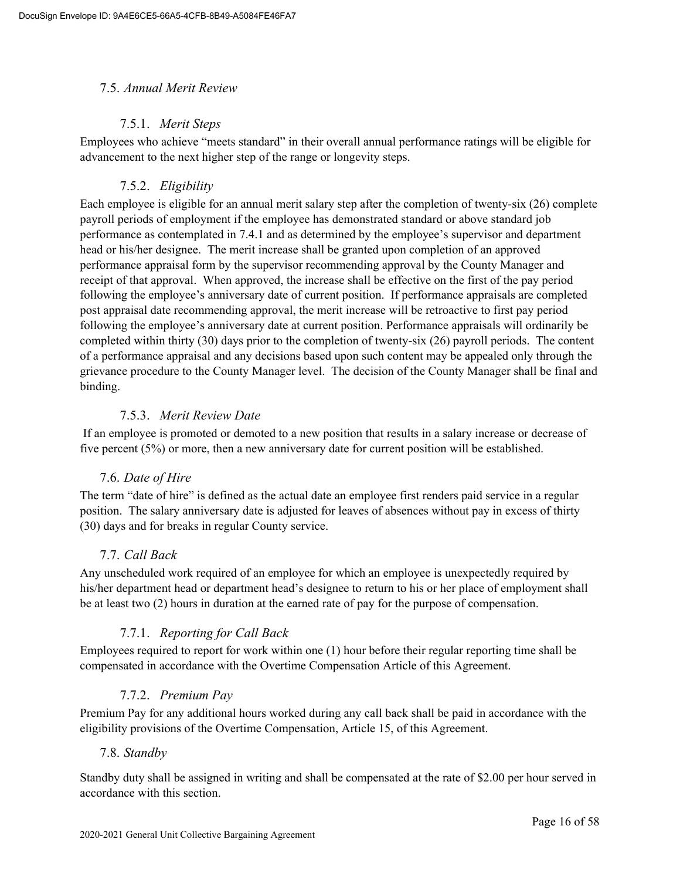## 7.5. *Annual Merit Review*

### 7.5.1. *Merit Steps*

Employees who achieve “meets standard” in their overall annual performance ratings will be eligible for advancement to the next higher step of the range or longevity steps.

### 7.5.2. *Eligibility*

Each employee is eligible for an annual merit salary step after the completion of twenty-six (26) complete payroll periods of employment if the employee has demonstrated standard or above standard job performance as contemplated in 7.4.1 and as determined by the employee’s supervisor and department head or his/her designee. The merit increase shall be granted upon completion of an approved performance appraisal form by the supervisor recommending approval by the County Manager and receipt of that approval. When approved, the increase shall be effective on the first of the pay period following the employee’s anniversary date of current position. If performance appraisals are completed post appraisal date recommending approval, the merit increase will be retroactive to first pay period following the employee’s anniversary date at current position. Performance appraisals will ordinarily be completed within thirty (30) days prior to the completion of twenty-six (26) payroll periods. The content of a performance appraisal and any decisions based upon such content may be appealed only through the grievance procedure to the County Manager level. The decision of the County Manager shall be final and binding.

### 7.5.3. *Merit Review Date*

If an employee is promoted or demoted to a new position that results in a salary increase or decrease of five percent (5%) or more, then a new anniversary date for current position will be established.

## 7.6. *Date of Hire*

The term “date of hire” is defined as the actual date an employee first renders paid service in a regular position. The salary anniversary date is adjusted for leaves of absences without pay in excess of thirty (30) days and for breaks in regular County service.

## 7.7. *Call Back*

Any unscheduled work required of an employee for which an employee is unexpectedly required by his/her department head or department head’s designee to return to his or her place of employment shall be at least two (2) hours in duration at the earned rate of pay for the purpose of compensation.

### 7.7.1. *Reporting for Call Back*

Employees required to report for work within one (1) hour before their regular reporting time shall be compensated in accordance with the Overtime Compensation Article of this Agreement.

### 7.7.2. *Premium Pay*

Premium Pay for any additional hours worked during any call back shall be paid in accordance with the eligibility provisions of the Overtime Compensation, Article 15, of this Agreement.

## 7.8. *Standby*

Standby duty shall be assigned in writing and shall be compensated at the rate of $2.00 per hour served in accordance with this section.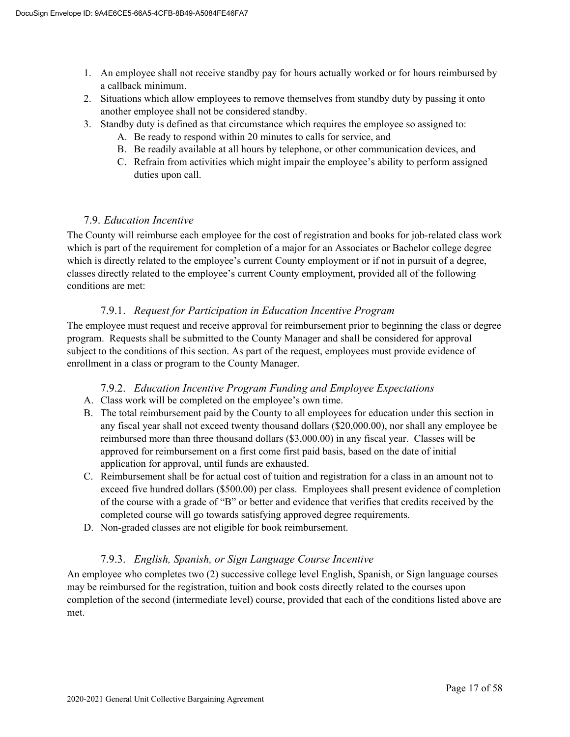1. An employee shall not receive standby pay for hours actually worked or for hours reimbursed by a callback minimum.
2. Situations which allow employees to remove themselves from standby duty by passing it onto another employee shall not be considered standby.
3. Standby duty is defined as that circumstance which requires the employee so assigned to:
   A. Be ready to respond within 20 minutes to calls for service, and
   B. Be readily available at all hours by telephone, or other communication devices, and
   C. Refrain from activities which might impair the employee's ability to perform assigned duties upon call.

### 7.9. *Education Incentive*

The County will reimburse each employee for the cost of registration and books for job-related class work which is part of the requirement for completion of a major for an Associates or Bachelor college degree which is directly related to the employee's current County employment or if not in pursuit of a degree, classes directly related to the employee's current County employment, provided all of the following conditions are met:

#### 7.9.1. *Request for Participation in Education Incentive Program*

The employee must request and receive approval for reimbursement prior to beginning the class or degree program. Requests shall be submitted to the County Manager and shall be considered for approval subject to the conditions of this section. As part of the request, employees must provide evidence of enrollment in a class or program to the County Manager.

#### 7.9.2. *Education Incentive Program Funding and Employee Expectations*

A. Class work will be completed on the employee's own time.
B. The total reimbursement paid by the County to all employees for education under this section in any fiscal year shall not exceed twenty thousand dollars ($20,000.00), nor shall any employee be reimbursed more than three thousand dollars ($3,000.00) in any fiscal year. Classes will be approved for reimbursement on a first come first paid basis, based on the date of initial application for approval, until funds are exhausted.
C. Reimbursement shall be for actual cost of tuition and registration for a class in an amount not to exceed five hundred dollars ($500.00) per class. Employees shall present evidence of completion of the course with a grade of "B" or better and evidence that verifies that credits received by the completed course will go towards satisfying approved degree requirements.
D. Non-graded classes are not eligible for book reimbursement.

#### 7.9.3. *English, Spanish, or Sign Language Course Incentive*

An employee who completes two (2) successive college level English, Spanish, or Sign language courses may be reimbursed for the registration, tuition and book costs directly related to the courses upon completion of the second (intermediate level) course, provided that each of the conditions listed above are met.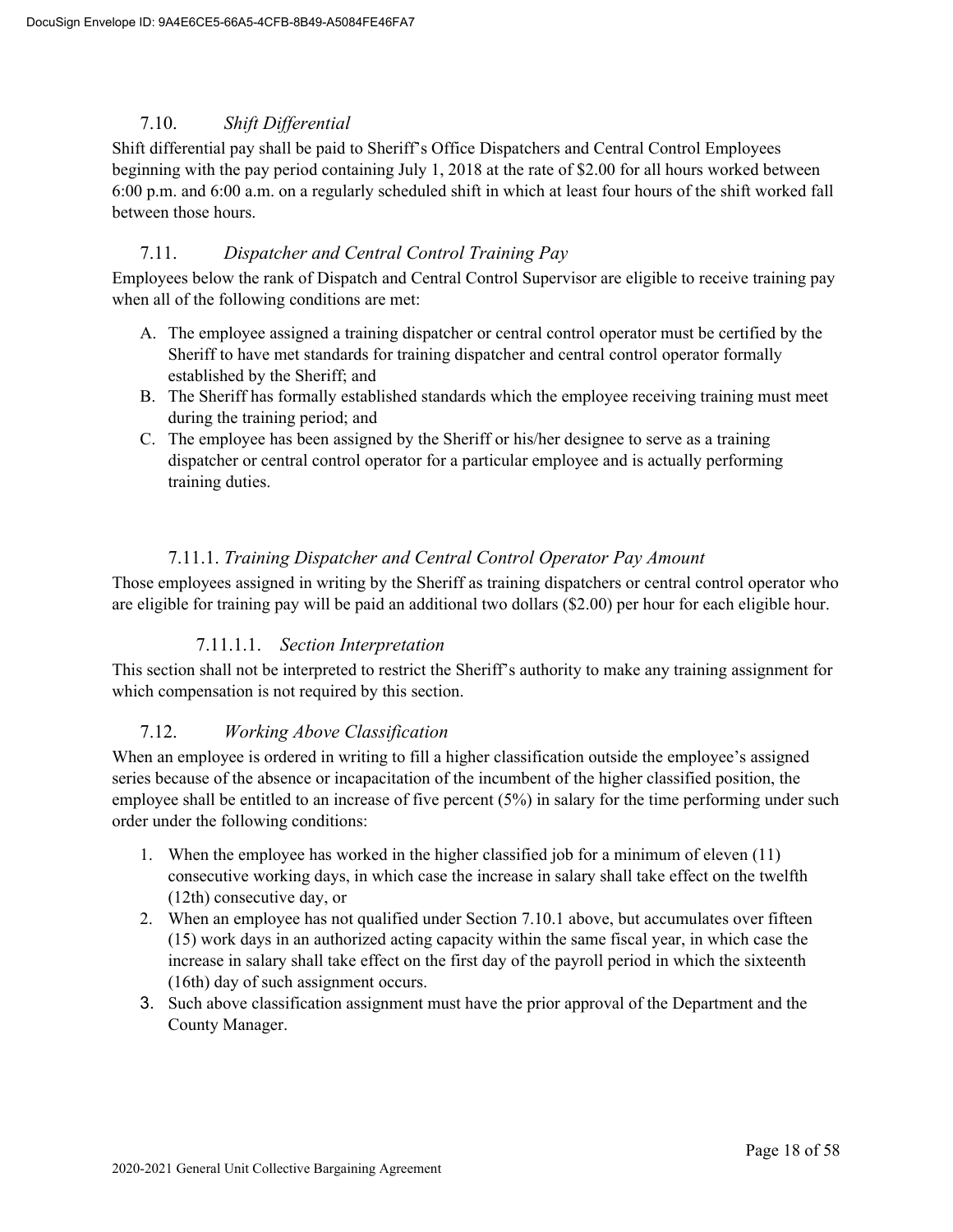### 7.10. *Shift Differential*

Shift differential pay shall be paid to Sheriff's Office Dispatchers and Central Control Employees beginning with the pay period containing July 1, 2018 at the rate of $2.00 for all hours worked between 6:00 p.m. and 6:00 a.m. on a regularly scheduled shift in which at least four hours of the shift worked fall between those hours.

### 7.11. *Dispatcher and Central Control Training Pay*

Employees below the rank of Dispatch and Central Control Supervisor are eligible to receive training pay when all of the following conditions are met:

A. The employee assigned a training dispatcher or central control operator must be certified by the Sheriff to have met standards for training dispatcher and central control operator formally established by the Sheriff; and
B. The Sheriff has formally established standards which the employee receiving training must meet during the training period; and
C. The employee has been assigned by the Sheriff or his/her designee to serve as a training dispatcher or central control operator for a particular employee and is actually performing training duties.

#### 7.11.1. *Training Dispatcher and Central Control Operator Pay Amount*

Those employees assigned in writing by the Sheriff as training dispatchers or central control operator who are eligible for training pay will be paid an additional two dollars ($2.00) per hour for each eligible hour.

##### 7.11.1.1. *Section Interpretation*

This section shall not be interpreted to restrict the Sheriff's authority to make any training assignment for which compensation is not required by this section.

### 7.12. *Working Above Classification*

When an employee is ordered in writing to fill a higher classification outside the employee's assigned series because of the absence or incapacitation of the incumbent of the higher classified position, the employee shall be entitled to an increase of five percent (5%) in salary for the time performing under such order under the following conditions:

1. When the employee has worked in the higher classified job for a minimum of eleven (11) consecutive working days, in which case the increase in salary shall take effect on the twelfth (12th) consecutive day, or
2. When an employee has not qualified under Section 7.10.1 above, but accumulates over fifteen (15) work days in an authorized acting capacity within the same fiscal year, in which case the increase in salary shall take effect on the first day of the payroll period in which the sixteenth (16th) day of such assignment occurs.
3. Such above classification assignment must have the prior approval of the Department and the County Manager.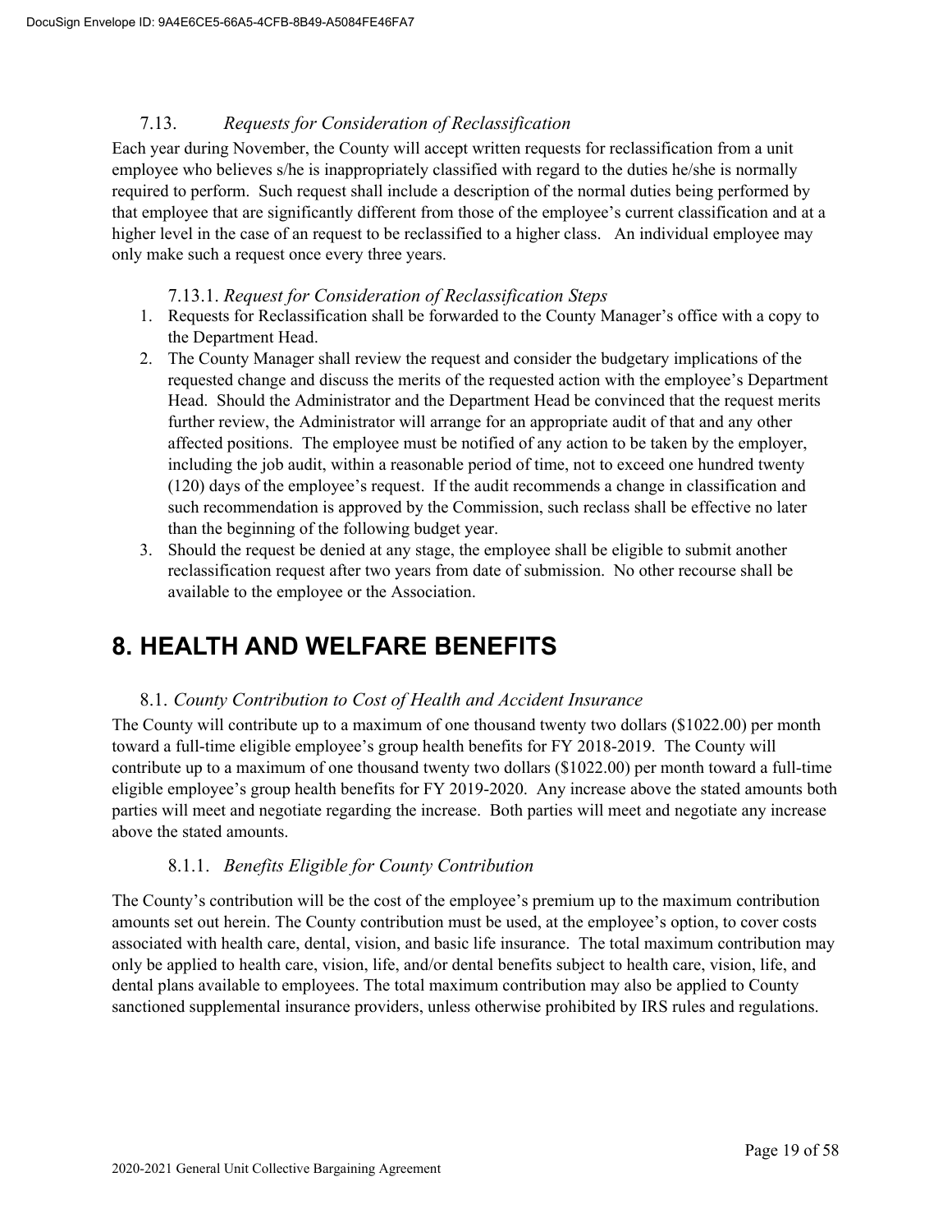### 7.13. *Requests for Consideration of Reclassification*

Each year during November, the County will accept written requests for reclassification from a unit employee who believes s/he is inappropriately classified with regard to the duties he/she is normally required to perform. Such request shall include a description of the normal duties being performed by that employee that are significantly different from those of the employee's current classification and at a higher level in the case of an request to be reclassified to a higher class. An individual employee may only make such a request once every three years.

#### 7.13.1. *Request for Consideration of Reclassification Steps*

1. Requests for Reclassification shall be forwarded to the County Manager's office with a copy to the Department Head.
2. The County Manager shall review the request and consider the budgetary implications of the requested change and discuss the merits of the requested action with the employee's Department Head. Should the Administrator and the Department Head be convinced that the request merits further review, the Administrator will arrange for an appropriate audit of that and any other affected positions. The employee must be notified of any action to be taken by the employer, including the job audit, within a reasonable period of time, not to exceed one hundred twenty (120) days of the employee's request. If the audit recommends a change in classification and such recommendation is approved by the Commission, such reclass shall be effective no later than the beginning of the following budget year.
3. Should the request be denied at any stage, the employee shall be eligible to submit another reclassification request after two years from date of submission. No other recourse shall be available to the employee or the Association.

# 8. HEALTH AND WELFARE BENEFITS

### 8.1. *County Contribution to Cost of Health and Accident Insurance*

The County will contribute up to a maximum of one thousand twenty two dollars ($1022.00) per month toward a full-time eligible employee's group health benefits for FY 2018-2019. The County will contribute up to a maximum of one thousand twenty two dollars ($1022.00) per month toward a full-time eligible employee's group health benefits for FY 2019-2020. Any increase above the stated amounts both parties will meet and negotiate regarding the increase. Both parties will meet and negotiate any increase above the stated amounts.

#### 8.1.1. *Benefits Eligible for County Contribution*

The County's contribution will be the cost of the employee's premium up to the maximum contribution amounts set out herein. The County contribution must be used, at the employee's option, to cover costs associated with health care, dental, vision, and basic life insurance. The total maximum contribution may only be applied to health care, vision, life, and/or dental benefits subject to health care, vision, life, and dental plans available to employees. The total maximum contribution may also be applied to County sanctioned supplemental insurance providers, unless otherwise prohibited by IRS rules and regulations.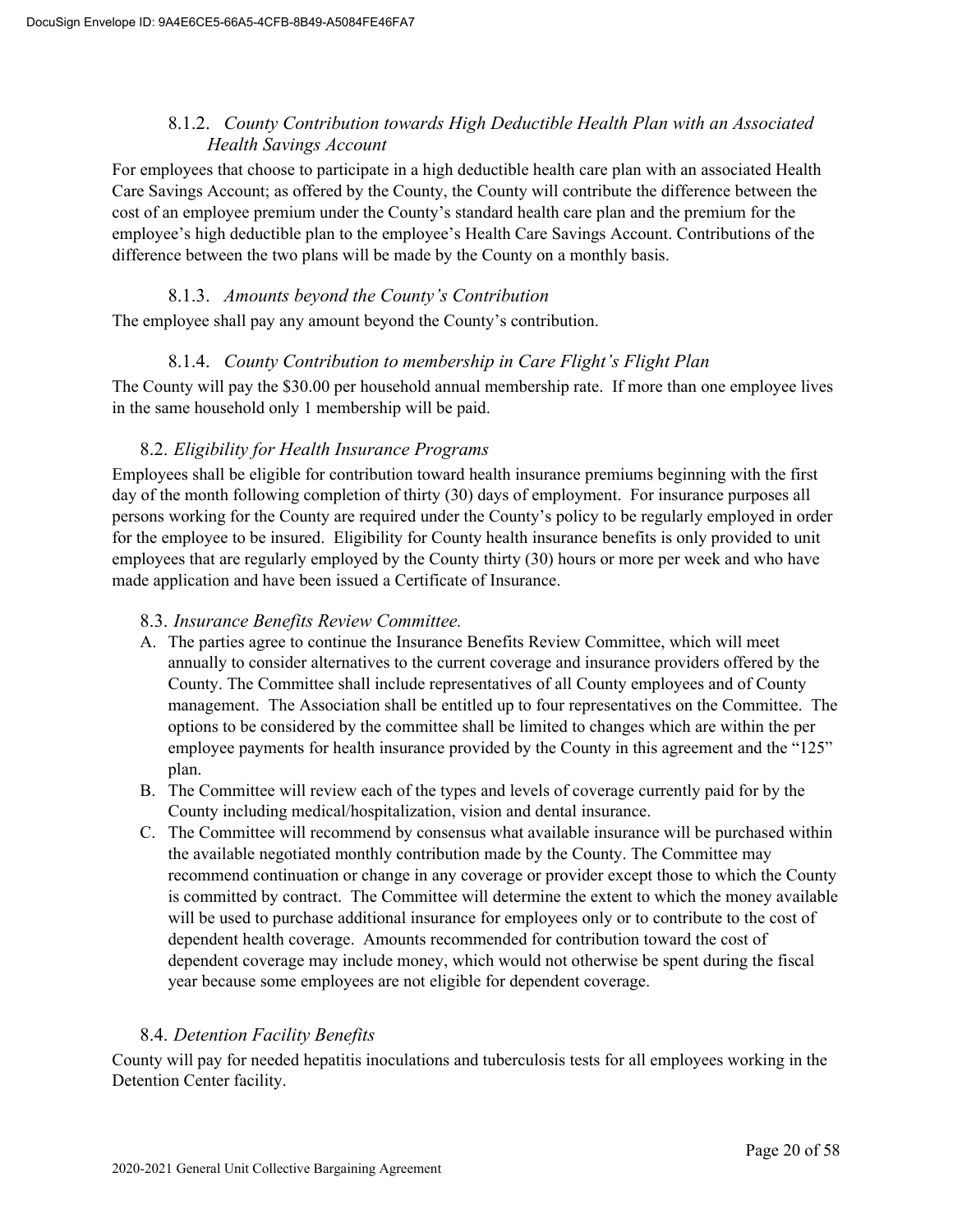#### 8.1.2. *County Contribution towards High Deductible Health Plan with an Associated Health Savings Account*

For employees that choose to participate in a high deductible health care plan with an associated Health Care Savings Account; as offered by the County, the County will contribute the difference between the cost of an employee premium under the County's standard health care plan and the premium for the employee's high deductible plan to the employee's Health Care Savings Account. Contributions of the difference between the two plans will be made by the County on a monthly basis.

#### 8.1.3. *Amounts beyond the County's Contribution*

The employee shall pay any amount beyond the County's contribution.

#### 8.1.4. *County Contribution to membership in Care Flight's Flight Plan*

The County will pay the $30.00 per household annual membership rate. If more than one employee lives in the same household only 1 membership will be paid.

### 8.2. *Eligibility for Health Insurance Programs*

Employees shall be eligible for contribution toward health insurance premiums beginning with the first day of the month following completion of thirty (30) days of employment. For insurance purposes all persons working for the County are required under the County's policy to be regularly employed in order for the employee to be insured. Eligibility for County health insurance benefits is only provided to unit employees that are regularly employed by the County thirty (30) hours or more per week and who have made application and have been issued a Certificate of Insurance.

### 8.3. *Insurance Benefits Review Committee.*

A. The parties agree to continue the Insurance Benefits Review Committee, which will meet annually to consider alternatives to the current coverage and insurance providers offered by the County. The Committee shall include representatives of all County employees and of County management. The Association shall be entitled up to four representatives on the Committee. The options to be considered by the committee shall be limited to changes which are within the per employee payments for health insurance provided by the County in this agreement and the "125" plan.

B. The Committee will review each of the types and levels of coverage currently paid for by the County including medical/hospitalization, vision and dental insurance.

C. The Committee will recommend by consensus what available insurance will be purchased within the available negotiated monthly contribution made by the County. The Committee may recommend continuation or change in any coverage or provider except those to which the County is committed by contract. The Committee will determine the extent to which the money available will be used to purchase additional insurance for employees only or to contribute to the cost of dependent health coverage. Amounts recommended for contribution toward the cost of dependent coverage may include money, which would not otherwise be spent during the fiscal year because some employees are not eligible for dependent coverage.

### 8.4. *Detention Facility Benefits*

County will pay for needed hepatitis inoculations and tuberculosis tests for all employees working in the Detention Center facility.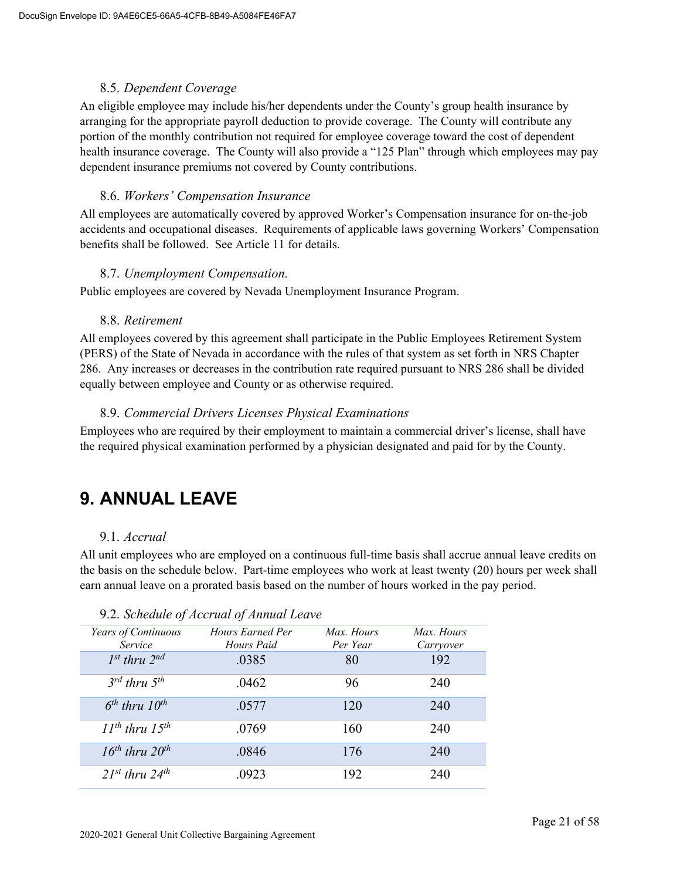### 8.5. *Dependent Coverage*

An eligible employee may include his/her dependents under the County's group health insurance by arranging for the appropriate payroll deduction to provide coverage. The County will contribute any portion of the monthly contribution not required for employee coverage toward the cost of dependent health insurance coverage. The County will also provide a "125 Plan" through which employees may pay dependent insurance premiums not covered by County contributions.

### 8.6. *Workers' Compensation Insurance*

All employees are automatically covered by approved Worker's Compensation insurance for on-the-job accidents and occupational diseases. Requirements of applicable laws governing Workers' Compensation benefits shall be followed. See Article 11 for details.

### 8.7. *Unemployment Compensation.*

Public employees are covered by Nevada Unemployment Insurance Program.

### 8.8. *Retirement*

All employees covered by this agreement shall participate in the Public Employees Retirement System (PERS) of the State of Nevada in accordance with the rules of that system as set forth in NRS Chapter 286. Any increases or decreases in the contribution rate required pursuant to NRS 286 shall be divided equally between employee and County or as otherwise required.

### 8.9. *Commercial Drivers Licenses Physical Examinations*

Employees who are required by their employment to maintain a commercial driver's license, shall have the required physical examination performed by a physician designated and paid for by the County.

# 9. ANNUAL LEAVE

### 9.1. *Accrual*

All unit employees who are employed on a continuous full-time basis shall accrue annual leave credits on the basis on the schedule below. Part-time employees who work at least twenty (20) hours per week shall earn annual leave on a prorated basis based on the number of hours worked in the pay period.

### 9.2. *Schedule of Accrual of Annual Leave*

| *Years of Continuous Service* | *Hours Earned Per Hours Paid* | *Max. Hours Per Year* | *Max. Hours Carryover* |
|---|---|---|---|
| *1st thru 2nd* | .0385 | 80 | 192 |
| *3rd thru 5th* | .0462 | 96 | 240 |
| *6th thru 10th* | .0577 | 120 | 240 |
| *11th thru 15th* | .0769 | 160 | 240 |
| *16th thru 20th* | .0846 | 176 | 240 |
| *21st thru 24th* | .0923 | 192 | 240 |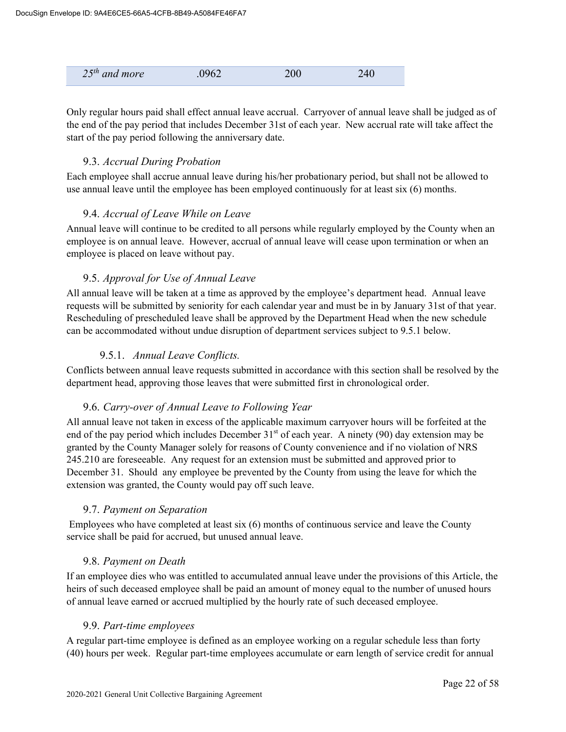| *25th and more* | .0962 | 200 | 240 |
|---|---|---|---|

Only regular hours paid shall effect annual leave accrual. Carryover of annual leave shall be judged as of the end of the pay period that includes December 31st of each year. New accrual rate will take affect the start of the pay period following the anniversary date.

### 9.3. *Accrual During Probation*

Each employee shall accrue annual leave during his/her probationary period, but shall not be allowed to use annual leave until the employee has been employed continuously for at least six (6) months.

### 9.4. *Accrual of Leave While on Leave*

Annual leave will continue to be credited to all persons while regularly employed by the County when an employee is on annual leave. However, accrual of annual leave will cease upon termination or when an employee is placed on leave without pay.

### 9.5. *Approval for Use of Annual Leave*

All annual leave will be taken at a time as approved by the employee's department head. Annual leave requests will be submitted by seniority for each calendar year and must be in by January 31st of that year. Rescheduling of prescheduled leave shall be approved by the Department Head when the new schedule can be accommodated without undue disruption of department services subject to 9.5.1 below.

#### 9.5.1. *Annual Leave Conflicts.*

Conflicts between annual leave requests submitted in accordance with this section shall be resolved by the department head, approving those leaves that were submitted first in chronological order.

### 9.6. *Carry-over of Annual Leave to Following Year*

All annual leave not taken in excess of the applicable maximum carryover hours will be forfeited at the end of the pay period which includes December 31st of each year. A ninety (90) day extension may be granted by the County Manager solely for reasons of County convenience and if no violation of NRS 245.210 are foreseeable. Any request for an extension must be submitted and approved prior to December 31. Should any employee be prevented by the County from using the leave for which the extension was granted, the County would pay off such leave.

### 9.7. *Payment on Separation*

Employees who have completed at least six (6) months of continuous service and leave the County service shall be paid for accrued, but unused annual leave.

### 9.8. *Payment on Death*

If an employee dies who was entitled to accumulated annual leave under the provisions of this Article, the heirs of such deceased employee shall be paid an amount of money equal to the number of unused hours of annual leave earned or accrued multiplied by the hourly rate of such deceased employee.

### 9.9. *Part-time employees*

A regular part-time employee is defined as an employee working on a regular schedule less than forty (40) hours per week. Regular part-time employees accumulate or earn length of service credit for annual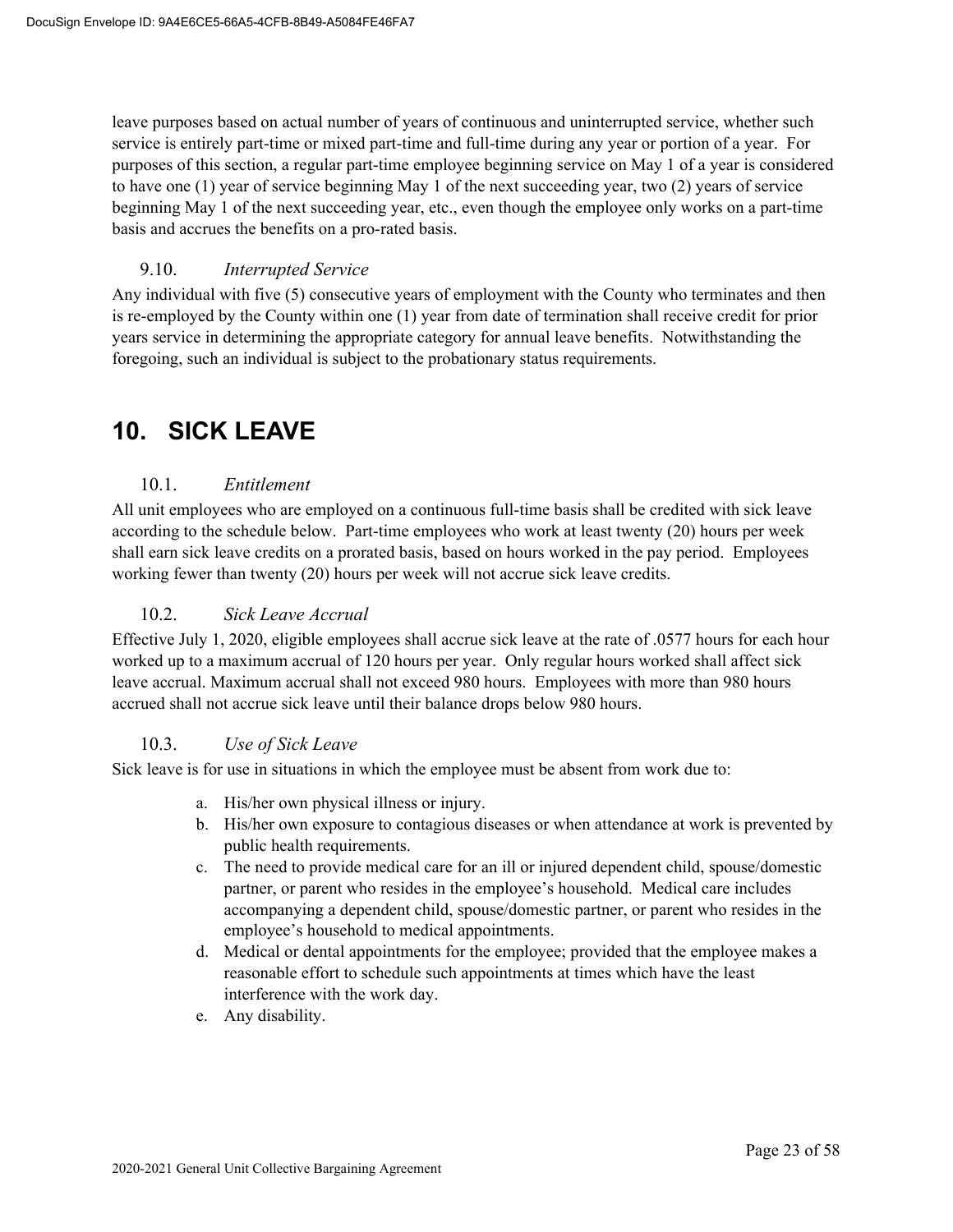leave purposes based on actual number of years of continuous and uninterrupted service, whether such service is entirely part-time or mixed part-time and full-time during any year or portion of a year. For purposes of this section, a regular part-time employee beginning service on May 1 of a year is considered to have one (1) year of service beginning May 1 of the next succeeding year, two (2) years of service beginning May 1 of the next succeeding year, etc., even though the employee only works on a part-time basis and accrues the benefits on a pro-rated basis.

### 9.10. *Interrupted Service*

Any individual with five (5) consecutive years of employment with the County who terminates and then is re-employed by the County within one (1) year from date of termination shall receive credit for prior years service in determining the appropriate category for annual leave benefits. Notwithstanding the foregoing, such an individual is subject to the probationary status requirements.

# 10. SICK LEAVE

### 10.1. *Entitlement*

All unit employees who are employed on a continuous full-time basis shall be credited with sick leave according to the schedule below. Part-time employees who work at least twenty (20) hours per week shall earn sick leave credits on a prorated basis, based on hours worked in the pay period. Employees working fewer than twenty (20) hours per week will not accrue sick leave credits.

### 10.2. *Sick Leave Accrual*

Effective July 1, 2020, eligible employees shall accrue sick leave at the rate of .0577 hours for each hour worked up to a maximum accrual of 120 hours per year. Only regular hours worked shall affect sick leave accrual. Maximum accrual shall not exceed 980 hours. Employees with more than 980 hours accrued shall not accrue sick leave until their balance drops below 980 hours.

### 10.3. *Use of Sick Leave*

Sick leave is for use in situations in which the employee must be absent from work due to:

a. His/her own physical illness or injury.
b. His/her own exposure to contagious diseases or when attendance at work is prevented by public health requirements.
c. The need to provide medical care for an ill or injured dependent child, spouse/domestic partner, or parent who resides in the employee's household. Medical care includes accompanying a dependent child, spouse/domestic partner, or parent who resides in the employee's household to medical appointments.
d. Medical or dental appointments for the employee; provided that the employee makes a reasonable effort to schedule such appointments at times which have the least interference with the work day.
e. Any disability.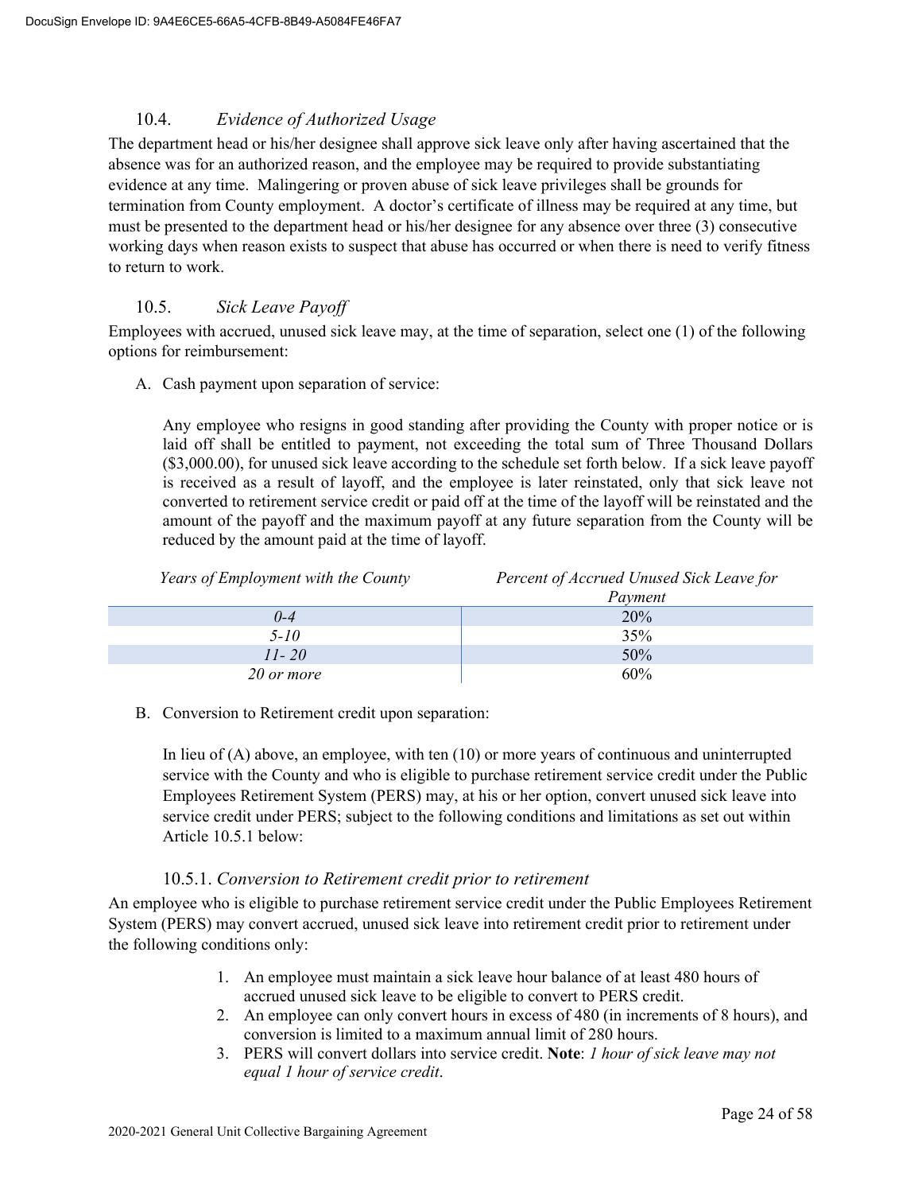## 10.4. *Evidence of Authorized Usage*

The department head or his/her designee shall approve sick leave only after having ascertained that the absence was for an authorized reason, and the employee may be required to provide substantiating evidence at any time. Malingering or proven abuse of sick leave privileges shall be grounds for termination from County employment. A doctor's certificate of illness may be required at any time, but must be presented to the department head or his/her designee for any absence over three (3) consecutive working days when reason exists to suspect that abuse has occurred or when there is need to verify fitness to return to work.

## 10.5. *Sick Leave Payoff*

Employees with accrued, unused sick leave may, at the time of separation, select one (1) of the following options for reimbursement:

A. Cash payment upon separation of service:

Any employee who resigns in good standing after providing the County with proper notice or is laid off shall be entitled to payment, not exceeding the total sum of Three Thousand Dollars ($3,000.00), for unused sick leave according to the schedule set forth below. If a sick leave payoff is received as a result of layoff, and the employee is later reinstated, only that sick leave not converted to retirement service credit or paid off at the time of the layoff will be reinstated and the amount of the payoff and the maximum payoff at any future separation from the County will be reduced by the amount paid at the time of layoff.

| *Years of Employment with the County* | *Percent of Accrued Unused Sick Leave for Payment* |
|---|---|
| *0-4* | 20% |
| *5-10* | 35% |
| *11- 20* | 50% |
| *20 or more* | 60% |

B. Conversion to Retirement credit upon separation:

In lieu of (A) above, an employee, with ten (10) or more years of continuous and uninterrupted service with the County and who is eligible to purchase retirement service credit under the Public Employees Retirement System (PERS) may, at his or her option, convert unused sick leave into service credit under PERS; subject to the following conditions and limitations as set out within Article 10.5.1 below:

### 10.5.1. *Conversion to Retirement credit prior to retirement*

An employee who is eligible to purchase retirement service credit under the Public Employees Retirement System (PERS) may convert accrued, unused sick leave into retirement credit prior to retirement under the following conditions only:

1. An employee must maintain a sick leave hour balance of at least 480 hours of accrued unused sick leave to be eligible to convert to PERS credit.
2. An employee can only convert hours in excess of 480 (in increments of 8 hours), and conversion is limited to a maximum annual limit of 280 hours.
3. PERS will convert dollars into service credit. **Note**: *1 hour of sick leave may not equal 1 hour of service credit*.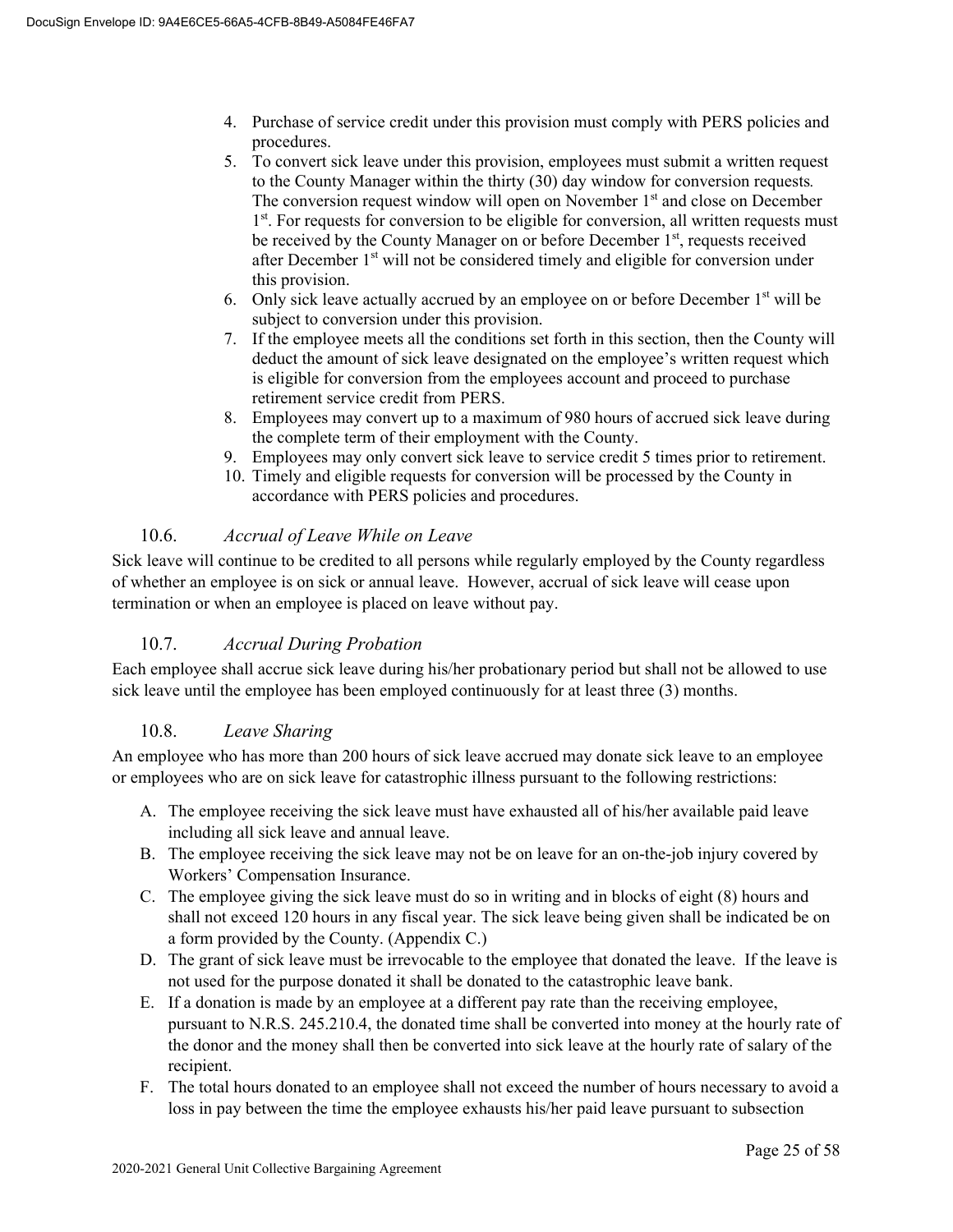4. Purchase of service credit under this provision must comply with PERS policies and procedures.
5. To convert sick leave under this provision, employees must submit a written request to the County Manager within the thirty (30) day window for conversion requests*.* The conversion request window will open on November 1st and close on December 1st. For requests for conversion to be eligible for conversion, all written requests must be received by the County Manager on or before December 1st, requests received after December 1st will not be considered timely and eligible for conversion under this provision.
6. Only sick leave actually accrued by an employee on or before December 1st will be subject to conversion under this provision.
7. If the employee meets all the conditions set forth in this section, then the County will deduct the amount of sick leave designated on the employee's written request which is eligible for conversion from the employees account and proceed to purchase retirement service credit from PERS.
8. Employees may convert up to a maximum of 980 hours of accrued sick leave during the complete term of their employment with the County.
9. Employees may only convert sick leave to service credit 5 times prior to retirement.
10. Timely and eligible requests for conversion will be processed by the County in accordance with PERS policies and procedures.

### 10.6. *Accrual of Leave While on Leave*

Sick leave will continue to be credited to all persons while regularly employed by the County regardless of whether an employee is on sick or annual leave. However, accrual of sick leave will cease upon termination or when an employee is placed on leave without pay.

### 10.7. *Accrual During Probation*

Each employee shall accrue sick leave during his/her probationary period but shall not be allowed to use sick leave until the employee has been employed continuously for at least three (3) months.

### 10.8. *Leave Sharing*

An employee who has more than 200 hours of sick leave accrued may donate sick leave to an employee or employees who are on sick leave for catastrophic illness pursuant to the following restrictions:

A. The employee receiving the sick leave must have exhausted all of his/her available paid leave including all sick leave and annual leave.
B. The employee receiving the sick leave may not be on leave for an on-the-job injury covered by Workers' Compensation Insurance.
C. The employee giving the sick leave must do so in writing and in blocks of eight (8) hours and shall not exceed 120 hours in any fiscal year. The sick leave being given shall be indicated be on a form provided by the County. (Appendix C.)
D. The grant of sick leave must be irrevocable to the employee that donated the leave. If the leave is not used for the purpose donated it shall be donated to the catastrophic leave bank.
E. If a donation is made by an employee at a different pay rate than the receiving employee, pursuant to N.R.S. 245.210.4, the donated time shall be converted into money at the hourly rate of the donor and the money shall then be converted into sick leave at the hourly rate of salary of the recipient.
F. The total hours donated to an employee shall not exceed the number of hours necessary to avoid a loss in pay between the time the employee exhausts his/her paid leave pursuant to subsection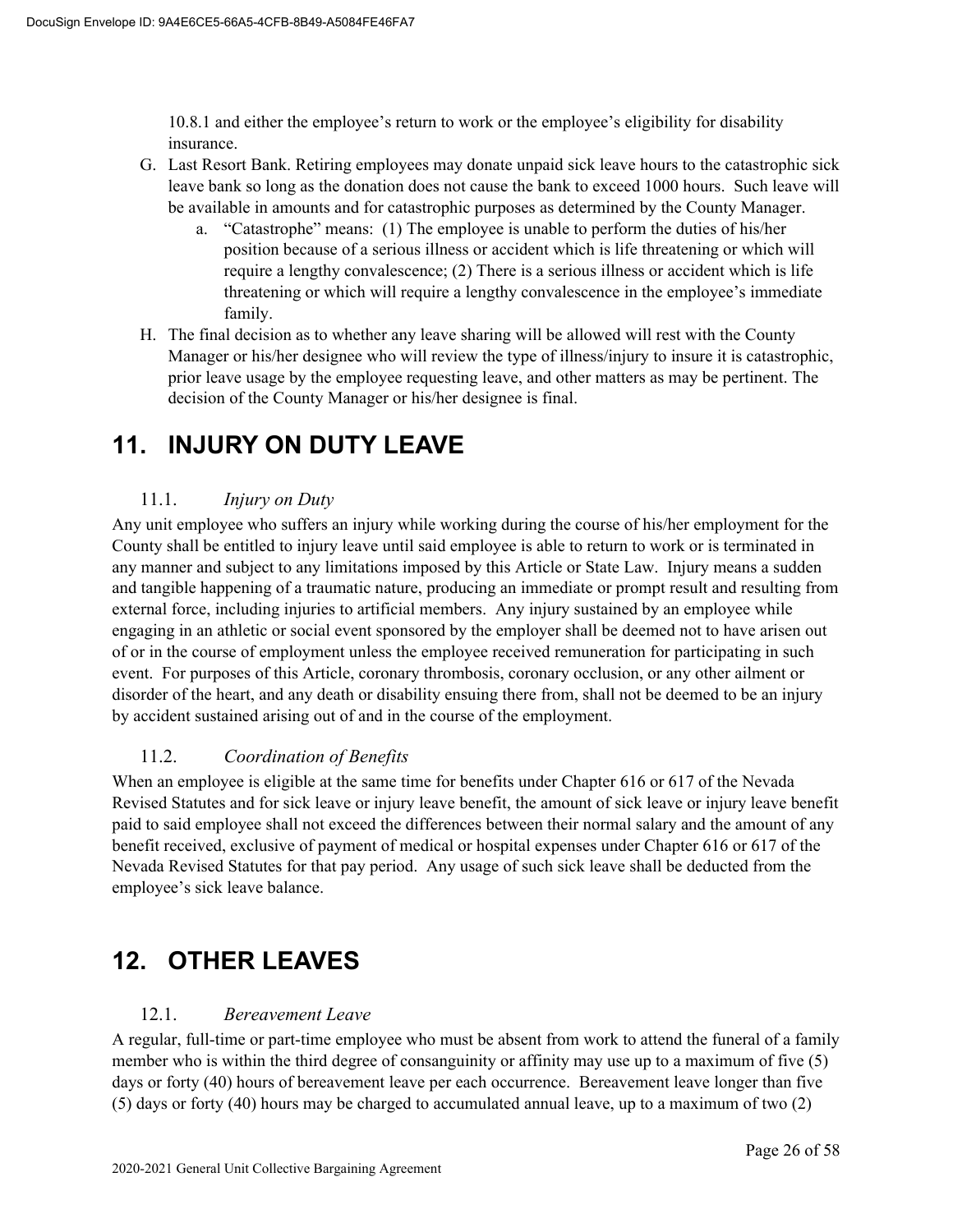10.8.1 and either the employee's return to work or the employee's eligibility for disability insurance.

G. Last Resort Bank. Retiring employees may donate unpaid sick leave hours to the catastrophic sick leave bank so long as the donation does not cause the bank to exceed 1000 hours. Such leave will be available in amounts and for catastrophic purposes as determined by the County Manager.
   a. "Catastrophe" means: (1) The employee is unable to perform the duties of his/her position because of a serious illness or accident which is life threatening or which will require a lengthy convalescence; (2) There is a serious illness or accident which is life threatening or which will require a lengthy convalescence in the employee's immediate family.

H. The final decision as to whether any leave sharing will be allowed will rest with the County Manager or his/her designee who will review the type of illness/injury to insure it is catastrophic, prior leave usage by the employee requesting leave, and other matters as may be pertinent. The decision of the County Manager or his/her designee is final.

# 11. INJURY ON DUTY LEAVE

## 11.1. *Injury on Duty*

Any unit employee who suffers an injury while working during the course of his/her employment for the County shall be entitled to injury leave until said employee is able to return to work or is terminated in any manner and subject to any limitations imposed by this Article or State Law. Injury means a sudden and tangible happening of a traumatic nature, producing an immediate or prompt result and resulting from external force, including injuries to artificial members. Any injury sustained by an employee while engaging in an athletic or social event sponsored by the employer shall be deemed not to have arisen out of or in the course of employment unless the employee received remuneration for participating in such event. For purposes of this Article, coronary thrombosis, coronary occlusion, or any other ailment or disorder of the heart, and any death or disability ensuing there from, shall not be deemed to be an injury by accident sustained arising out of and in the course of the employment.

## 11.2. *Coordination of Benefits*

When an employee is eligible at the same time for benefits under Chapter 616 or 617 of the Nevada Revised Statutes and for sick leave or injury leave benefit, the amount of sick leave or injury leave benefit paid to said employee shall not exceed the differences between their normal salary and the amount of any benefit received, exclusive of payment of medical or hospital expenses under Chapter 616 or 617 of the Nevada Revised Statutes for that pay period. Any usage of such sick leave shall be deducted from the employee's sick leave balance.

# 12. OTHER LEAVES

## 12.1. *Bereavement Leave*

A regular, full-time or part-time employee who must be absent from work to attend the funeral of a family member who is within the third degree of consanguinity or affinity may use up to a maximum of five (5) days or forty (40) hours of bereavement leave per each occurrence. Bereavement leave longer than five (5) days or forty (40) hours may be charged to accumulated annual leave, up to a maximum of two (2)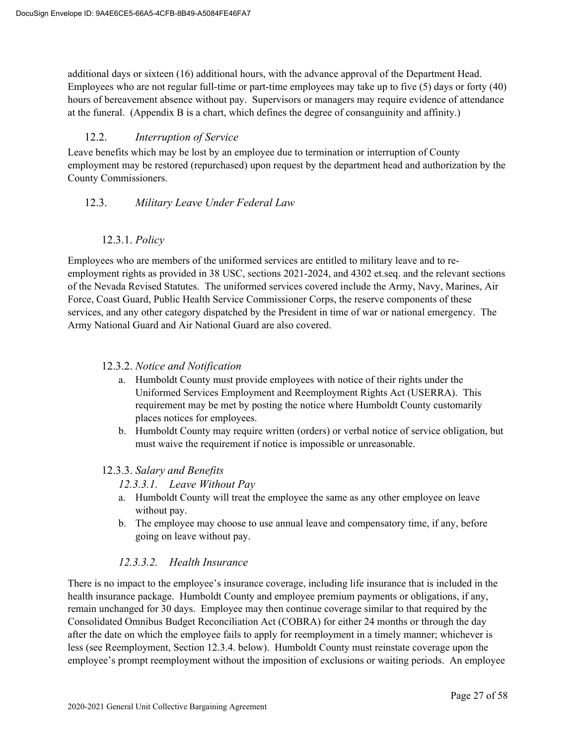additional days or sixteen (16) additional hours, with the advance approval of the Department Head. Employees who are not regular full-time or part-time employees may take up to five (5) days or forty (40) hours of bereavement absence without pay. Supervisors or managers may require evidence of attendance at the funeral. (Appendix B is a chart, which defines the degree of consanguinity and affinity.)

### 12.2. *Interruption of Service*

Leave benefits which may be lost by an employee due to termination or interruption of County employment may be restored (repurchased) upon request by the department head and authorization by the County Commissioners.

### 12.3. *Military Leave Under Federal Law*

#### 12.3.1. *Policy*

Employees who are members of the uniformed services are entitled to military leave and to re-employment rights as provided in 38 USC, sections 2021-2024, and 4302 et.seq. and the relevant sections of the Nevada Revised Statutes. The uniformed services covered include the Army, Navy, Marines, Air Force, Coast Guard, Public Health Service Commissioner Corps, the reserve components of these services, and any other category dispatched by the President in time of war or national emergency. The Army National Guard and Air National Guard are also covered.

#### 12.3.2. *Notice and Notification*

a. Humboldt County must provide employees with notice of their rights under the Uniformed Services Employment and Reemployment Rights Act (USERRA). This requirement may be met by posting the notice where Humboldt County customarily places notices for employees.
b. Humboldt County may require written (orders) or verbal notice of service obligation, but must waive the requirement if notice is impossible or unreasonable.

#### 12.3.3. *Salary and Benefits*

##### *12.3.3.1. Leave Without Pay*

a. Humboldt County will treat the employee the same as any other employee on leave without pay.
b. The employee may choose to use annual leave and compensatory time, if any, before going on leave without pay.

##### *12.3.3.2. Health Insurance*

There is no impact to the employee's insurance coverage, including life insurance that is included in the health insurance package. Humboldt County and employee premium payments or obligations, if any, remain unchanged for 30 days. Employee may then continue coverage similar to that required by the Consolidated Omnibus Budget Reconciliation Act (COBRA) for either 24 months or through the day after the date on which the employee fails to apply for reemployment in a timely manner; whichever is less (see Reemployment, Section 12.3.4. below). Humboldt County must reinstate coverage upon the employee's prompt reemployment without the imposition of exclusions or waiting periods. An employee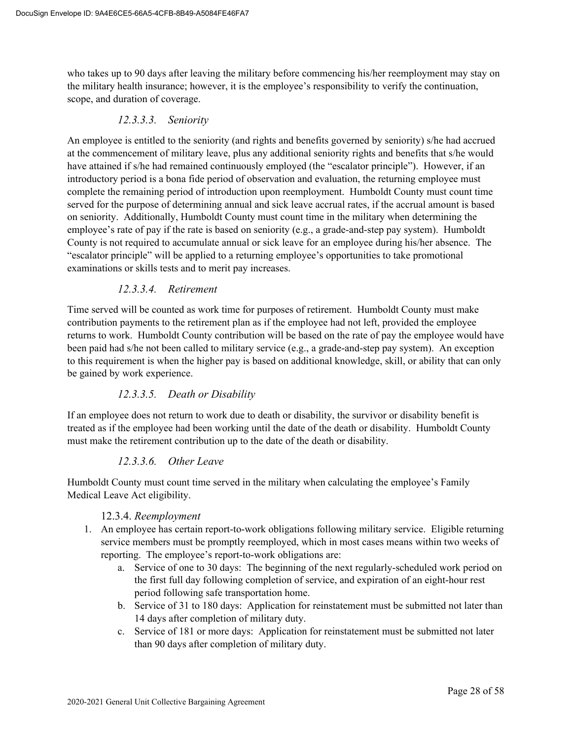who takes up to 90 days after leaving the military before commencing his/her reemployment may stay on the military health insurance; however, it is the employee's responsibility to verify the continuation, scope, and duration of coverage.

##### *12.3.3.3. Seniority*

An employee is entitled to the seniority (and rights and benefits governed by seniority) s/he had accrued at the commencement of military leave, plus any additional seniority rights and benefits that s/he would have attained if s/he had remained continuously employed (the "escalator principle"). However, if an introductory period is a bona fide period of observation and evaluation, the returning employee must complete the remaining period of introduction upon reemployment. Humboldt County must count time served for the purpose of determining annual and sick leave accrual rates, if the accrual amount is based on seniority. Additionally, Humboldt County must count time in the military when determining the employee's rate of pay if the rate is based on seniority (e.g., a grade-and-step pay system). Humboldt County is not required to accumulate annual or sick leave for an employee during his/her absence. The "escalator principle" will be applied to a returning employee's opportunities to take promotional examinations or skills tests and to merit pay increases.

##### *12.3.3.4. Retirement*

Time served will be counted as work time for purposes of retirement. Humboldt County must make contribution payments to the retirement plan as if the employee had not left, provided the employee returns to work. Humboldt County contribution will be based on the rate of pay the employee would have been paid had s/he not been called to military service (e.g., a grade-and-step pay system). An exception to this requirement is when the higher pay is based on additional knowledge, skill, or ability that can only be gained by work experience.

##### *12.3.3.5. Death or Disability*

If an employee does not return to work due to death or disability, the survivor or disability benefit is treated as if the employee had been working until the date of the death or disability. Humboldt County must make the retirement contribution up to the date of the death or disability.

##### *12.3.3.6. Other Leave*

Humboldt County must count time served in the military when calculating the employee's Family Medical Leave Act eligibility.

#### 12.3.4. *Reemployment*

1. An employee has certain report-to-work obligations following military service. Eligible returning service members must be promptly reemployed, which in most cases means within two weeks of reporting. The employee's report-to-work obligations are:
   a. Service of one to 30 days: The beginning of the next regularly-scheduled work period on the first full day following completion of service, and expiration of an eight-hour rest period following safe transportation home.
   b. Service of 31 to 180 days: Application for reinstatement must be submitted not later than 14 days after completion of military duty.
   c. Service of 181 or more days: Application for reinstatement must be submitted not later than 90 days after completion of military duty.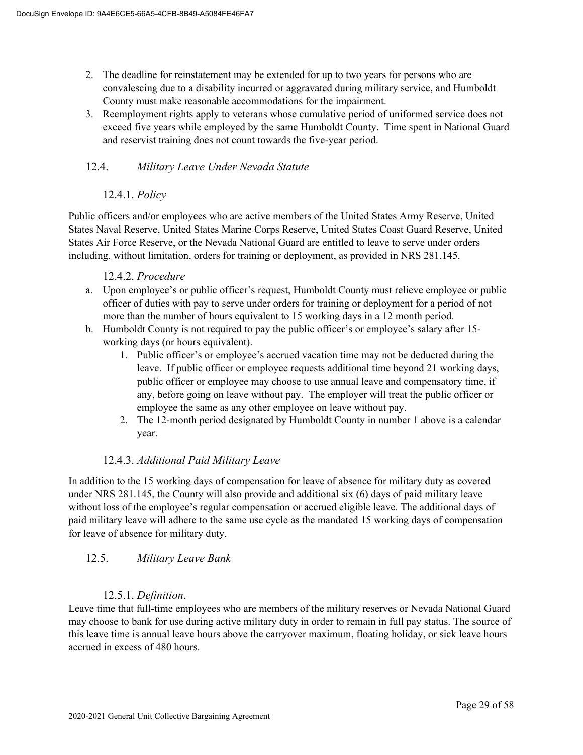2. The deadline for reinstatement may be extended for up to two years for persons who are convalescing due to a disability incurred or aggravated during military service, and Humboldt County must make reasonable accommodations for the impairment.
3. Reemployment rights apply to veterans whose cumulative period of uniformed service does not exceed five years while employed by the same Humboldt County. Time spent in National Guard and reservist training does not count towards the five-year period.

## 12.4. *Military Leave Under Nevada Statute*

### 12.4.1. *Policy*

Public officers and/or employees who are active members of the United States Army Reserve, United States Naval Reserve, United States Marine Corps Reserve, United States Coast Guard Reserve, United States Air Force Reserve, or the Nevada National Guard are entitled to leave to serve under orders including, without limitation, orders for training or deployment, as provided in NRS 281.145.

### 12.4.2. *Procedure*

a. Upon employee's or public officer's request, Humboldt County must relieve employee or public officer of duties with pay to serve under orders for training or deployment for a period of not more than the number of hours equivalent to 15 working days in a 12 month period.
b. Humboldt County is not required to pay the public officer's or employee's salary after 15-working days (or hours equivalent).
    1. Public officer's or employee's accrued vacation time may not be deducted during the leave. If public officer or employee requests additional time beyond 21 working days, public officer or employee may choose to use annual leave and compensatory time, if any, before going on leave without pay. The employer will treat the public officer or employee the same as any other employee on leave without pay.
    2. The 12-month period designated by Humboldt County in number 1 above is a calendar year.

### 12.4.3. *Additional Paid Military Leave*

In addition to the 15 working days of compensation for leave of absence for military duty as covered under NRS 281.145, the County will also provide and additional six (6) days of paid military leave without loss of the employee's regular compensation or accrued eligible leave. The additional days of paid military leave will adhere to the same use cycle as the mandated 15 working days of compensation for leave of absence for military duty.

## 12.5. *Military Leave Bank*

### 12.5.1. *Definition*.

Leave time that full-time employees who are members of the military reserves or Nevada National Guard may choose to bank for use during active military duty in order to remain in full pay status. The source of this leave time is annual leave hours above the carryover maximum, floating holiday, or sick leave hours accrued in excess of 480 hours.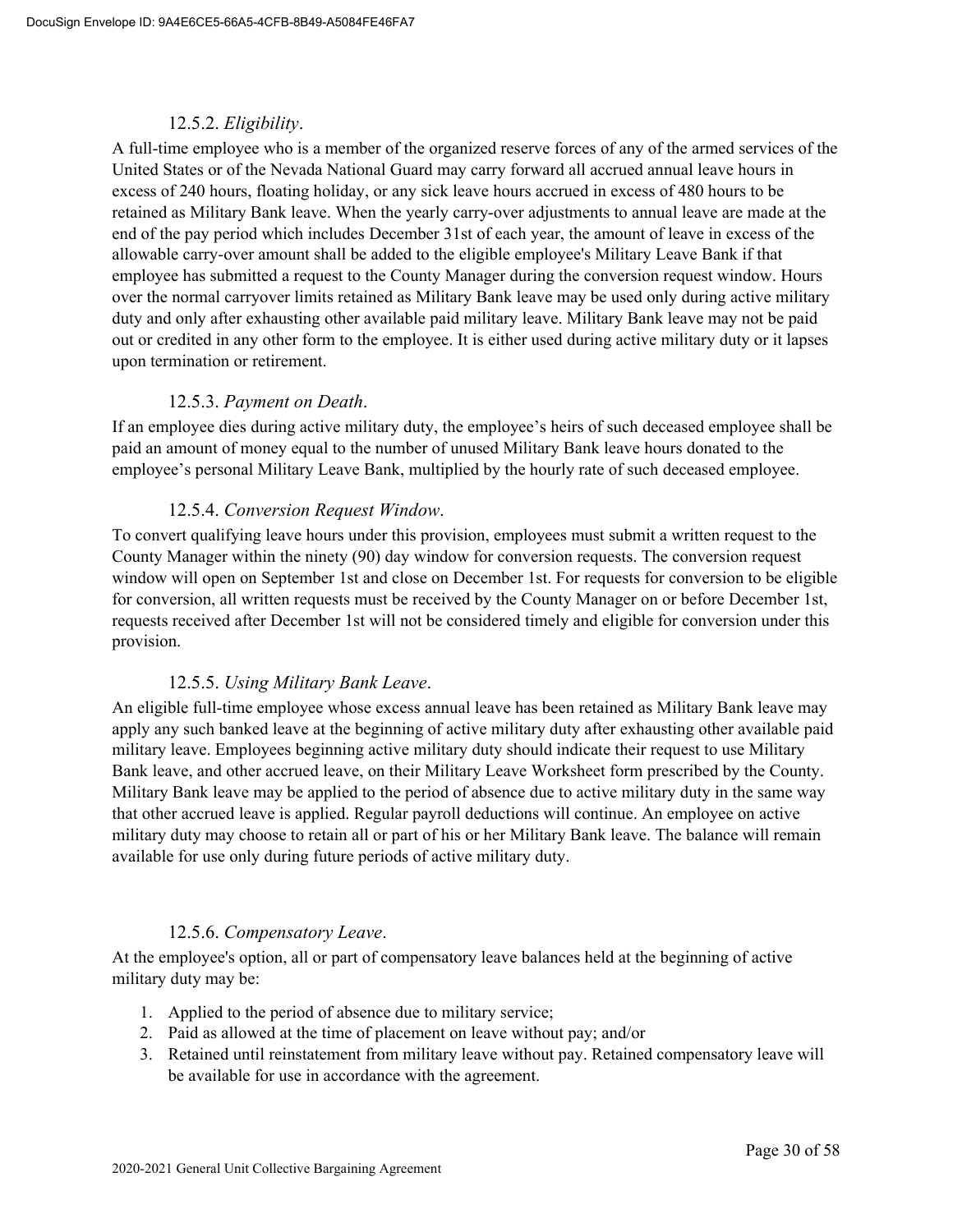#### 12.5.2. *Eligibility*.

A full-time employee who is a member of the organized reserve forces of any of the armed services of the United States or of the Nevada National Guard may carry forward all accrued annual leave hours in excess of 240 hours, floating holiday, or any sick leave hours accrued in excess of 480 hours to be retained as Military Bank leave. When the yearly carry-over adjustments to annual leave are made at the end of the pay period which includes December 31st of each year, the amount of leave in excess of the allowable carry-over amount shall be added to the eligible employee's Military Leave Bank if that employee has submitted a request to the County Manager during the conversion request window. Hours over the normal carryover limits retained as Military Bank leave may be used only during active military duty and only after exhausting other available paid military leave. Military Bank leave may not be paid out or credited in any other form to the employee. It is either used during active military duty or it lapses upon termination or retirement.

#### 12.5.3. *Payment on Death*.

If an employee dies during active military duty, the employee's heirs of such deceased employee shall be paid an amount of money equal to the number of unused Military Bank leave hours donated to the employee's personal Military Leave Bank, multiplied by the hourly rate of such deceased employee.

#### 12.5.4. *Conversion Request Window*.

To convert qualifying leave hours under this provision, employees must submit a written request to the County Manager within the ninety (90) day window for conversion requests. The conversion request window will open on September 1st and close on December 1st. For requests for conversion to be eligible for conversion, all written requests must be received by the County Manager on or before December 1st, requests received after December 1st will not be considered timely and eligible for conversion under this provision.

#### 12.5.5. *Using Military Bank Leave*.

An eligible full-time employee whose excess annual leave has been retained as Military Bank leave may apply any such banked leave at the beginning of active military duty after exhausting other available paid military leave. Employees beginning active military duty should indicate their request to use Military Bank leave, and other accrued leave, on their Military Leave Worksheet form prescribed by the County. Military Bank leave may be applied to the period of absence due to active military duty in the same way that other accrued leave is applied. Regular payroll deductions will continue. An employee on active military duty may choose to retain all or part of his or her Military Bank leave. The balance will remain available for use only during future periods of active military duty.

#### 12.5.6. *Compensatory Leave*.

At the employee's option, all or part of compensatory leave balances held at the beginning of active military duty may be:

1. Applied to the period of absence due to military service;
2. Paid as allowed at the time of placement on leave without pay; and/or
3. Retained until reinstatement from military leave without pay. Retained compensatory leave will be available for use in accordance with the agreement.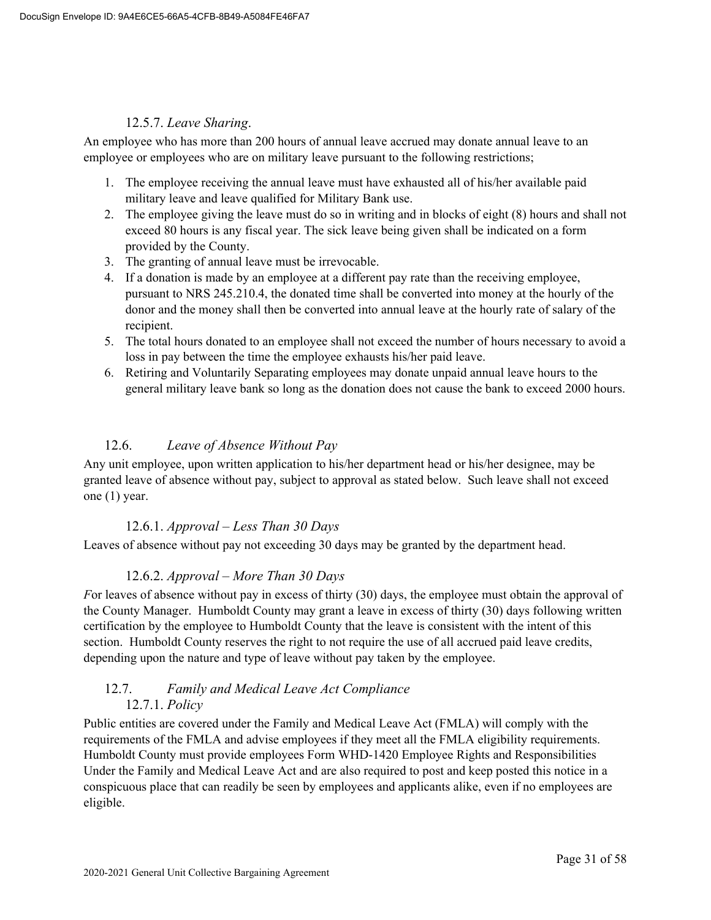#### 12.5.7. *Leave Sharing*.

An employee who has more than 200 hours of annual leave accrued may donate annual leave to an employee or employees who are on military leave pursuant to the following restrictions;

1. The employee receiving the annual leave must have exhausted all of his/her available paid military leave and leave qualified for Military Bank use.
2. The employee giving the leave must do so in writing and in blocks of eight (8) hours and shall not exceed 80 hours is any fiscal year. The sick leave being given shall be indicated on a form provided by the County.
3. The granting of annual leave must be irrevocable.
4. If a donation is made by an employee at a different pay rate than the receiving employee, pursuant to NRS 245.210.4, the donated time shall be converted into money at the hourly of the donor and the money shall then be converted into annual leave at the hourly rate of salary of the recipient.
5. The total hours donated to an employee shall not exceed the number of hours necessary to avoid a loss in pay between the time the employee exhausts his/her paid leave.
6. Retiring and Voluntarily Separating employees may donate unpaid annual leave hours to the general military leave bank so long as the donation does not cause the bank to exceed 2000 hours.

### 12.6. *Leave of Absence Without Pay*

Any unit employee, upon written application to his/her department head or his/her designee, may be granted leave of absence without pay, subject to approval as stated below. Such leave shall not exceed one (1) year.

#### 12.6.1. *Approval – Less Than 30 Days*

Leaves of absence without pay not exceeding 30 days may be granted by the department head.

#### 12.6.2. *Approval – More Than 30 Days*

*F*or leaves of absence without pay in excess of thirty (30) days, the employee must obtain the approval of the County Manager. Humboldt County may grant a leave in excess of thirty (30) days following written certification by the employee to Humboldt County that the leave is consistent with the intent of this section. Humboldt County reserves the right to not require the use of all accrued paid leave credits, depending upon the nature and type of leave without pay taken by the employee.

### 12.7. *Family and Medical Leave Act Compliance*

#### 12.7.1. *Policy*

Public entities are covered under the Family and Medical Leave Act (FMLA) will comply with the requirements of the FMLA and advise employees if they meet all the FMLA eligibility requirements. Humboldt County must provide employees Form WHD-1420 Employee Rights and Responsibilities Under the Family and Medical Leave Act and are also required to post and keep posted this notice in a conspicuous place that can readily be seen by employees and applicants alike, even if no employees are eligible.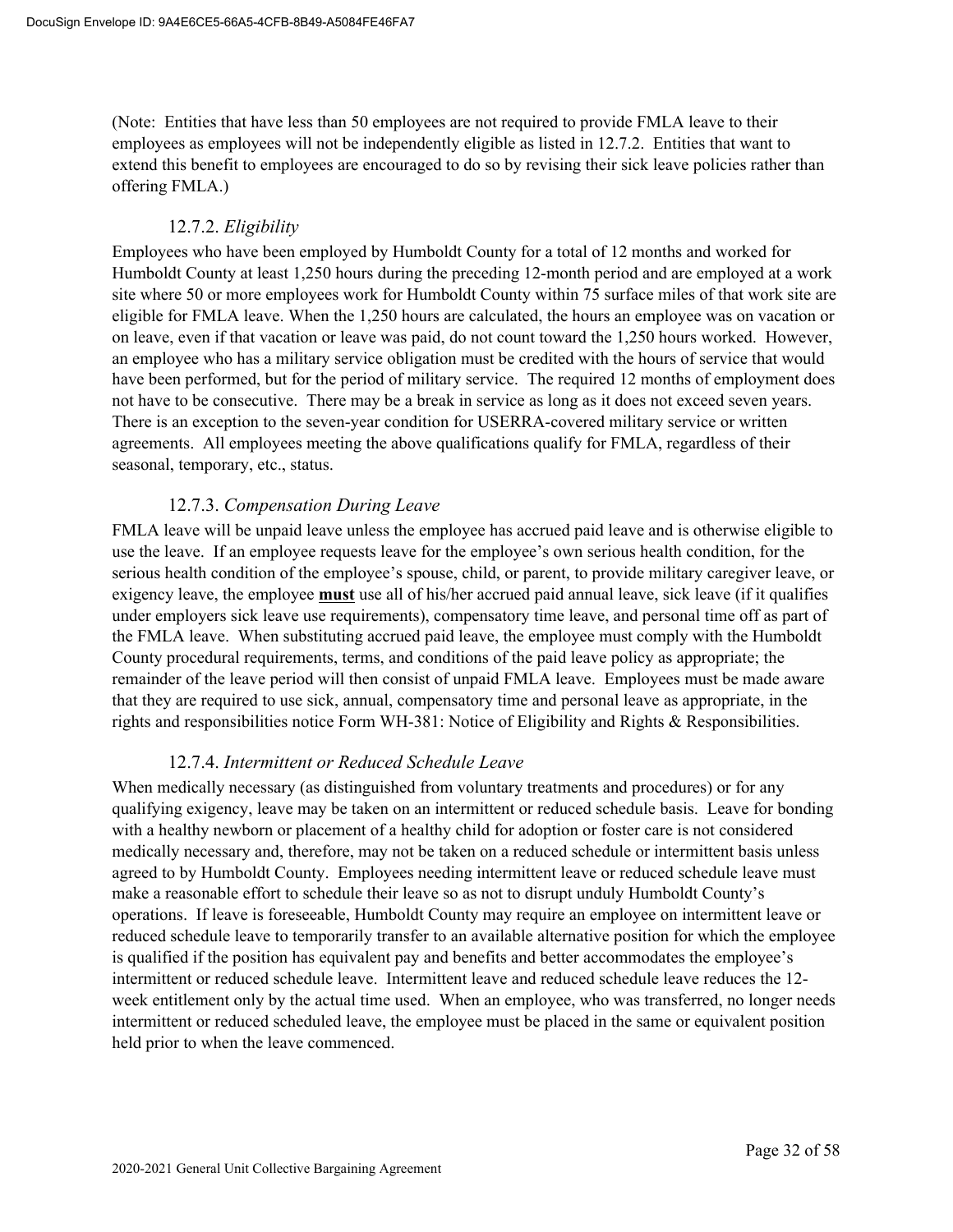(Note: Entities that have less than 50 employees are not required to provide FMLA leave to their employees as employees will not be independently eligible as listed in 12.7.2. Entities that want to extend this benefit to employees are encouraged to do so by revising their sick leave policies rather than offering FMLA.)

### 12.7.2. *Eligibility*

Employees who have been employed by Humboldt County for a total of 12 months and worked for Humboldt County at least 1,250 hours during the preceding 12-month period and are employed at a work site where 50 or more employees work for Humboldt County within 75 surface miles of that work site are eligible for FMLA leave. When the 1,250 hours are calculated, the hours an employee was on vacation or on leave, even if that vacation or leave was paid, do not count toward the 1,250 hours worked. However, an employee who has a military service obligation must be credited with the hours of service that would have been performed, but for the period of military service. The required 12 months of employment does not have to be consecutive. There may be a break in service as long as it does not exceed seven years. There is an exception to the seven-year condition for USERRA-covered military service or written agreements. All employees meeting the above qualifications qualify for FMLA, regardless of their seasonal, temporary, etc., status.

### 12.7.3. *Compensation During Leave*

FMLA leave will be unpaid leave unless the employee has accrued paid leave and is otherwise eligible to use the leave. If an employee requests leave for the employee's own serious health condition, for the serious health condition of the employee's spouse, child, or parent, to provide military caregiver leave, or exigency leave, the employee **must** use all of his/her accrued paid annual leave, sick leave (if it qualifies under employers sick leave use requirements), compensatory time leave, and personal time off as part of the FMLA leave. When substituting accrued paid leave, the employee must comply with the Humboldt County procedural requirements, terms, and conditions of the paid leave policy as appropriate; the remainder of the leave period will then consist of unpaid FMLA leave. Employees must be made aware that they are required to use sick, annual, compensatory time and personal leave as appropriate, in the rights and responsibilities notice Form WH-381: Notice of Eligibility and Rights & Responsibilities.

### 12.7.4. *Intermittent or Reduced Schedule Leave*

When medically necessary (as distinguished from voluntary treatments and procedures) or for any qualifying exigency, leave may be taken on an intermittent or reduced schedule basis. Leave for bonding with a healthy newborn or placement of a healthy child for adoption or foster care is not considered medically necessary and, therefore, may not be taken on a reduced schedule or intermittent basis unless agreed to by Humboldt County. Employees needing intermittent leave or reduced schedule leave must make a reasonable effort to schedule their leave so as not to disrupt unduly Humboldt County's operations. If leave is foreseeable, Humboldt County may require an employee on intermittent leave or reduced schedule leave to temporarily transfer to an available alternative position for which the employee is qualified if the position has equivalent pay and benefits and better accommodates the employee's intermittent or reduced schedule leave. Intermittent leave and reduced schedule leave reduces the 12-week entitlement only by the actual time used. When an employee, who was transferred, no longer needs intermittent or reduced scheduled leave, the employee must be placed in the same or equivalent position held prior to when the leave commenced.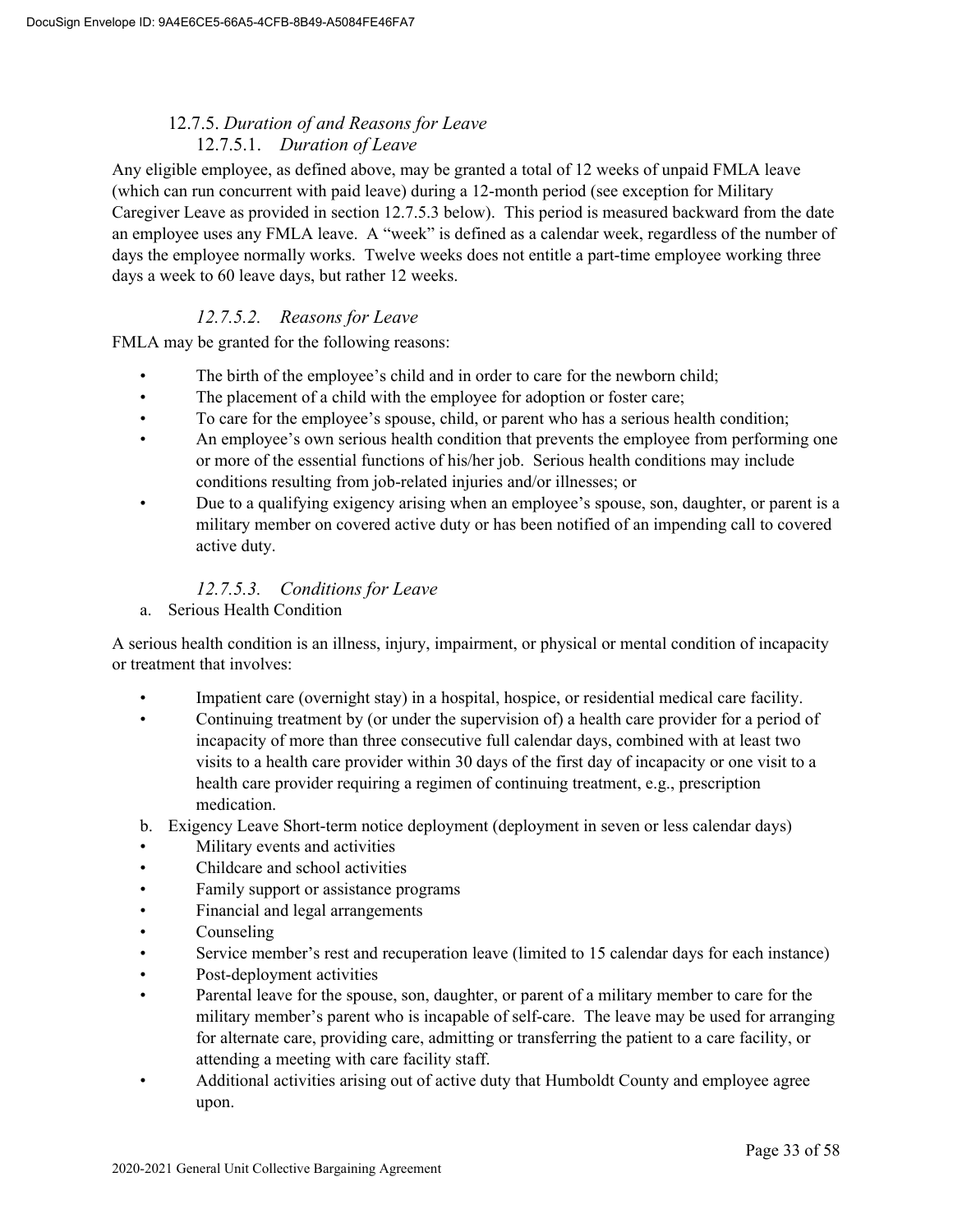### 12.7.5. *Duration of and Reasons for Leave*

#### 12.7.5.1. *Duration of Leave*

Any eligible employee, as defined above, may be granted a total of 12 weeks of unpaid FMLA leave (which can run concurrent with paid leave) during a 12-month period (see exception for Military Caregiver Leave as provided in section 12.7.5.3 below). This period is measured backward from the date an employee uses any FMLA leave. A "week" is defined as a calendar week, regardless of the number of days the employee normally works. Twelve weeks does not entitle a part-time employee working three days a week to 60 leave days, but rather 12 weeks.

#### *12.7.5.2. Reasons for Leave*

FMLA may be granted for the following reasons:

- The birth of the employee's child and in order to care for the newborn child;
- The placement of a child with the employee for adoption or foster care;
- To care for the employee's spouse, child, or parent who has a serious health condition;
- An employee's own serious health condition that prevents the employee from performing one or more of the essential functions of his/her job. Serious health conditions may include conditions resulting from job-related injuries and/or illnesses; or
- Due to a qualifying exigency arising when an employee's spouse, son, daughter, or parent is a military member on covered active duty or has been notified of an impending call to covered active duty.

#### *12.7.5.3. Conditions for Leave*

a. Serious Health Condition

A serious health condition is an illness, injury, impairment, or physical or mental condition of incapacity or treatment that involves:

- Impatient care (overnight stay) in a hospital, hospice, or residential medical care facility.
- Continuing treatment by (or under the supervision of) a health care provider for a period of incapacity of more than three consecutive full calendar days, combined with at least two visits to a health care provider within 30 days of the first day of incapacity or one visit to a health care provider requiring a regimen of continuing treatment, e.g., prescription medication.

b. Exigency Leave Short-term notice deployment (deployment in seven or less calendar days)

- Military events and activities
- Childcare and school activities
- Family support or assistance programs
- Financial and legal arrangements
- Counseling
- Service member's rest and recuperation leave (limited to 15 calendar days for each instance)
- Post-deployment activities
- Parental leave for the spouse, son, daughter, or parent of a military member to care for the military member's parent who is incapable of self-care. The leave may be used for arranging for alternate care, providing care, admitting or transferring the patient to a care facility, or attending a meeting with care facility staff.
- Additional activities arising out of active duty that Humboldt County and employee agree upon.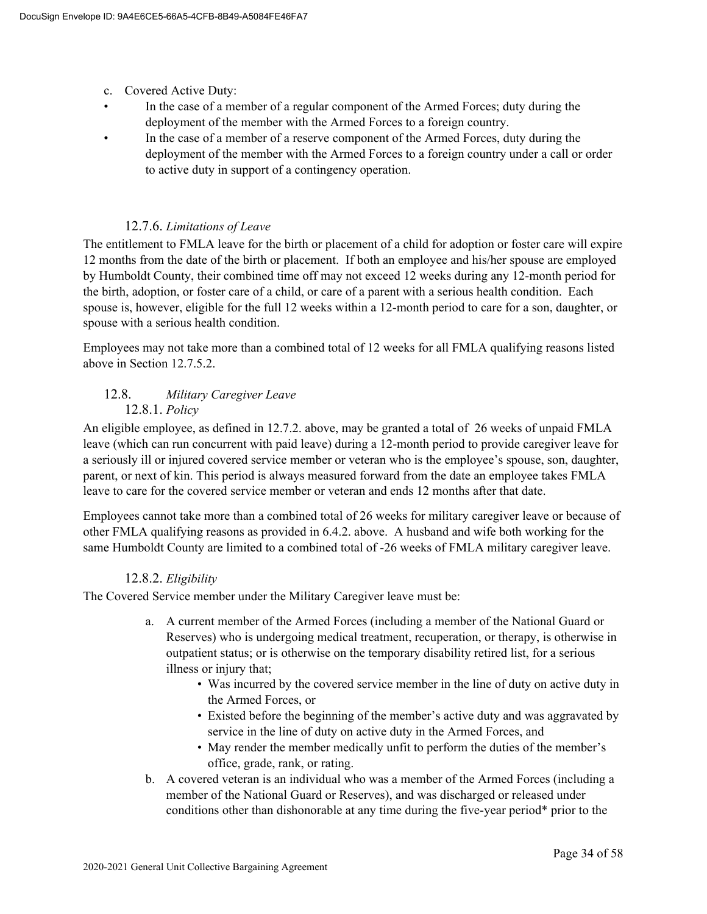c. Covered Active Duty:

- In the case of a member of a regular component of the Armed Forces; duty during the deployment of the member with the Armed Forces to a foreign country.
- In the case of a member of a reserve component of the Armed Forces, duty during the deployment of the member with the Armed Forces to a foreign country under a call or order to active duty in support of a contingency operation.

#### 12.7.6. *Limitations of Leave*

The entitlement to FMLA leave for the birth or placement of a child for adoption or foster care will expire 12 months from the date of the birth or placement. If both an employee and his/her spouse are employed by Humboldt County, their combined time off may not exceed 12 weeks during any 12-month period for the birth, adoption, or foster care of a child, or care of a parent with a serious health condition. Each spouse is, however, eligible for the full 12 weeks within a 12-month period to care for a son, daughter, or spouse with a serious health condition.

Employees may not take more than a combined total of 12 weeks for all FMLA qualifying reasons listed above in Section 12.7.5.2.

### 12.8. *Military Caregiver Leave*

#### 12.8.1. *Policy*

An eligible employee, as defined in 12.7.2. above, may be granted a total of 26 weeks of unpaid FMLA leave (which can run concurrent with paid leave) during a 12-month period to provide caregiver leave for a seriously ill or injured covered service member or veteran who is the employee's spouse, son, daughter, parent, or next of kin. This period is always measured forward from the date an employee takes FMLA leave to care for the covered service member or veteran and ends 12 months after that date.

Employees cannot take more than a combined total of 26 weeks for military caregiver leave or because of other FMLA qualifying reasons as provided in 6.4.2. above. A husband and wife both working for the same Humboldt County are limited to a combined total of -26 weeks of FMLA military caregiver leave.

#### 12.8.2. *Eligibility*

The Covered Service member under the Military Caregiver leave must be:

a. A current member of the Armed Forces (including a member of the National Guard or Reserves) who is undergoing medical treatment, recuperation, or therapy, is otherwise in outpatient status; or is otherwise on the temporary disability retired list, for a serious illness or injury that;
   - Was incurred by the covered service member in the line of duty on active duty in the Armed Forces, or
   - Existed before the beginning of the member's active duty and was aggravated by service in the line of duty on active duty in the Armed Forces, and
   - May render the member medically unfit to perform the duties of the member's office, grade, rank, or rating.

b. A covered veteran is an individual who was a member of the Armed Forces (including a member of the National Guard or Reserves), and was discharged or released under conditions other than dishonorable at any time during the five-year period* prior to the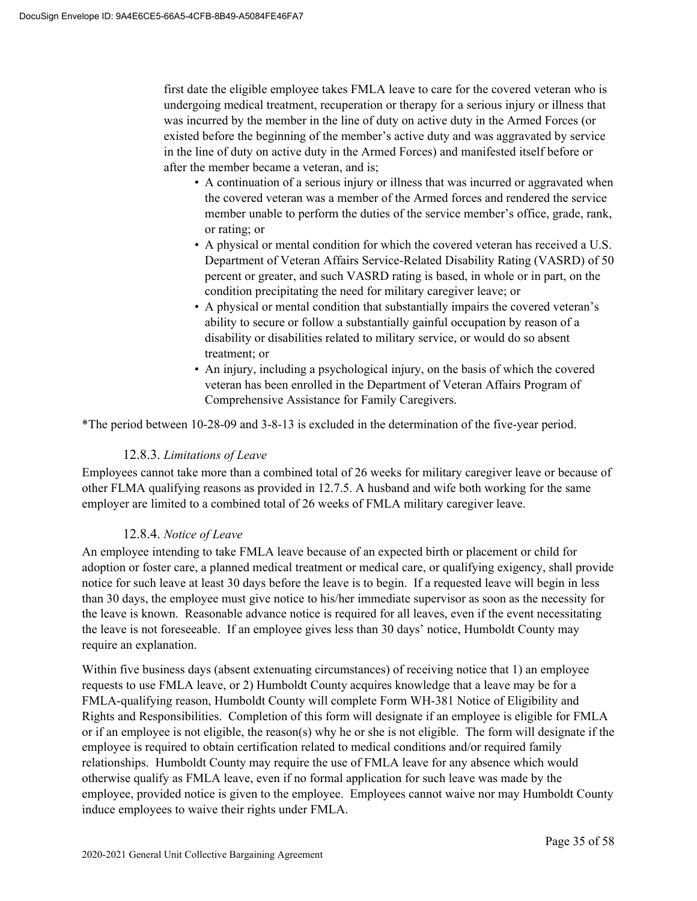first date the eligible employee takes FMLA leave to care for the covered veteran who is undergoing medical treatment, recuperation or therapy for a serious injury or illness that was incurred by the member in the line of duty on active duty in the Armed Forces (or existed before the beginning of the member's active duty and was aggravated by service in the line of duty on active duty in the Armed Forces) and manifested itself before or after the member became a veteran, and is;

- A continuation of a serious injury or illness that was incurred or aggravated when the covered veteran was a member of the Armed forces and rendered the service member unable to perform the duties of the service member's office, grade, rank, or rating; or
- A physical or mental condition for which the covered veteran has received a U.S. Department of Veteran Affairs Service-Related Disability Rating (VASRD) of 50 percent or greater, and such VASRD rating is based, in whole or in part, on the condition precipitating the need for military caregiver leave; or
- A physical or mental condition that substantially impairs the covered veteran's ability to secure or follow a substantially gainful occupation by reason of a disability or disabilities related to military service, or would do so absent treatment; or
- An injury, including a psychological injury, on the basis of which the covered veteran has been enrolled in the Department of Veteran Affairs Program of Comprehensive Assistance for Family Caregivers.

*The period between 10-28-09 and 3-8-13 is excluded in the determination of the five-year period.

### 12.8.3. *Limitations of Leave*

Employees cannot take more than a combined total of 26 weeks for military caregiver leave or because of other FLMA qualifying reasons as provided in 12.7.5. A husband and wife both working for the same employer are limited to a combined total of 26 weeks of FMLA military caregiver leave.

### 12.8.4. *Notice of Leave*

An employee intending to take FMLA leave because of an expected birth or placement or child for adoption or foster care, a planned medical treatment or medical care, or qualifying exigency, shall provide notice for such leave at least 30 days before the leave is to begin. If a requested leave will begin in less than 30 days, the employee must give notice to his/her immediate supervisor as soon as the necessity for the leave is known. Reasonable advance notice is required for all leaves, even if the event necessitating the leave is not foreseeable. If an employee gives less than 30 days' notice, Humboldt County may require an explanation.

Within five business days (absent extenuating circumstances) of receiving notice that 1) an employee requests to use FMLA leave, or 2) Humboldt County acquires knowledge that a leave may be for a FMLA-qualifying reason, Humboldt County will complete Form WH-381 Notice of Eligibility and Rights and Responsibilities. Completion of this form will designate if an employee is eligible for FMLA or if an employee is not eligible, the reason(s) why he or she is not eligible. The form will designate if the employee is required to obtain certification related to medical conditions and/or required family relationships. Humboldt County may require the use of FMLA leave for any absence which would otherwise qualify as FMLA leave, even if no formal application for such leave was made by the employee, provided notice is given to the employee. Employees cannot waive nor may Humboldt County induce employees to waive their rights under FMLA.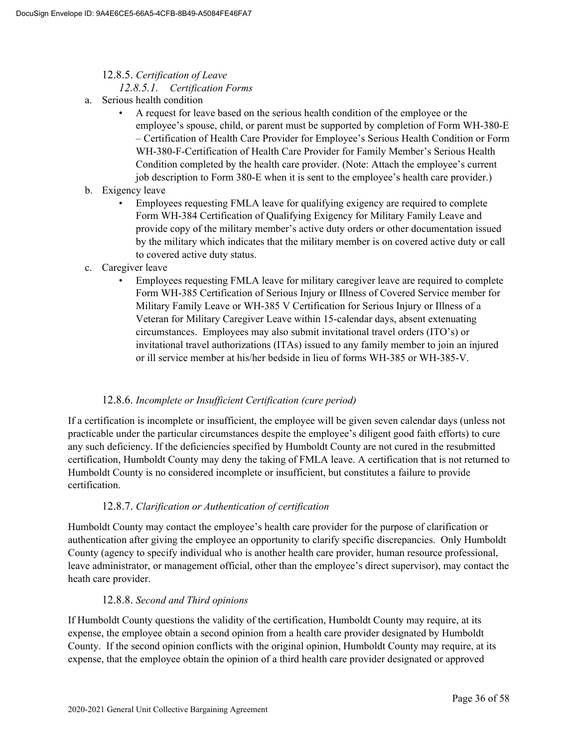### 12.8.5. *Certification of Leave*

#### *12.8.5.1. Certification Forms*

a. Serious health condition
   - A request for leave based on the serious health condition of the employee or the employee's spouse, child, or parent must be supported by completion of Form WH-380-E – Certification of Health Care Provider for Employee's Serious Health Condition or Form WH-380-F-Certification of Health Care Provider for Family Member's Serious Health Condition completed by the health care provider. (Note: Attach the employee's current job description to Form 380-E when it is sent to the employee's health care provider.)

b. Exigency leave
   - Employees requesting FMLA leave for qualifying exigency are required to complete Form WH-384 Certification of Qualifying Exigency for Military Family Leave and provide copy of the military member's active duty orders or other documentation issued by the military which indicates that the military member is on covered active duty or call to covered active duty status.

c. Caregiver leave
   - Employees requesting FMLA leave for military caregiver leave are required to complete Form WH-385 Certification of Serious Injury or Illness of Covered Service member for Military Family Leave or WH-385 V Certification for Serious Injury or Illness of a Veteran for Military Caregiver Leave within 15-calendar days, absent extenuating circumstances. Employees may also submit invitational travel orders (ITO's) or invitational travel authorizations (ITAs) issued to any family member to join an injured or ill service member at his/her bedside in lieu of forms WH-385 or WH-385-V.

### 12.8.6. *Incomplete or Insufficient Certification (cure period)*

If a certification is incomplete or insufficient, the employee will be given seven calendar days (unless not practicable under the particular circumstances despite the employee's diligent good faith efforts) to cure any such deficiency. If the deficiencies specified by Humboldt County are not cured in the resubmitted certification, Humboldt County may deny the taking of FMLA leave. A certification that is not returned to Humboldt County is no considered incomplete or insufficient, but constitutes a failure to provide certification.

### 12.8.7. *Clarification or Authentication of certification*

Humboldt County may contact the employee's health care provider for the purpose of clarification or authentication after giving the employee an opportunity to clarify specific discrepancies. Only Humboldt County (agency to specify individual who is another health care provider, human resource professional, leave administrator, or management official, other than the employee's direct supervisor), may contact the heath care provider.

### 12.8.8. *Second and Third opinions*

If Humboldt County questions the validity of the certification, Humboldt County may require, at its expense, the employee obtain a second opinion from a health care provider designated by Humboldt County. If the second opinion conflicts with the original opinion, Humboldt County may require, at its expense, that the employee obtain the opinion of a third health care provider designated or approved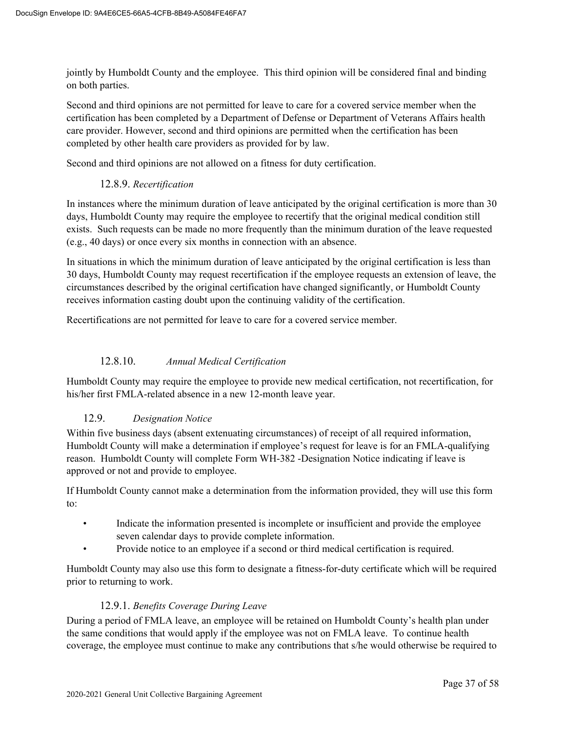jointly by Humboldt County and the employee. This third opinion will be considered final and binding on both parties.

Second and third opinions are not permitted for leave to care for a covered service member when the certification has been completed by a Department of Defense or Department of Veterans Affairs health care provider. However, second and third opinions are permitted when the certification has been completed by other health care providers as provided for by law.

Second and third opinions are not allowed on a fitness for duty certification.

#### 12.8.9. *Recertification*

In instances where the minimum duration of leave anticipated by the original certification is more than 30 days, Humboldt County may require the employee to recertify that the original medical condition still exists. Such requests can be made no more frequently than the minimum duration of the leave requested (e.g., 40 days) or once every six months in connection with an absence.

In situations in which the minimum duration of leave anticipated by the original certification is less than 30 days, Humboldt County may request recertification if the employee requests an extension of leave, the circumstances described by the original certification have changed significantly, or Humboldt County receives information casting doubt upon the continuing validity of the certification.

Recertifications are not permitted for leave to care for a covered service member.

#### 12.8.10. *Annual Medical Certification*

Humboldt County may require the employee to provide new medical certification, not recertification, for his/her first FMLA-related absence in a new 12-month leave year.

### 12.9. *Designation Notice*

Within five business days (absent extenuating circumstances) of receipt of all required information, Humboldt County will make a determination if employee's request for leave is for an FMLA-qualifying reason. Humboldt County will complete Form WH-382 -Designation Notice indicating if leave is approved or not and provide to employee.

If Humboldt County cannot make a determination from the information provided, they will use this form to:

- Indicate the information presented is incomplete or insufficient and provide the employee seven calendar days to provide complete information.
- Provide notice to an employee if a second or third medical certification is required.

Humboldt County may also use this form to designate a fitness-for-duty certificate which will be required prior to returning to work.

#### 12.9.1. *Benefits Coverage During Leave*

During a period of FMLA leave, an employee will be retained on Humboldt County's health plan under the same conditions that would apply if the employee was not on FMLA leave. To continue health coverage, the employee must continue to make any contributions that s/he would otherwise be required to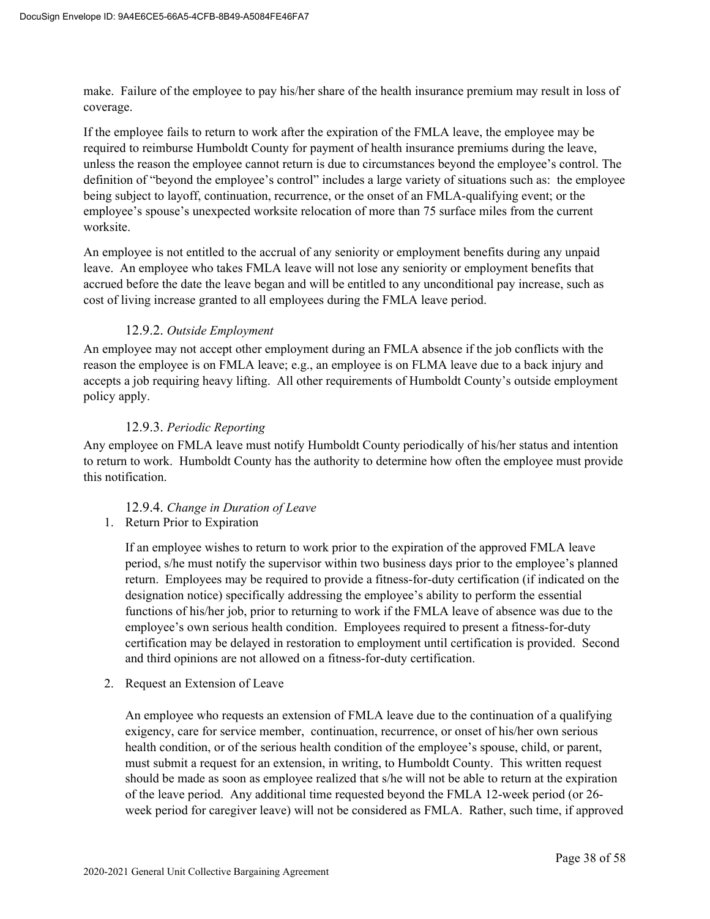make. Failure of the employee to pay his/her share of the health insurance premium may result in loss of coverage.

If the employee fails to return to work after the expiration of the FMLA leave, the employee may be required to reimburse Humboldt County for payment of health insurance premiums during the leave, unless the reason the employee cannot return is due to circumstances beyond the employee's control. The definition of "beyond the employee's control" includes a large variety of situations such as: the employee being subject to layoff, continuation, recurrence, or the onset of an FMLA-qualifying event; or the employee's spouse's unexpected worksite relocation of more than 75 surface miles from the current worksite.

An employee is not entitled to the accrual of any seniority or employment benefits during any unpaid leave. An employee who takes FMLA leave will not lose any seniority or employment benefits that accrued before the date the leave began and will be entitled to any unconditional pay increase, such as cost of living increase granted to all employees during the FMLA leave period.

#### 12.9.2. *Outside Employment*

An employee may not accept other employment during an FMLA absence if the job conflicts with the reason the employee is on FMLA leave; e.g., an employee is on FLMA leave due to a back injury and accepts a job requiring heavy lifting. All other requirements of Humboldt County's outside employment policy apply.

#### 12.9.3. *Periodic Reporting*

Any employee on FMLA leave must notify Humboldt County periodically of his/her status and intention to return to work. Humboldt County has the authority to determine how often the employee must provide this notification.

#### 12.9.4. *Change in Duration of Leave*

1. Return Prior to Expiration

   If an employee wishes to return to work prior to the expiration of the approved FMLA leave period, s/he must notify the supervisor within two business days prior to the employee's planned return. Employees may be required to provide a fitness-for-duty certification (if indicated on the designation notice) specifically addressing the employee's ability to perform the essential functions of his/her job, prior to returning to work if the FMLA leave of absence was due to the employee's own serious health condition. Employees required to present a fitness-for-duty certification may be delayed in restoration to employment until certification is provided. Second and third opinions are not allowed on a fitness-for-duty certification.

2. Request an Extension of Leave

   An employee who requests an extension of FMLA leave due to the continuation of a qualifying exigency, care for service member, continuation, recurrence, or onset of his/her own serious health condition, or of the serious health condition of the employee's spouse, child, or parent, must submit a request for an extension, in writing, to Humboldt County. This written request should be made as soon as employee realized that s/he will not be able to return at the expiration of the leave period. Any additional time requested beyond the FMLA 12-week period (or 26-week period for caregiver leave) will not be considered as FMLA. Rather, such time, if approved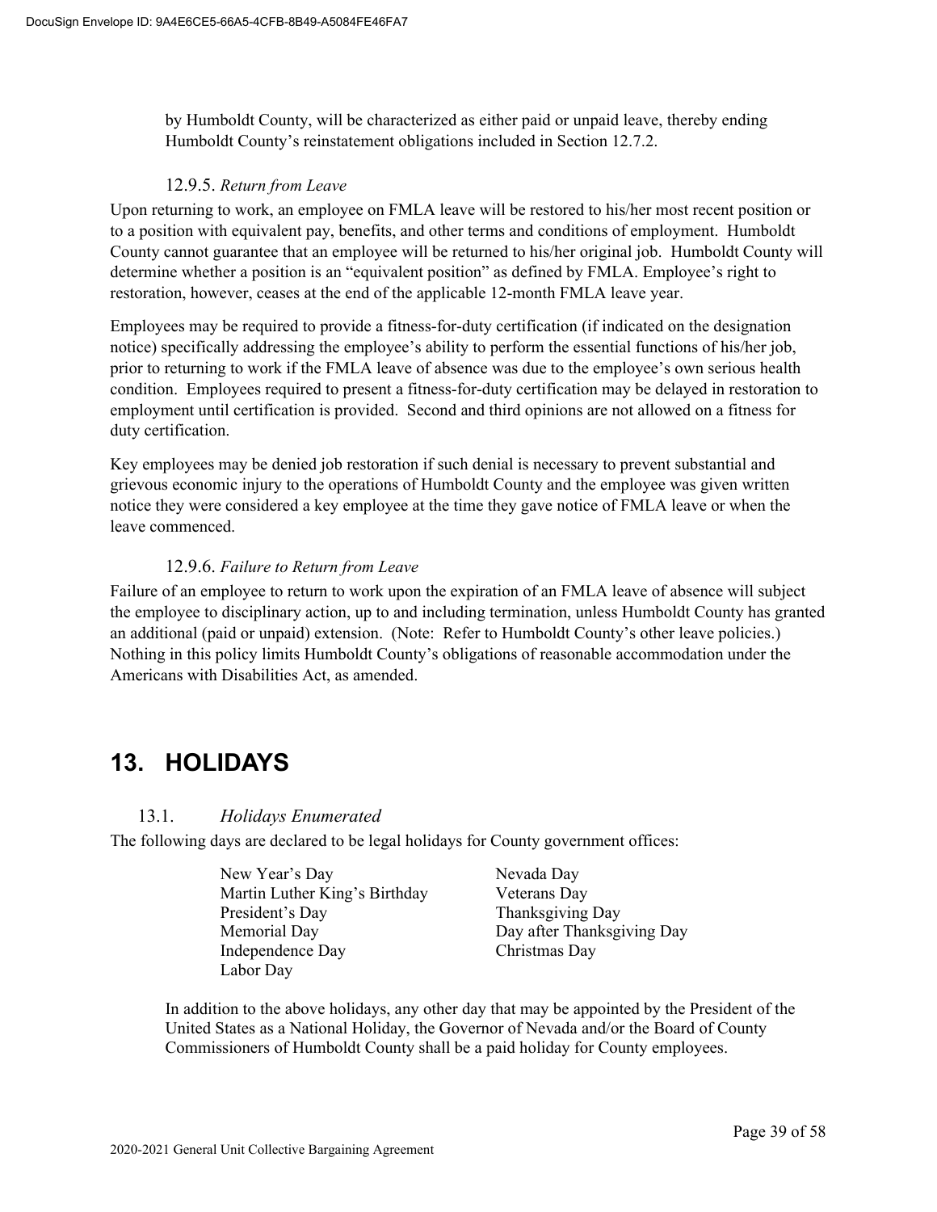by Humboldt County, will be characterized as either paid or unpaid leave, thereby ending Humboldt County's reinstatement obligations included in Section 12.7.2.

#### 12.9.5. *Return from Leave*

Upon returning to work, an employee on FMLA leave will be restored to his/her most recent position or to a position with equivalent pay, benefits, and other terms and conditions of employment. Humboldt County cannot guarantee that an employee will be returned to his/her original job. Humboldt County will determine whether a position is an "equivalent position" as defined by FMLA. Employee's right to restoration, however, ceases at the end of the applicable 12-month FMLA leave year.

Employees may be required to provide a fitness-for-duty certification (if indicated on the designation notice) specifically addressing the employee's ability to perform the essential functions of his/her job, prior to returning to work if the FMLA leave of absence was due to the employee's own serious health condition. Employees required to present a fitness-for-duty certification may be delayed in restoration to employment until certification is provided. Second and third opinions are not allowed on a fitness for duty certification.

Key employees may be denied job restoration if such denial is necessary to prevent substantial and grievous economic injury to the operations of Humboldt County and the employee was given written notice they were considered a key employee at the time they gave notice of FMLA leave or when the leave commenced.

#### 12.9.6. *Failure to Return from Leave*

Failure of an employee to return to work upon the expiration of an FMLA leave of absence will subject the employee to disciplinary action, up to and including termination, unless Humboldt County has granted an additional (paid or unpaid) extension. (Note: Refer to Humboldt County's other leave policies.) Nothing in this policy limits Humboldt County's obligations of reasonable accommodation under the Americans with Disabilities Act, as amended.

# 13. HOLIDAYS

### 13.1. *Holidays Enumerated*

The following days are declared to be legal holidays for County government offices:

- New Year's Day
- Martin Luther King's Birthday
- President's Day
- Memorial Day
- Independence Day
- Labor Day
- Nevada Day
- Veterans Day
- Thanksgiving Day
- Day after Thanksgiving Day
- Christmas Day

In addition to the above holidays, any other day that may be appointed by the President of the United States as a National Holiday, the Governor of Nevada and/or the Board of County Commissioners of Humboldt County shall be a paid holiday for County employees.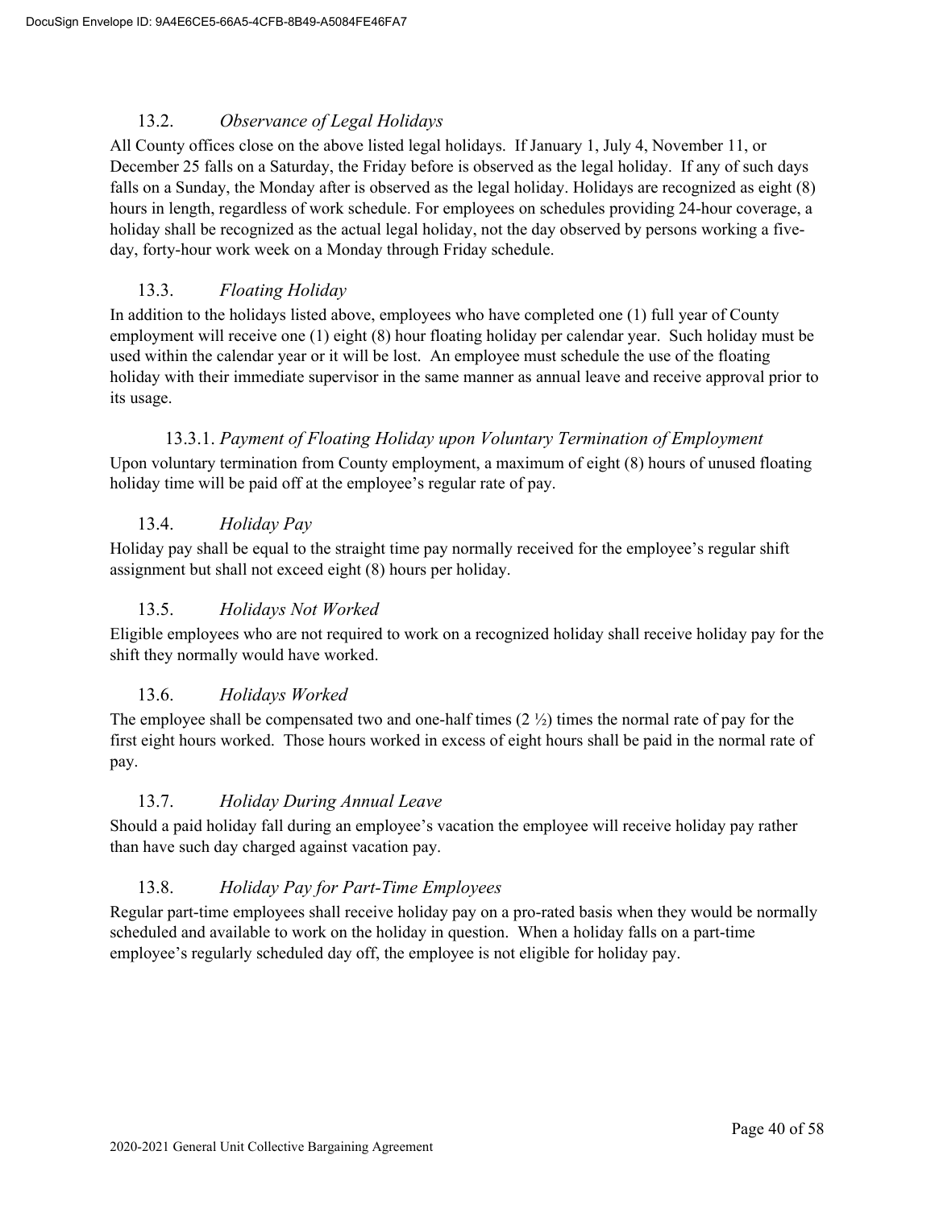### 13.2. *Observance of Legal Holidays*

All County offices close on the above listed legal holidays. If January 1, July 4, November 11, or December 25 falls on a Saturday, the Friday before is observed as the legal holiday. If any of such days falls on a Sunday, the Monday after is observed as the legal holiday. Holidays are recognized as eight (8) hours in length, regardless of work schedule. For employees on schedules providing 24-hour coverage, a holiday shall be recognized as the actual legal holiday, not the day observed by persons working a five-day, forty-hour work week on a Monday through Friday schedule.

### 13.3. *Floating Holiday*

In addition to the holidays listed above, employees who have completed one (1) full year of County employment will receive one (1) eight (8) hour floating holiday per calendar year. Such holiday must be used within the calendar year or it will be lost. An employee must schedule the use of the floating holiday with their immediate supervisor in the same manner as annual leave and receive approval prior to its usage.

#### 13.3.1. *Payment of Floating Holiday upon Voluntary Termination of Employment*

Upon voluntary termination from County employment, a maximum of eight (8) hours of unused floating holiday time will be paid off at the employee's regular rate of pay.

### 13.4. *Holiday Pay*

Holiday pay shall be equal to the straight time pay normally received for the employee's regular shift assignment but shall not exceed eight (8) hours per holiday.

### 13.5. *Holidays Not Worked*

Eligible employees who are not required to work on a recognized holiday shall receive holiday pay for the shift they normally would have worked.

### 13.6. *Holidays Worked*

The employee shall be compensated two and one-half times (2 ½) times the normal rate of pay for the first eight hours worked. Those hours worked in excess of eight hours shall be paid in the normal rate of pay.

### 13.7. *Holiday During Annual Leave*

Should a paid holiday fall during an employee's vacation the employee will receive holiday pay rather than have such day charged against vacation pay.

### 13.8. *Holiday Pay for Part-Time Employees*

Regular part-time employees shall receive holiday pay on a pro-rated basis when they would be normally scheduled and available to work on the holiday in question. When a holiday falls on a part-time employee's regularly scheduled day off, the employee is not eligible for holiday pay.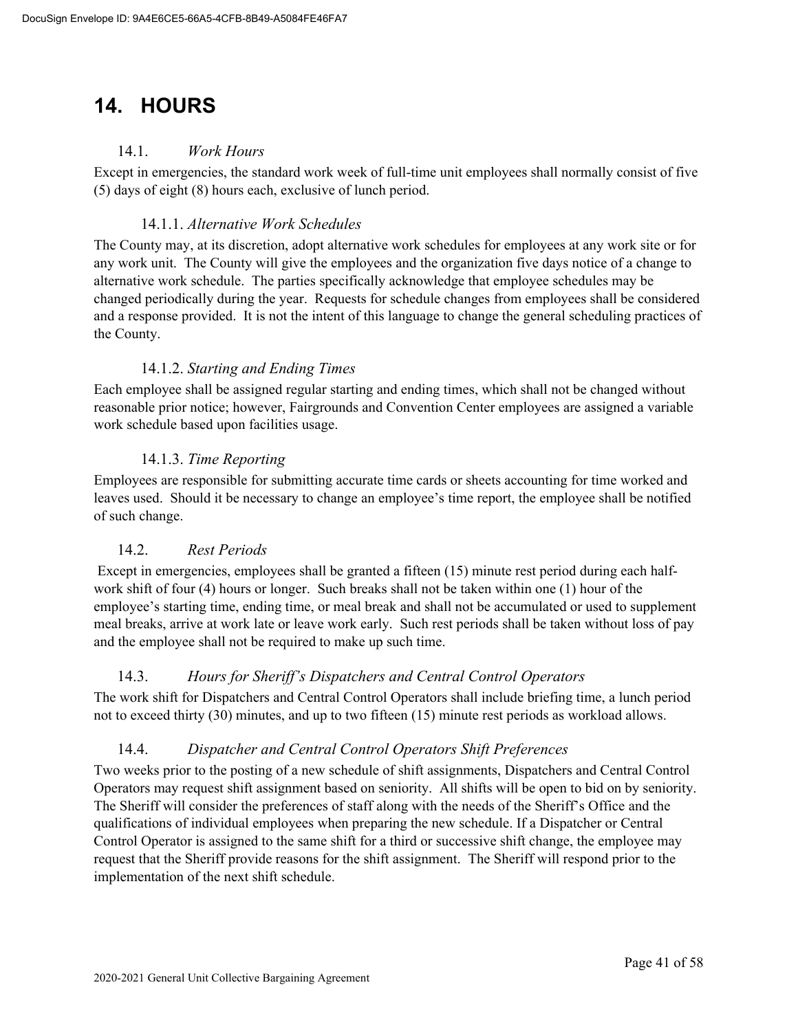# 14. HOURS

## 14.1. *Work Hours*

Except in emergencies, the standard work week of full-time unit employees shall normally consist of five (5) days of eight (8) hours each, exclusive of lunch period.

### 14.1.1. *Alternative Work Schedules*

The County may, at its discretion, adopt alternative work schedules for employees at any work site or for any work unit. The County will give the employees and the organization five days notice of a change to alternative work schedule. The parties specifically acknowledge that employee schedules may be changed periodically during the year. Requests for schedule changes from employees shall be considered and a response provided. It is not the intent of this language to change the general scheduling practices of the County.

### 14.1.2. *Starting and Ending Times*

Each employee shall be assigned regular starting and ending times, which shall not be changed without reasonable prior notice; however, Fairgrounds and Convention Center employees are assigned a variable work schedule based upon facilities usage.

### 14.1.3. *Time Reporting*

Employees are responsible for submitting accurate time cards or sheets accounting for time worked and leaves used. Should it be necessary to change an employee's time report, the employee shall be notified of such change.

## 14.2. *Rest Periods*

Except in emergencies, employees shall be granted a fifteen (15) minute rest period during each half-work shift of four (4) hours or longer. Such breaks shall not be taken within one (1) hour of the employee's starting time, ending time, or meal break and shall not be accumulated or used to supplement meal breaks, arrive at work late or leave work early. Such rest periods shall be taken without loss of pay and the employee shall not be required to make up such time.

## 14.3. *Hours for Sheriff's Dispatchers and Central Control Operators*

The work shift for Dispatchers and Central Control Operators shall include briefing time, a lunch period not to exceed thirty (30) minutes, and up to two fifteen (15) minute rest periods as workload allows.

## 14.4. *Dispatcher and Central Control Operators Shift Preferences*

Two weeks prior to the posting of a new schedule of shift assignments, Dispatchers and Central Control Operators may request shift assignment based on seniority. All shifts will be open to bid on by seniority. The Sheriff will consider the preferences of staff along with the needs of the Sheriff's Office and the qualifications of individual employees when preparing the new schedule. If a Dispatcher or Central Control Operator is assigned to the same shift for a third or successive shift change, the employee may request that the Sheriff provide reasons for the shift assignment. The Sheriff will respond prior to the implementation of the next shift schedule.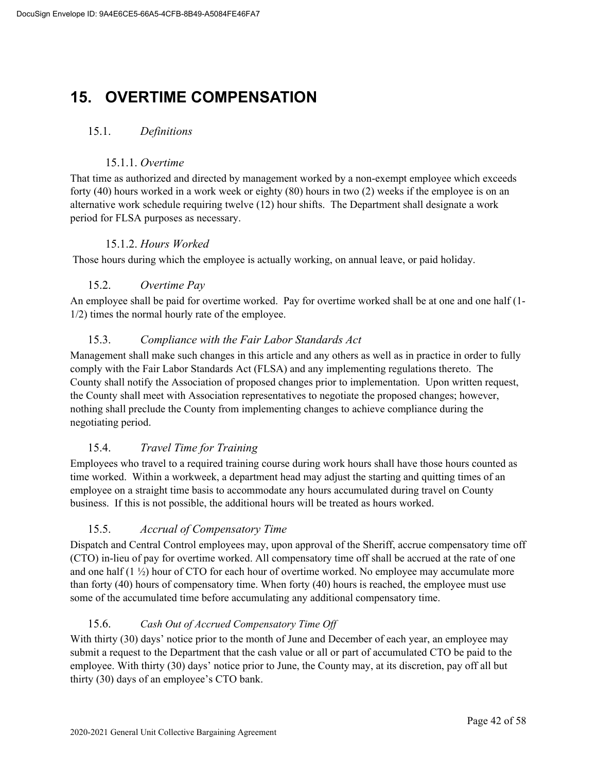# 15. OVERTIME COMPENSATION

## 15.1. *Definitions*

### 15.1.1. *Overtime*

That time as authorized and directed by management worked by a non-exempt employee which exceeds forty (40) hours worked in a work week or eighty (80) hours in two (2) weeks if the employee is on an alternative work schedule requiring twelve (12) hour shifts. The Department shall designate a work period for FLSA purposes as necessary.

### 15.1.2. *Hours Worked*

Those hours during which the employee is actually working, on annual leave, or paid holiday.

## 15.2. *Overtime Pay*

An employee shall be paid for overtime worked. Pay for overtime worked shall be at one and one half (1-1/2) times the normal hourly rate of the employee.

## 15.3. *Compliance with the Fair Labor Standards Act*

Management shall make such changes in this article and any others as well as in practice in order to fully comply with the Fair Labor Standards Act (FLSA) and any implementing regulations thereto. The County shall notify the Association of proposed changes prior to implementation. Upon written request, the County shall meet with Association representatives to negotiate the proposed changes; however, nothing shall preclude the County from implementing changes to achieve compliance during the negotiating period.

## 15.4. *Travel Time for Training*

Employees who travel to a required training course during work hours shall have those hours counted as time worked. Within a workweek, a department head may adjust the starting and quitting times of an employee on a straight time basis to accommodate any hours accumulated during travel on County business. If this is not possible, the additional hours will be treated as hours worked.

## 15.5. *Accrual of Compensatory Time*

Dispatch and Central Control employees may, upon approval of the Sheriff, accrue compensatory time off (CTO) in-lieu of pay for overtime worked. All compensatory time off shall be accrued at the rate of one and one half (1 ½) hour of CTO for each hour of overtime worked. No employee may accumulate more than forty (40) hours of compensatory time. When forty (40) hours is reached, the employee must use some of the accumulated time before accumulating any additional compensatory time.

## 15.6. *Cash Out of Accrued Compensatory Time Off*

With thirty (30) days' notice prior to the month of June and December of each year, an employee may submit a request to the Department that the cash value or all or part of accumulated CTO be paid to the employee. With thirty (30) days' notice prior to June, the County may, at its discretion, pay off all but thirty (30) days of an employee's CTO bank.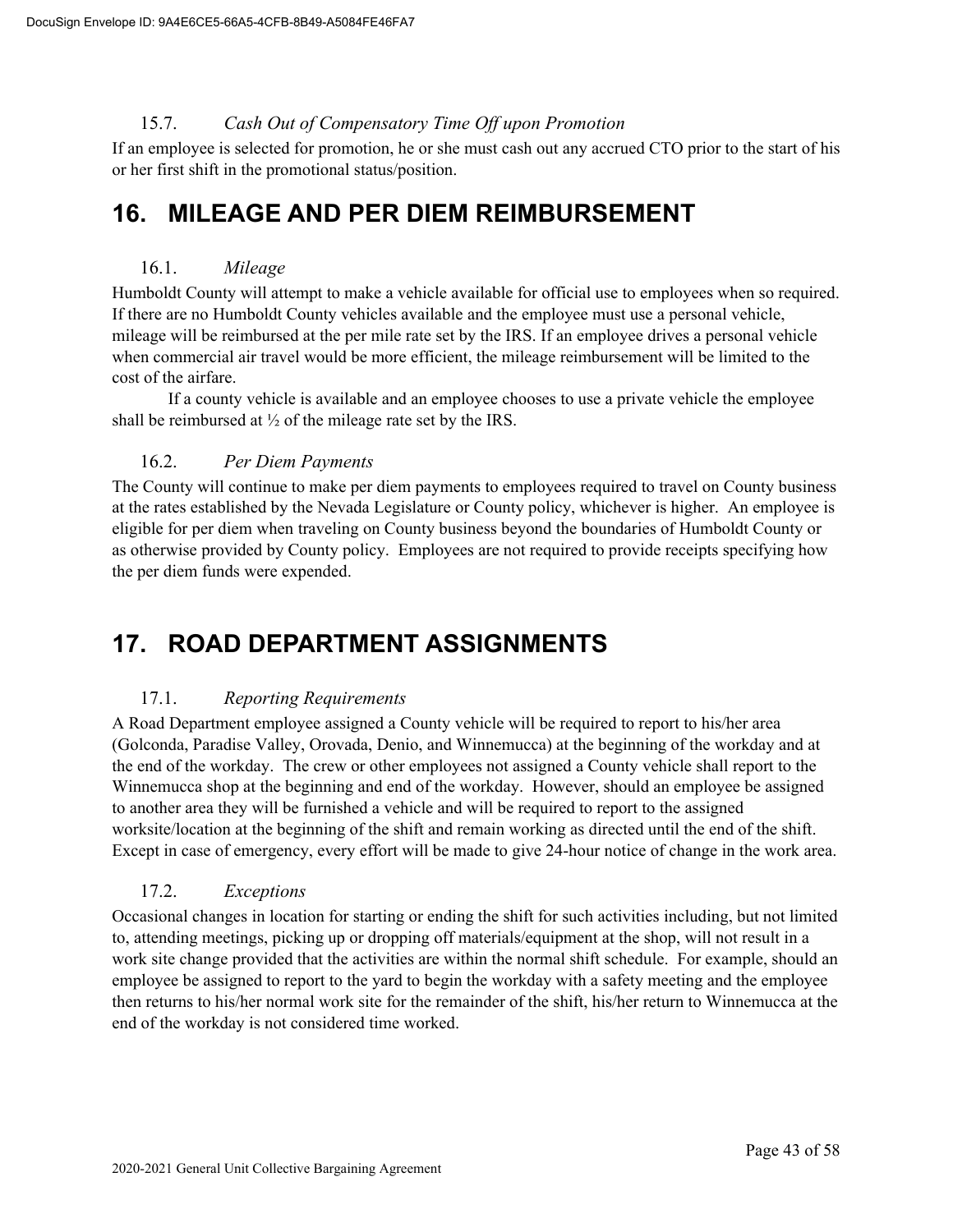### 15.7. *Cash Out of Compensatory Time Off upon Promotion*

If an employee is selected for promotion, he or she must cash out any accrued CTO prior to the start of his or her first shift in the promotional status/position.

# 16. MILEAGE AND PER DIEM REIMBURSEMENT

### 16.1. *Mileage*

Humboldt County will attempt to make a vehicle available for official use to employees when so required. If there are no Humboldt County vehicles available and the employee must use a personal vehicle, mileage will be reimbursed at the per mile rate set by the IRS. If an employee drives a personal vehicle when commercial air travel would be more efficient, the mileage reimbursement will be limited to the cost of the airfare.

If a county vehicle is available and an employee chooses to use a private vehicle the employee shall be reimbursed at ½ of the mileage rate set by the IRS.

### 16.2. *Per Diem Payments*

The County will continue to make per diem payments to employees required to travel on County business at the rates established by the Nevada Legislature or County policy, whichever is higher. An employee is eligible for per diem when traveling on County business beyond the boundaries of Humboldt County or as otherwise provided by County policy. Employees are not required to provide receipts specifying how the per diem funds were expended.

# 17. ROAD DEPARTMENT ASSIGNMENTS

### 17.1. *Reporting Requirements*

A Road Department employee assigned a County vehicle will be required to report to his/her area (Golconda, Paradise Valley, Orovada, Denio, and Winnemucca) at the beginning of the workday and at the end of the workday. The crew or other employees not assigned a County vehicle shall report to the Winnemucca shop at the beginning and end of the workday. However, should an employee be assigned to another area they will be furnished a vehicle and will be required to report to the assigned worksite/location at the beginning of the shift and remain working as directed until the end of the shift. Except in case of emergency, every effort will be made to give 24-hour notice of change in the work area.

### 17.2. *Exceptions*

Occasional changes in location for starting or ending the shift for such activities including, but not limited to, attending meetings, picking up or dropping off materials/equipment at the shop, will not result in a work site change provided that the activities are within the normal shift schedule. For example, should an employee be assigned to report to the yard to begin the workday with a safety meeting and the employee then returns to his/her normal work site for the remainder of the shift, his/her return to Winnemucca at the end of the workday is not considered time worked.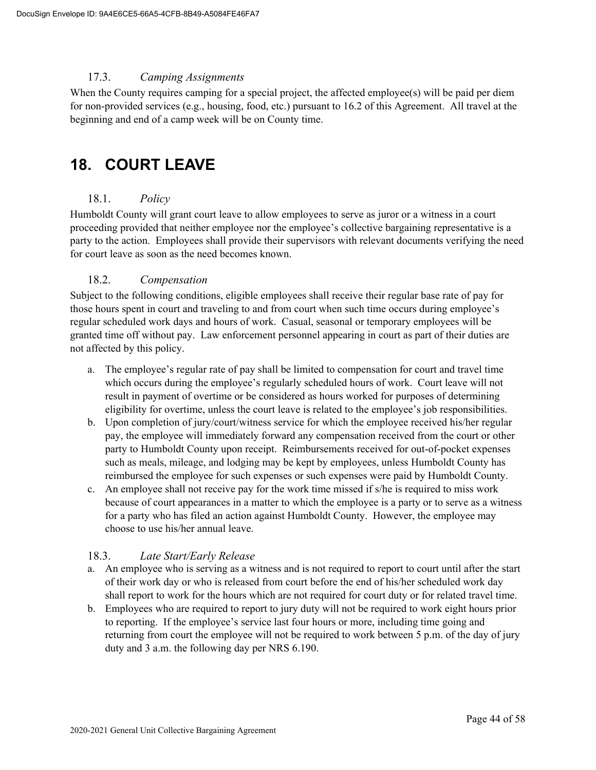### 17.3. *Camping Assignments*

When the County requires camping for a special project, the affected employee(s) will be paid per diem for non-provided services (e.g., housing, food, etc.) pursuant to 16.2 of this Agreement. All travel at the beginning and end of a camp week will be on County time.

# 18. COURT LEAVE

### 18.1. *Policy*

Humboldt County will grant court leave to allow employees to serve as juror or a witness in a court proceeding provided that neither employee nor the employee's collective bargaining representative is a party to the action. Employees shall provide their supervisors with relevant documents verifying the need for court leave as soon as the need becomes known.

### 18.2. *Compensation*

Subject to the following conditions, eligible employees shall receive their regular base rate of pay for those hours spent in court and traveling to and from court when such time occurs during employee's regular scheduled work days and hours of work. Casual, seasonal or temporary employees will be granted time off without pay. Law enforcement personnel appearing in court as part of their duties are not affected by this policy.

a. The employee's regular rate of pay shall be limited to compensation for court and travel time which occurs during the employee's regularly scheduled hours of work. Court leave will not result in payment of overtime or be considered as hours worked for purposes of determining eligibility for overtime, unless the court leave is related to the employee's job responsibilities.
b. Upon completion of jury/court/witness service for which the employee received his/her regular pay, the employee will immediately forward any compensation received from the court or other party to Humboldt County upon receipt. Reimbursements received for out-of-pocket expenses such as meals, mileage, and lodging may be kept by employees, unless Humboldt County has reimbursed the employee for such expenses or such expenses were paid by Humboldt County.
c. An employee shall not receive pay for the work time missed if s/he is required to miss work because of court appearances in a matter to which the employee is a party or to serve as a witness for a party who has filed an action against Humboldt County. However, the employee may choose to use his/her annual leave.

### 18.3. *Late Start/Early Release*

a. An employee who is serving as a witness and is not required to report to court until after the start of their work day or who is released from court before the end of his/her scheduled work day shall report to work for the hours which are not required for court duty or for related travel time.
b. Employees who are required to report to jury duty will not be required to work eight hours prior to reporting. If the employee's service last four hours or more, including time going and returning from court the employee will not be required to work between 5 p.m. of the day of jury duty and 3 a.m. the following day per NRS 6.190.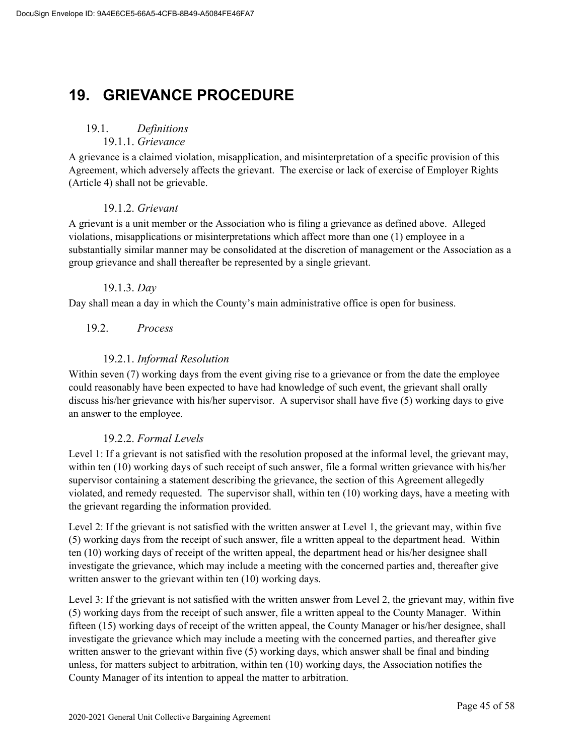# 19. GRIEVANCE PROCEDURE

## 19.1. *Definitions*

### 19.1.1. *Grievance*

A grievance is a claimed violation, misapplication, and misinterpretation of a specific provision of this Agreement, which adversely affects the grievant. The exercise or lack of exercise of Employer Rights (Article 4) shall not be grievable.

### 19.1.2. *Grievant*

A grievant is a unit member or the Association who is filing a grievance as defined above. Alleged violations, misapplications or misinterpretations which affect more than one (1) employee in a substantially similar manner may be consolidated at the discretion of management or the Association as a group grievance and shall thereafter be represented by a single grievant.

### 19.1.3. *Day*

Day shall mean a day in which the County's main administrative office is open for business.

## 19.2. *Process*

### 19.2.1. *Informal Resolution*

Within seven (7) working days from the event giving rise to a grievance or from the date the employee could reasonably have been expected to have had knowledge of such event, the grievant shall orally discuss his/her grievance with his/her supervisor. A supervisor shall have five (5) working days to give an answer to the employee.

### 19.2.2. *Formal Levels*

Level 1: If a grievant is not satisfied with the resolution proposed at the informal level, the grievant may, within ten (10) working days of such receipt of such answer, file a formal written grievance with his/her supervisor containing a statement describing the grievance, the section of this Agreement allegedly violated, and remedy requested. The supervisor shall, within ten (10) working days, have a meeting with the grievant regarding the information provided.

Level 2: If the grievant is not satisfied with the written answer at Level 1, the grievant may, within five (5) working days from the receipt of such answer, file a written appeal to the department head. Within ten (10) working days of receipt of the written appeal, the department head or his/her designee shall investigate the grievance, which may include a meeting with the concerned parties and, thereafter give written answer to the grievant within ten (10) working days.

Level 3: If the grievant is not satisfied with the written answer from Level 2, the grievant may, within five (5) working days from the receipt of such answer, file a written appeal to the County Manager. Within fifteen (15) working days of receipt of the written appeal, the County Manager or his/her designee, shall investigate the grievance which may include a meeting with the concerned parties, and thereafter give written answer to the grievant within five (5) working days, which answer shall be final and binding unless, for matters subject to arbitration, within ten (10) working days, the Association notifies the County Manager of its intention to appeal the matter to arbitration.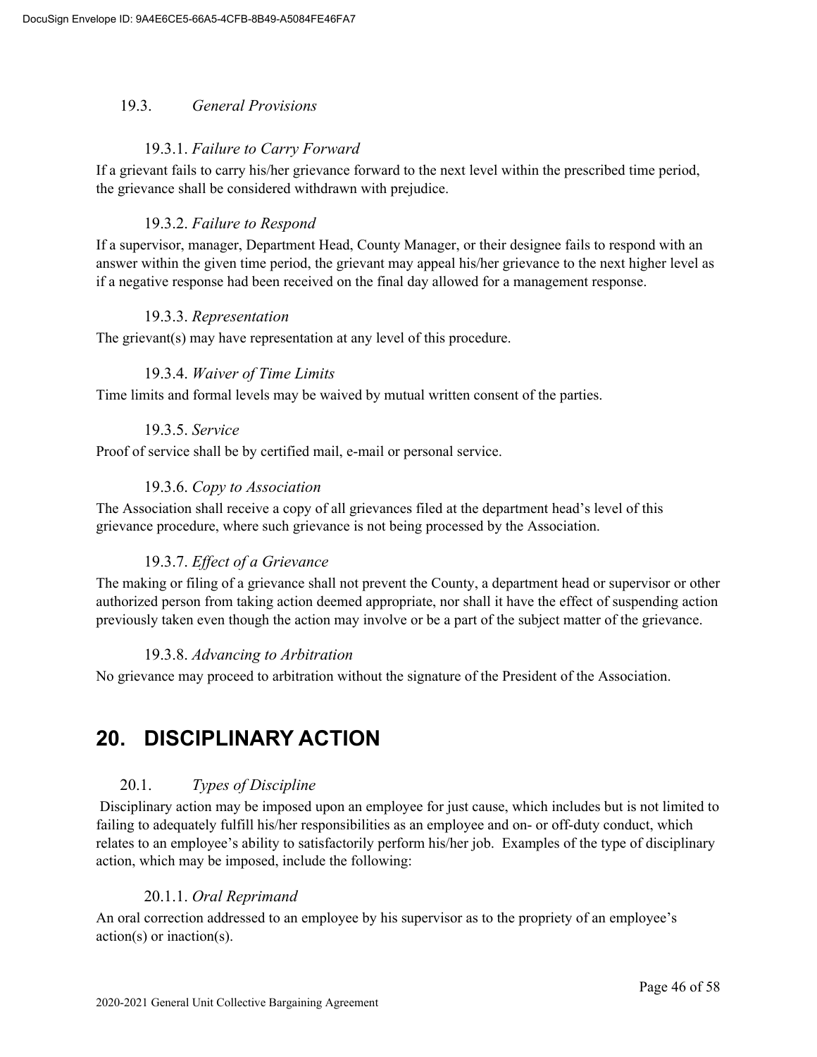### 19.3. *General Provisions*

#### 19.3.1. *Failure to Carry Forward*

If a grievant fails to carry his/her grievance forward to the next level within the prescribed time period, the grievance shall be considered withdrawn with prejudice.

#### 19.3.2. *Failure to Respond*

If a supervisor, manager, Department Head, County Manager, or their designee fails to respond with an answer within the given time period, the grievant may appeal his/her grievance to the next higher level as if a negative response had been received on the final day allowed for a management response.

#### 19.3.3. *Representation*

The grievant(s) may have representation at any level of this procedure.

#### 19.3.4. *Waiver of Time Limits*

Time limits and formal levels may be waived by mutual written consent of the parties.

#### 19.3.5. *Service*

Proof of service shall be by certified mail, e-mail or personal service.

#### 19.3.6. *Copy to Association*

The Association shall receive a copy of all grievances filed at the department head's level of this grievance procedure, where such grievance is not being processed by the Association.

#### 19.3.7. *Effect of a Grievance*

The making or filing of a grievance shall not prevent the County, a department head or supervisor or other authorized person from taking action deemed appropriate, nor shall it have the effect of suspending action previously taken even though the action may involve or be a part of the subject matter of the grievance.

#### 19.3.8. *Advancing to Arbitration*

No grievance may proceed to arbitration without the signature of the President of the Association.

## 20. DISCIPLINARY ACTION

### 20.1. *Types of Discipline*

Disciplinary action may be imposed upon an employee for just cause, which includes but is not limited to failing to adequately fulfill his/her responsibilities as an employee and on- or off-duty conduct, which relates to an employee's ability to satisfactorily perform his/her job. Examples of the type of disciplinary action, which may be imposed, include the following:

#### 20.1.1. *Oral Reprimand*

An oral correction addressed to an employee by his supervisor as to the propriety of an employee's action(s) or inaction(s).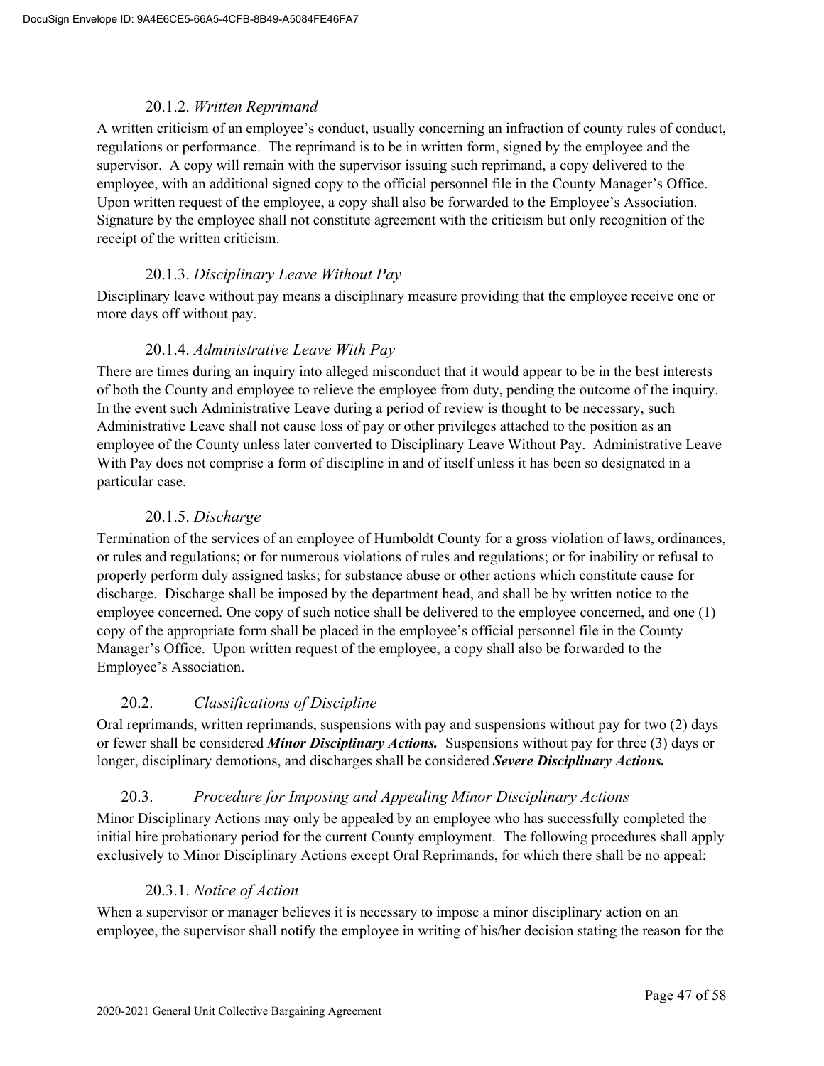#### 20.1.2. *Written Reprimand*

A written criticism of an employee's conduct, usually concerning an infraction of county rules of conduct, regulations or performance. The reprimand is to be in written form, signed by the employee and the supervisor. A copy will remain with the supervisor issuing such reprimand, a copy delivered to the employee, with an additional signed copy to the official personnel file in the County Manager's Office. Upon written request of the employee, a copy shall also be forwarded to the Employee's Association. Signature by the employee shall not constitute agreement with the criticism but only recognition of the receipt of the written criticism.

#### 20.1.3. *Disciplinary Leave Without Pay*

Disciplinary leave without pay means a disciplinary measure providing that the employee receive one or more days off without pay.

#### 20.1.4. *Administrative Leave With Pay*

There are times during an inquiry into alleged misconduct that it would appear to be in the best interests of both the County and employee to relieve the employee from duty, pending the outcome of the inquiry. In the event such Administrative Leave during a period of review is thought to be necessary, such Administrative Leave shall not cause loss of pay or other privileges attached to the position as an employee of the County unless later converted to Disciplinary Leave Without Pay. Administrative Leave With Pay does not comprise a form of discipline in and of itself unless it has been so designated in a particular case.

#### 20.1.5. *Discharge*

Termination of the services of an employee of Humboldt County for a gross violation of laws, ordinances, or rules and regulations; or for numerous violations of rules and regulations; or for inability or refusal to properly perform duly assigned tasks; for substance abuse or other actions which constitute cause for discharge. Discharge shall be imposed by the department head, and shall be by written notice to the employee concerned. One copy of such notice shall be delivered to the employee concerned, and one (1) copy of the appropriate form shall be placed in the employee's official personnel file in the County Manager's Office. Upon written request of the employee, a copy shall also be forwarded to the Employee's Association.

### 20.2. *Classifications of Discipline*

Oral reprimands, written reprimands, suspensions with pay and suspensions without pay for two (2) days or fewer shall be considered ***Minor Disciplinary Actions.*** Suspensions without pay for three (3) days or longer, disciplinary demotions, and discharges shall be considered ***Severe Disciplinary Actions.***

### 20.3. *Procedure for Imposing and Appealing Minor Disciplinary Actions*

Minor Disciplinary Actions may only be appealed by an employee who has successfully completed the initial hire probationary period for the current County employment. The following procedures shall apply exclusively to Minor Disciplinary Actions except Oral Reprimands, for which there shall be no appeal:

#### 20.3.1. *Notice of Action*

When a supervisor or manager believes it is necessary to impose a minor disciplinary action on an employee, the supervisor shall notify the employee in writing of his/her decision stating the reason for the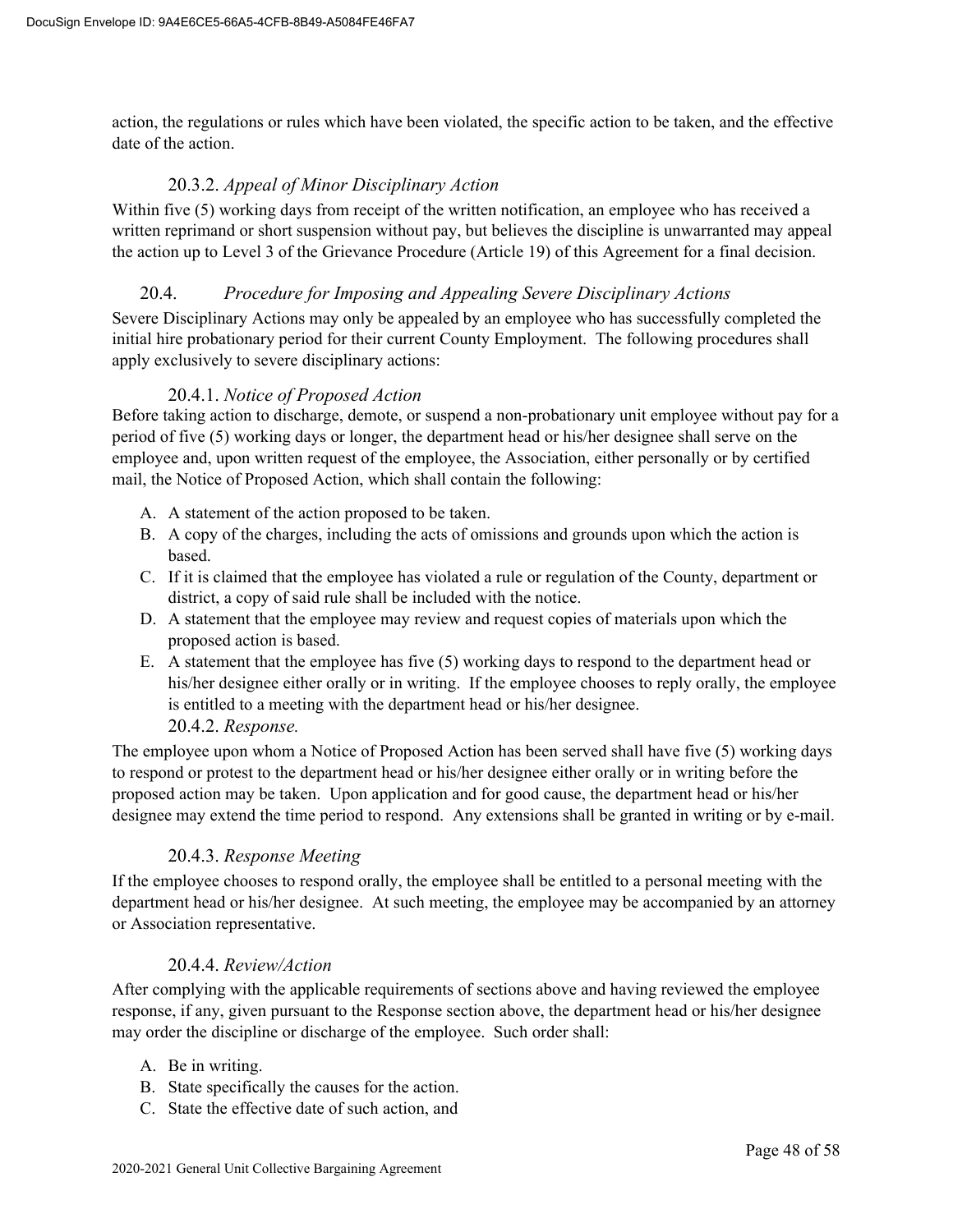action, the regulations or rules which have been violated, the specific action to be taken, and the effective date of the action.

#### 20.3.2. *Appeal of Minor Disciplinary Action*

Within five (5) working days from receipt of the written notification, an employee who has received a written reprimand or short suspension without pay, but believes the discipline is unwarranted may appeal the action up to Level 3 of the Grievance Procedure (Article 19) of this Agreement for a final decision.

### 20.4. *Procedure for Imposing and Appealing Severe Disciplinary Actions*

Severe Disciplinary Actions may only be appealed by an employee who has successfully completed the initial hire probationary period for their current County Employment. The following procedures shall apply exclusively to severe disciplinary actions:

#### 20.4.1. *Notice of Proposed Action*

Before taking action to discharge, demote, or suspend a non-probationary unit employee without pay for a period of five (5) working days or longer, the department head or his/her designee shall serve on the employee and, upon written request of the employee, the Association, either personally or by certified mail, the Notice of Proposed Action, which shall contain the following:

A. A statement of the action proposed to be taken.
B. A copy of the charges, including the acts of omissions and grounds upon which the action is based.
C. If it is claimed that the employee has violated a rule or regulation of the County, department or district, a copy of said rule shall be included with the notice.
D. A statement that the employee may review and request copies of materials upon which the proposed action is based.
E. A statement that the employee has five (5) working days to respond to the department head or his/her designee either orally or in writing. If the employee chooses to reply orally, the employee is entitled to a meeting with the department head or his/her designee.

#### 20.4.2. *Response.*

The employee upon whom a Notice of Proposed Action has been served shall have five (5) working days to respond or protest to the department head or his/her designee either orally or in writing before the proposed action may be taken. Upon application and for good cause, the department head or his/her designee may extend the time period to respond. Any extensions shall be granted in writing or by e-mail.

#### 20.4.3. *Response Meeting*

If the employee chooses to respond orally, the employee shall be entitled to a personal meeting with the department head or his/her designee. At such meeting, the employee may be accompanied by an attorney or Association representative.

#### 20.4.4. *Review/Action*

After complying with the applicable requirements of sections above and having reviewed the employee response, if any, given pursuant to the Response section above, the department head or his/her designee may order the discipline or discharge of the employee. Such order shall:

A. Be in writing.
B. State specifically the causes for the action.
C. State the effective date of such action, and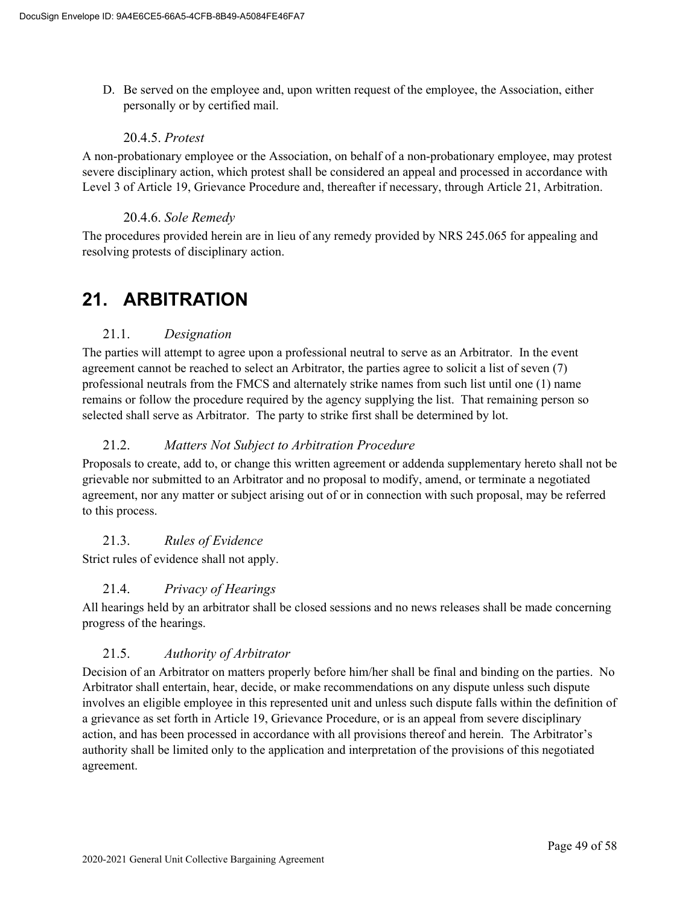D. Be served on the employee and, upon written request of the employee, the Association, either personally or by certified mail.

#### 20.4.5. *Protest*

A non-probationary employee or the Association, on behalf of a non-probationary employee, may protest severe disciplinary action, which protest shall be considered an appeal and processed in accordance with Level 3 of Article 19, Grievance Procedure and, thereafter if necessary, through Article 21, Arbitration.

#### 20.4.6. *Sole Remedy*

The procedures provided herein are in lieu of any remedy provided by NRS 245.065 for appealing and resolving protests of disciplinary action.

# 21. ARBITRATION

### 21.1. *Designation*

The parties will attempt to agree upon a professional neutral to serve as an Arbitrator. In the event agreement cannot be reached to select an Arbitrator, the parties agree to solicit a list of seven (7) professional neutrals from the FMCS and alternately strike names from such list until one (1) name remains or follow the procedure required by the agency supplying the list. That remaining person so selected shall serve as Arbitrator. The party to strike first shall be determined by lot.

### 21.2. *Matters Not Subject to Arbitration Procedure*

Proposals to create, add to, or change this written agreement or addenda supplementary hereto shall not be grievable nor submitted to an Arbitrator and no proposal to modify, amend, or terminate a negotiated agreement, nor any matter or subject arising out of or in connection with such proposal, may be referred to this process.

### 21.3. *Rules of Evidence*

Strict rules of evidence shall not apply.

### 21.4. *Privacy of Hearings*

All hearings held by an arbitrator shall be closed sessions and no news releases shall be made concerning progress of the hearings.

### 21.5. *Authority of Arbitrator*

Decision of an Arbitrator on matters properly before him/her shall be final and binding on the parties. No Arbitrator shall entertain, hear, decide, or make recommendations on any dispute unless such dispute involves an eligible employee in this represented unit and unless such dispute falls within the definition of a grievance as set forth in Article 19, Grievance Procedure, or is an appeal from severe disciplinary action, and has been processed in accordance with all provisions thereof and herein. The Arbitrator's authority shall be limited only to the application and interpretation of the provisions of this negotiated agreement.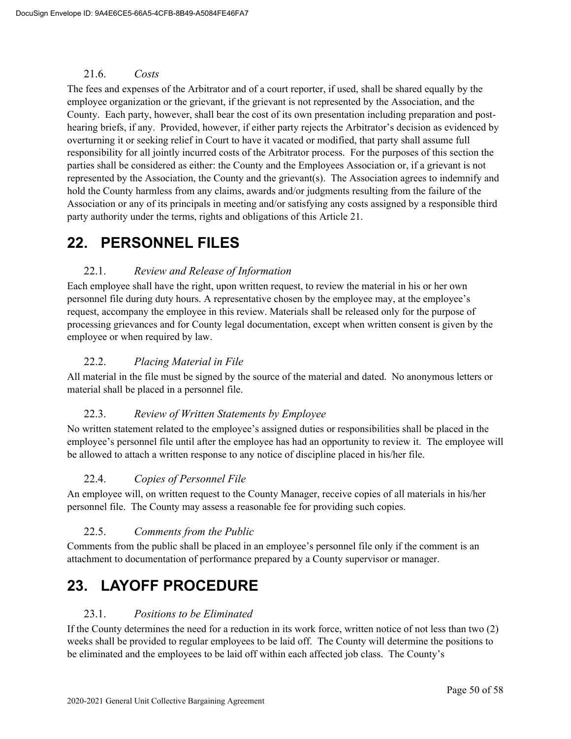### 21.6. *Costs*

The fees and expenses of the Arbitrator and of a court reporter, if used, shall be shared equally by the employee organization or the grievant, if the grievant is not represented by the Association, and the County. Each party, however, shall bear the cost of its own presentation including preparation and post-hearing briefs, if any. Provided, however, if either party rejects the Arbitrator's decision as evidenced by overturning it or seeking relief in Court to have it vacated or modified, that party shall assume full responsibility for all jointly incurred costs of the Arbitrator process. For the purposes of this section the parties shall be considered as either: the County and the Employees Association or, if a grievant is not represented by the Association, the County and the grievant(s). The Association agrees to indemnify and hold the County harmless from any claims, awards and/or judgments resulting from the failure of the Association or any of its principals in meeting and/or satisfying any costs assigned by a responsible third party authority under the terms, rights and obligations of this Article 21.

# 22. PERSONNEL FILES

### 22.1. *Review and Release of Information*

Each employee shall have the right, upon written request, to review the material in his or her own personnel file during duty hours. A representative chosen by the employee may, at the employee's request, accompany the employee in this review. Materials shall be released only for the purpose of processing grievances and for County legal documentation, except when written consent is given by the employee or when required by law.

### 22.2. *Placing Material in File*

All material in the file must be signed by the source of the material and dated. No anonymous letters or material shall be placed in a personnel file.

### 22.3. *Review of Written Statements by Employee*

No written statement related to the employee's assigned duties or responsibilities shall be placed in the employee's personnel file until after the employee has had an opportunity to review it. The employee will be allowed to attach a written response to any notice of discipline placed in his/her file.

### 22.4. *Copies of Personnel File*

An employee will, on written request to the County Manager, receive copies of all materials in his/her personnel file. The County may assess a reasonable fee for providing such copies.

### 22.5. *Comments from the Public*

Comments from the public shall be placed in an employee's personnel file only if the comment is an attachment to documentation of performance prepared by a County supervisor or manager.

# 23. LAYOFF PROCEDURE

### 23.1. *Positions to be Eliminated*

If the County determines the need for a reduction in its work force, written notice of not less than two (2) weeks shall be provided to regular employees to be laid off. The County will determine the positions to be eliminated and the employees to be laid off within each affected job class. The County's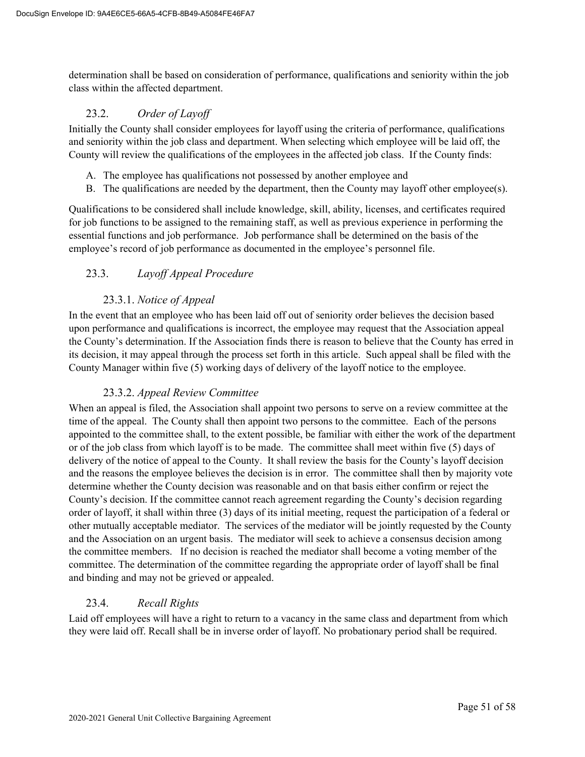determination shall be based on consideration of performance, qualifications and seniority within the job class within the affected department.

### 23.2. *Order of Layoff*

Initially the County shall consider employees for layoff using the criteria of performance, qualifications and seniority within the job class and department. When selecting which employee will be laid off, the County will review the qualifications of the employees in the affected job class. If the County finds:

A. The employee has qualifications not possessed by another employee and
B. The qualifications are needed by the department, then the County may layoff other employee(s).

Qualifications to be considered shall include knowledge, skill, ability, licenses, and certificates required for job functions to be assigned to the remaining staff, as well as previous experience in performing the essential functions and job performance. Job performance shall be determined on the basis of the employee's record of job performance as documented in the employee's personnel file.

### 23.3. *Layoff Appeal Procedure*

#### 23.3.1. *Notice of Appeal*

In the event that an employee who has been laid off out of seniority order believes the decision based upon performance and qualifications is incorrect, the employee may request that the Association appeal the County's determination. If the Association finds there is reason to believe that the County has erred in its decision, it may appeal through the process set forth in this article. Such appeal shall be filed with the County Manager within five (5) working days of delivery of the layoff notice to the employee.

#### 23.3.2. *Appeal Review Committee*

When an appeal is filed, the Association shall appoint two persons to serve on a review committee at the time of the appeal. The County shall then appoint two persons to the committee. Each of the persons appointed to the committee shall, to the extent possible, be familiar with either the work of the department or of the job class from which layoff is to be made. The committee shall meet within five (5) days of delivery of the notice of appeal to the County. It shall review the basis for the County's layoff decision and the reasons the employee believes the decision is in error. The committee shall then by majority vote determine whether the County decision was reasonable and on that basis either confirm or reject the County's decision. If the committee cannot reach agreement regarding the County's decision regarding order of layoff, it shall within three (3) days of its initial meeting, request the participation of a federal or other mutually acceptable mediator. The services of the mediator will be jointly requested by the County and the Association on an urgent basis. The mediator will seek to achieve a consensus decision among the committee members. If no decision is reached the mediator shall become a voting member of the committee. The determination of the committee regarding the appropriate order of layoff shall be final and binding and may not be grieved or appealed.

### 23.4. *Recall Rights*

Laid off employees will have a right to return to a vacancy in the same class and department from which they were laid off. Recall shall be in inverse order of layoff. No probationary period shall be required.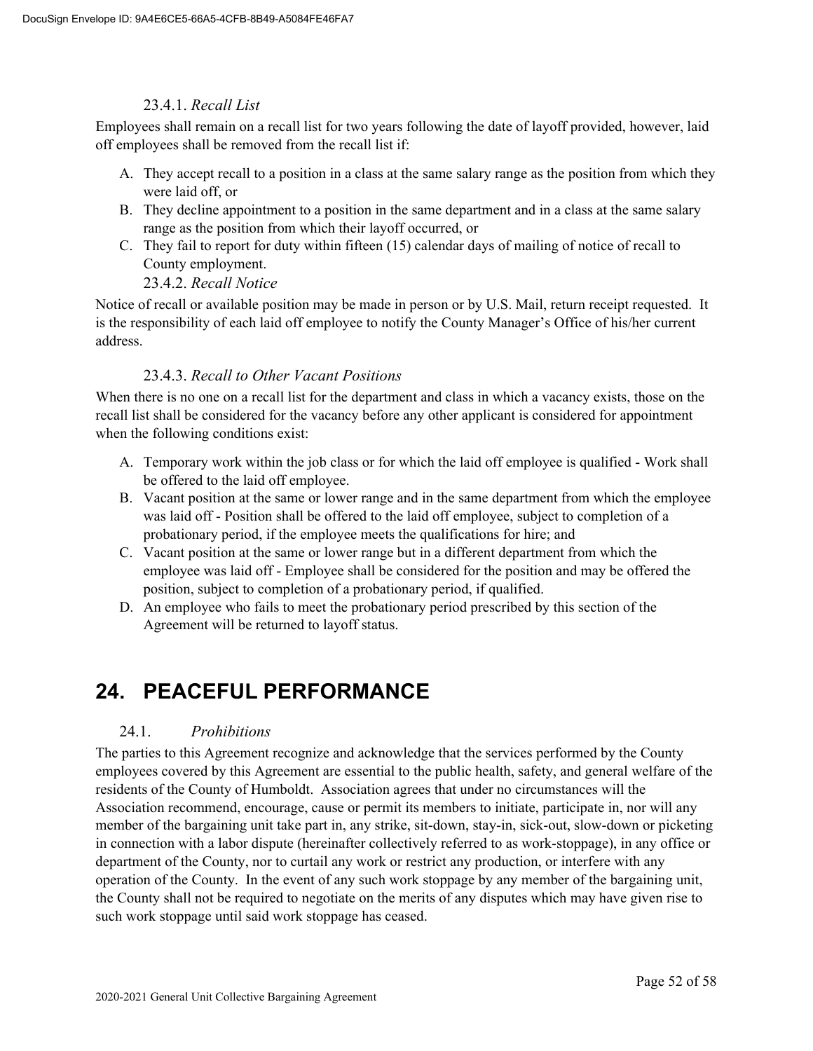#### 23.4.1. *Recall List*

Employees shall remain on a recall list for two years following the date of layoff provided, however, laid off employees shall be removed from the recall list if:

A. They accept recall to a position in a class at the same salary range as the position from which they were laid off, or
B. They decline appointment to a position in the same department and in a class at the same salary range as the position from which their layoff occurred, or
C. They fail to report for duty within fifteen (15) calendar days of mailing of notice of recall to County employment.

#### 23.4.2. *Recall Notice*

Notice of recall or available position may be made in person or by U.S. Mail, return receipt requested. It is the responsibility of each laid off employee to notify the County Manager's Office of his/her current address.

#### 23.4.3. *Recall to Other Vacant Positions*

When there is no one on a recall list for the department and class in which a vacancy exists, those on the recall list shall be considered for the vacancy before any other applicant is considered for appointment when the following conditions exist:

A. Temporary work within the job class or for which the laid off employee is qualified - Work shall be offered to the laid off employee.
B. Vacant position at the same or lower range and in the same department from which the employee was laid off - Position shall be offered to the laid off employee, subject to completion of a probationary period, if the employee meets the qualifications for hire; and
C. Vacant position at the same or lower range but in a different department from which the employee was laid off - Employee shall be considered for the position and may be offered the position, subject to completion of a probationary period, if qualified.
D. An employee who fails to meet the probationary period prescribed by this section of the Agreement will be returned to layoff status.

# 24. PEACEFUL PERFORMANCE

### 24.1. *Prohibitions*

The parties to this Agreement recognize and acknowledge that the services performed by the County employees covered by this Agreement are essential to the public health, safety, and general welfare of the residents of the County of Humboldt. Association agrees that under no circumstances will the Association recommend, encourage, cause or permit its members to initiate, participate in, nor will any member of the bargaining unit take part in, any strike, sit-down, stay-in, sick-out, slow-down or picketing in connection with a labor dispute (hereinafter collectively referred to as work-stoppage), in any office or department of the County, nor to curtail any work or restrict any production, or interfere with any operation of the County. In the event of any such work stoppage by any member of the bargaining unit, the County shall not be required to negotiate on the merits of any disputes which may have given rise to such work stoppage until said work stoppage has ceased.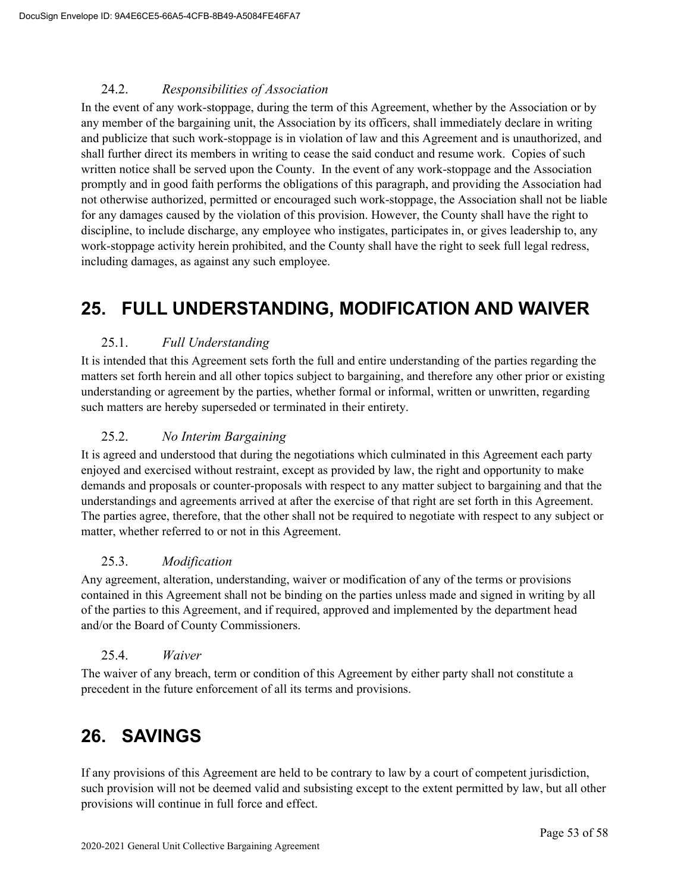### 24.2. *Responsibilities of Association*

In the event of any work-stoppage, during the term of this Agreement, whether by the Association or by any member of the bargaining unit, the Association by its officers, shall immediately declare in writing and publicize that such work-stoppage is in violation of law and this Agreement and is unauthorized, and shall further direct its members in writing to cease the said conduct and resume work. Copies of such written notice shall be served upon the County. In the event of any work-stoppage and the Association promptly and in good faith performs the obligations of this paragraph, and providing the Association had not otherwise authorized, permitted or encouraged such work-stoppage, the Association shall not be liable for any damages caused by the violation of this provision. However, the County shall have the right to discipline, to include discharge, any employee who instigates, participates in, or gives leadership to, any work-stoppage activity herein prohibited, and the County shall have the right to seek full legal redress, including damages, as against any such employee.

# 25. FULL UNDERSTANDING, MODIFICATION AND WAIVER

### 25.1. *Full Understanding*

It is intended that this Agreement sets forth the full and entire understanding of the parties regarding the matters set forth herein and all other topics subject to bargaining, and therefore any other prior or existing understanding or agreement by the parties, whether formal or informal, written or unwritten, regarding such matters are hereby superseded or terminated in their entirety.

### 25.2. *No Interim Bargaining*

It is agreed and understood that during the negotiations which culminated in this Agreement each party enjoyed and exercised without restraint, except as provided by law, the right and opportunity to make demands and proposals or counter-proposals with respect to any matter subject to bargaining and that the understandings and agreements arrived at after the exercise of that right are set forth in this Agreement. The parties agree, therefore, that the other shall not be required to negotiate with respect to any subject or matter, whether referred to or not in this Agreement.

### 25.3. *Modification*

Any agreement, alteration, understanding, waiver or modification of any of the terms or provisions contained in this Agreement shall not be binding on the parties unless made and signed in writing by all of the parties to this Agreement, and if required, approved and implemented by the department head and/or the Board of County Commissioners.

### 25.4. *Waiver*

The waiver of any breach, term or condition of this Agreement by either party shall not constitute a precedent in the future enforcement of all its terms and provisions.

# 26. SAVINGS

If any provisions of this Agreement are held to be contrary to law by a court of competent jurisdiction, such provision will not be deemed valid and subsisting except to the extent permitted by law, but all other provisions will continue in full force and effect.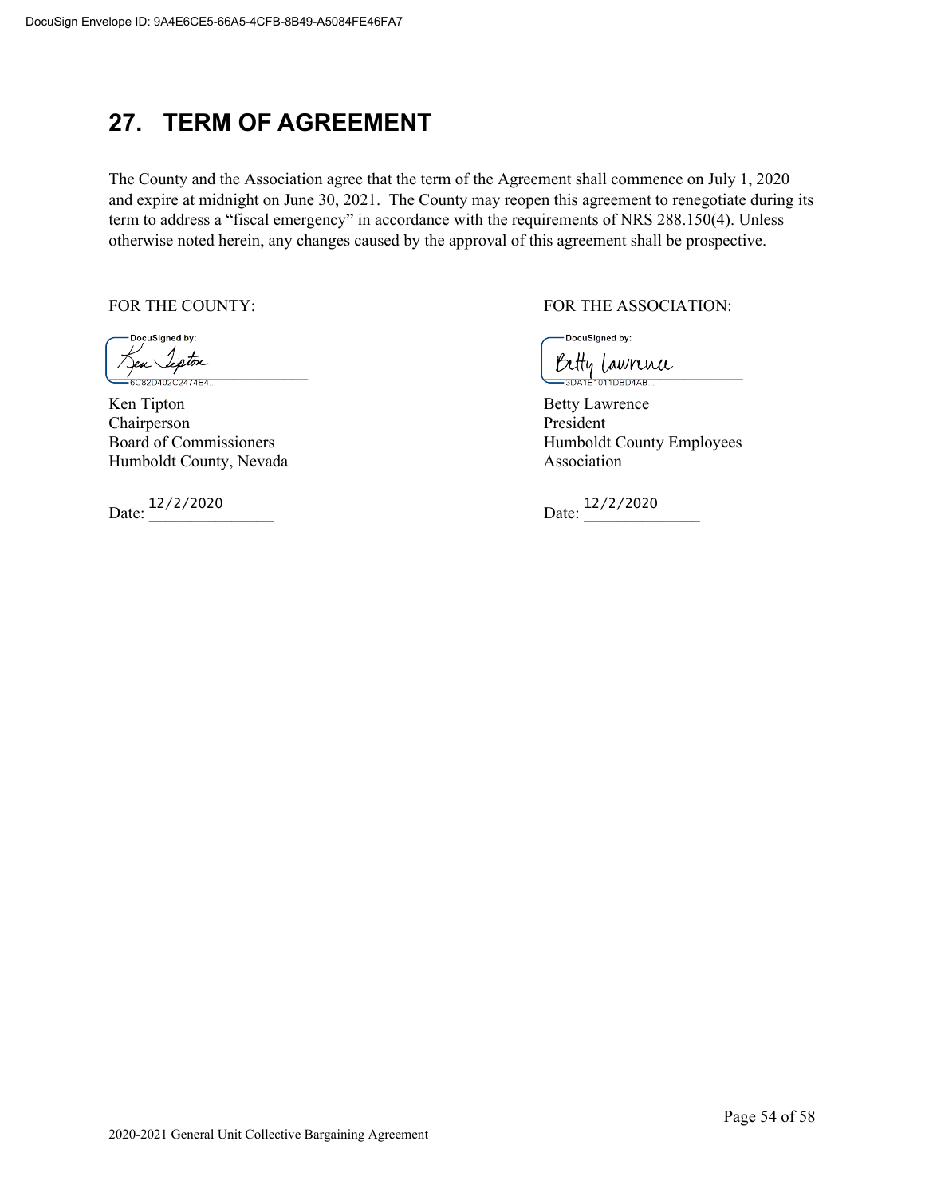## 27. TERM OF AGREEMENT

The County and the Association agree that the term of the Agreement shall commence on July 1, 2020 and expire at midnight on June 30, 2021. The County may reopen this agreement to renegotiate during its term to address a “fiscal emergency” in accordance with the requirements of NRS 288.150(4). Unless otherwise noted herein, any changes caused by the approval of this agreement shall be prospective.

FOR THE COUNTY:

DocuSigned by:
Ken Tipton
6C82D402C2474B4...

Ken Tipton
Chairperson
Board of Commissioners
Humboldt County, Nevada

Date: 12/2/2020

FOR THE ASSOCIATION:

DocuSigned by:
Betty Lawrence
3DA1E1011DBD4AB...

Betty Lawrence
President
Humboldt County Employees Association

Date: 12/2/2020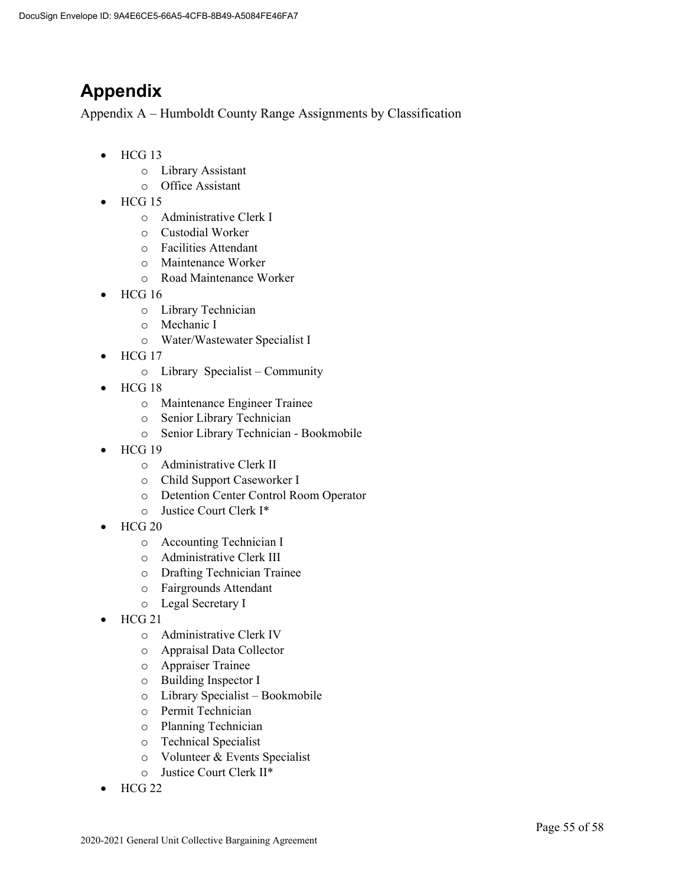# Appendix

Appendix A – Humboldt County Range Assignments by Classification

- HCG 13
    - Library Assistant
    - Office Assistant
- HCG 15
    - Administrative Clerk I
    - Custodial Worker
    - Facilities Attendant
    - Maintenance Worker
    - Road Maintenance Worker
- HCG 16
    - Library Technician
    - Mechanic I
    - Water/Wastewater Specialist I
- HCG 17
    - Library Specialist – Community
- HCG 18
    - Maintenance Engineer Trainee
    - Senior Library Technician
    - Senior Library Technician - Bookmobile
- HCG 19
    - Administrative Clerk II
    - Child Support Caseworker I
    - Detention Center Control Room Operator
    - Justice Court Clerk I*
- HCG 20
    - Accounting Technician I
    - Administrative Clerk III
    - Drafting Technician Trainee
    - Fairgrounds Attendant
    - Legal Secretary I
- HCG 21
    - Administrative Clerk IV
    - Appraisal Data Collector
    - Appraiser Trainee
    - Building Inspector I
    - Library Specialist – Bookmobile
    - Permit Technician
    - Planning Technician
    - Technical Specialist
    - Volunteer & Events Specialist
    - Justice Court Clerk II*
- HCG 22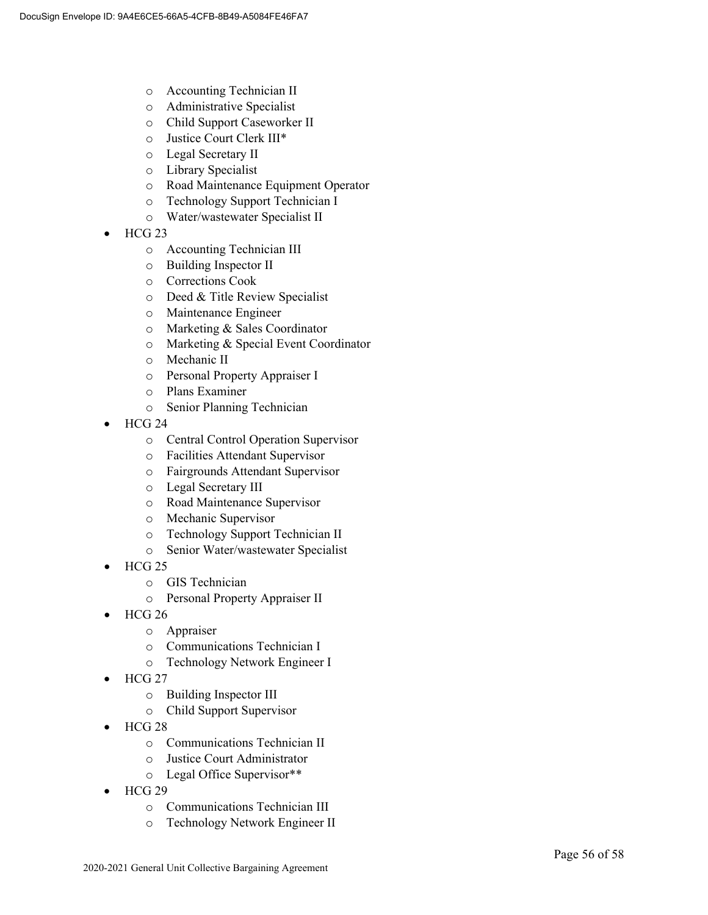- Accounting Technician II
  - Administrative Specialist
  - Child Support Caseworker II
  - Justice Court Clerk III*
  - Legal Secretary II
  - Library Specialist
  - Road Maintenance Equipment Operator
  - Technology Support Technician I
  - Water/wastewater Specialist II
- HCG 23
  - Accounting Technician III
  - Building Inspector II
  - Corrections Cook
  - Deed & Title Review Specialist
  - Maintenance Engineer
  - Marketing & Sales Coordinator
  - Marketing & Special Event Coordinator
  - Mechanic II
  - Personal Property Appraiser I
  - Plans Examiner
  - Senior Planning Technician
- HCG 24
  - Central Control Operation Supervisor
  - Facilities Attendant Supervisor
  - Fairgrounds Attendant Supervisor
  - Legal Secretary III
  - Road Maintenance Supervisor
  - Mechanic Supervisor
  - Technology Support Technician II
  - Senior Water/wastewater Specialist
- HCG 25
  - GIS Technician
  - Personal Property Appraiser II
- HCG 26
  - Appraiser
  - Communications Technician I
  - Technology Network Engineer I
- HCG 27
  - Building Inspector III
  - Child Support Supervisor
- HCG 28
  - Communications Technician II
  - Justice Court Administrator
  - Legal Office Supervisor**
- HCG 29
  - Communications Technician III
  - Technology Network Engineer II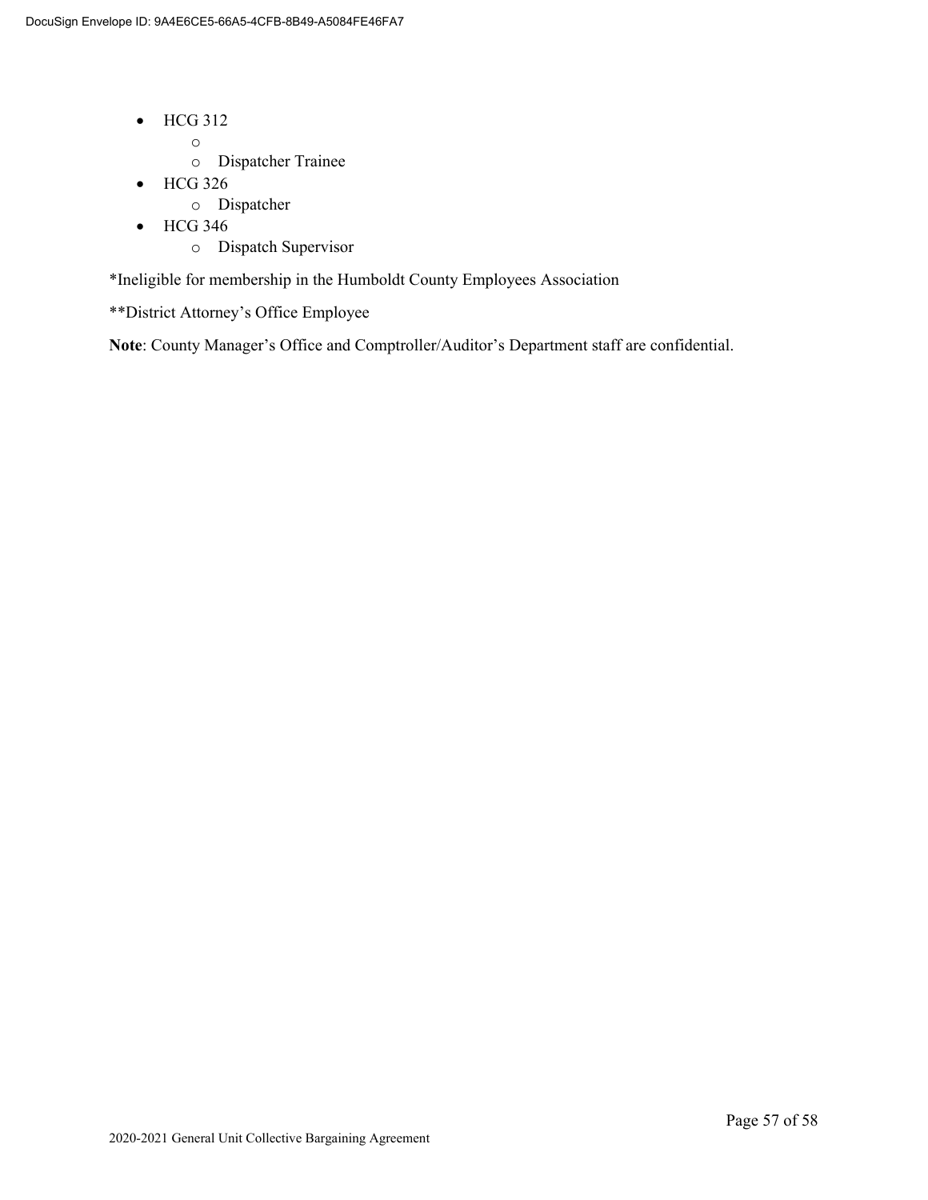- HCG 312
  - 
  - Dispatcher Trainee
- HCG 326
  - Dispatcher
- HCG 346
  - Dispatch Supervisor

*Ineligible for membership in the Humboldt County Employees Association

**District Attorney's Office Employee

**Note**: County Manager's Office and Comptroller/Auditor's Department staff are confidential.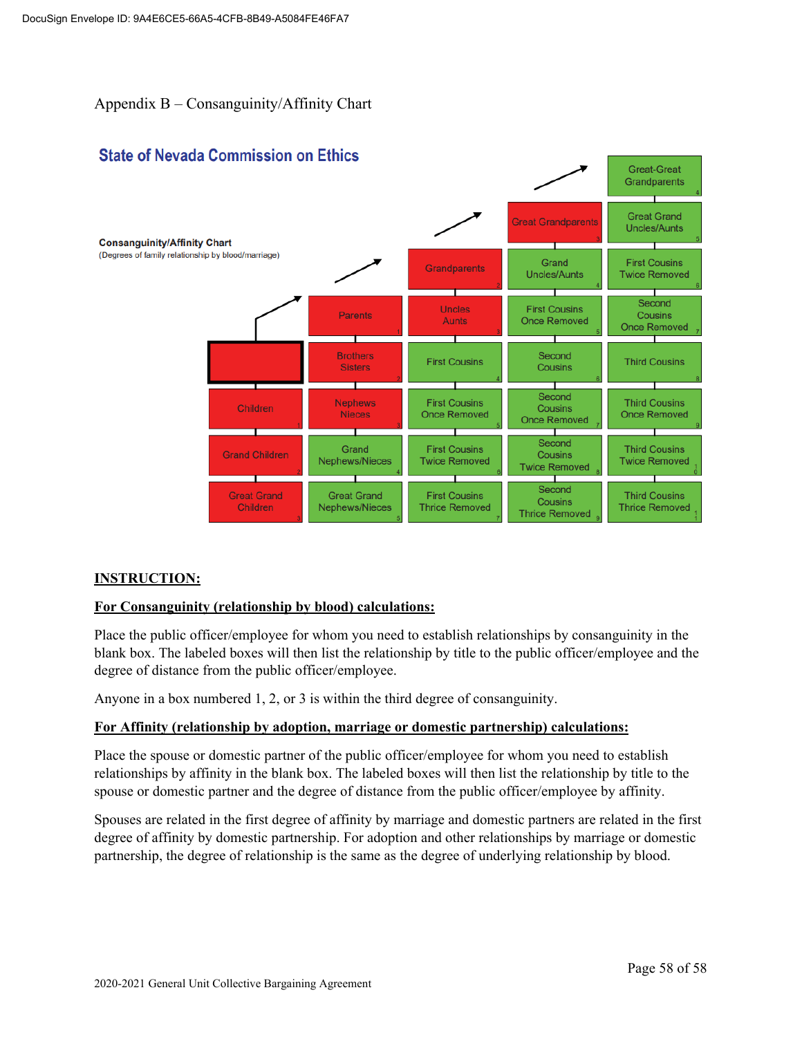Appendix B – Consanguinity/Affinity Chart

State of Nevada Commission on Ethics

**Consanguinity/Affinity Chart**
(Degrees of family relationship by blood/marriage)

Great-Great Grandparents 4
Great Grandparents 3
Great Grand Uncles/Aunts 5
Grandparents 2
Grand Uncles/Aunts 4
First Cousins Twice Removed 6
Parents 1
Uncles Aunts 3
First Cousins Once Removed 5
Second Cousins Once Removed 7
Brothers Sisters 2
First Cousins 4
Second Cousins 6
Third Cousins 8
Children 1
Nephews Nieces 3
First Cousins Once Removed 5
Second Cousins Once Removed 7
Third Cousins Once Removed 9
Grand Children 2
Grand Nephews/Nieces 4
First Cousins Twice Removed 6
Second Cousins Twice Removed 8
Third Cousins Twice Removed 10
Great Grand Children 3
Great Grand Nephews/Nieces 5
First Cousins Thrice Removed 7
Second Cousins Thrice Removed 9
Third Cousins Thrice Removed 11

**INSTRUCTION:**

**For Consanguinity (relationship by blood) calculations:**

Place the public officer/employee for whom you need to establish relationships by consanguinity in the blank box. The labeled boxes will then list the relationship by title to the public officer/employee and the degree of distance from the public officer/employee.

Anyone in a box numbered 1, 2, or 3 is within the third degree of consanguinity.

**For Affinity (relationship by adoption, marriage or domestic partnership) calculations:**

Place the spouse or domestic partner of the public officer/employee for whom you need to establish relationships by affinity in the blank box. The labeled boxes will then list the relationship by title to the spouse or domestic partner and the degree of distance from the public officer/employee by affinity.

Spouses are related in the first degree of affinity by marriage and domestic partners are related in the first degree of affinity by domestic partnership. For adoption and other relationships by marriage or domestic partnership, the degree of relationship is the same as the degree of underlying relationship by blood.